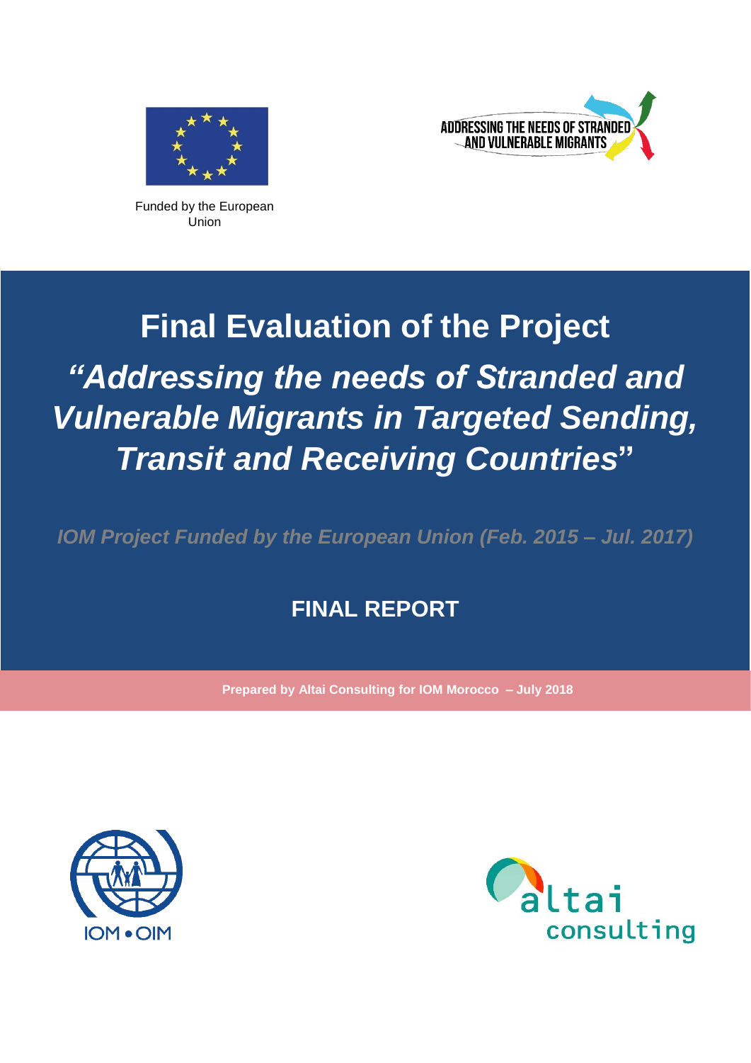Funded by the European Union

ADDRESSING THE NEEDS OF STRANDED AND VULNERABLE MIGRANTS

# Final Evaluation of the Project

## *"Addressing the needs of Stranded and Vulnerable Migrants in Targeted Sending, Transit and Receiving Countries"*

*IOM Project Funded by the European Union (Feb. 2015 – Jul. 2017)*

## FINAL REPORT

**Prepared by Altai Consulting for IOM Morocco – July 2018**

IOM • OIM

altai consulting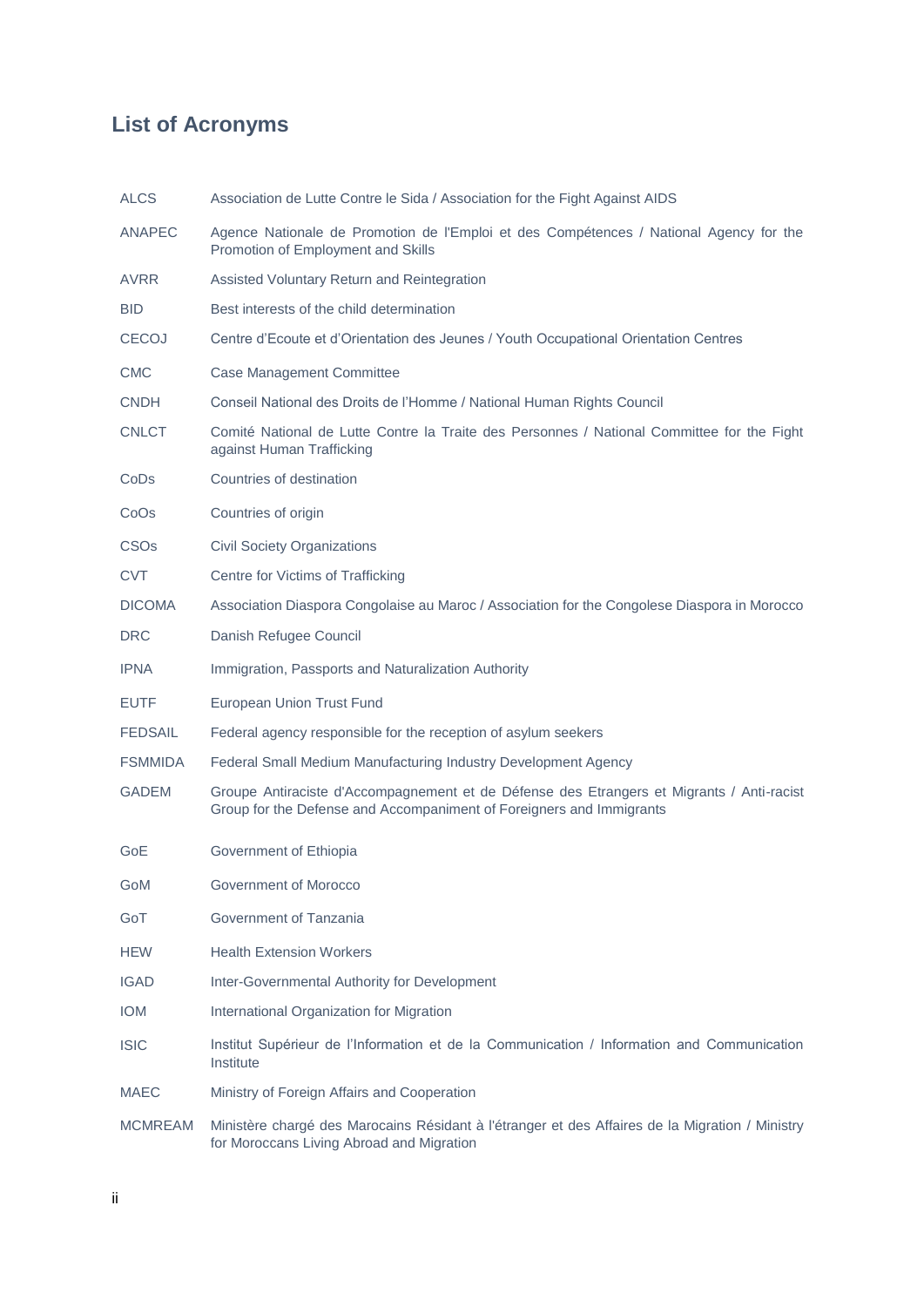## List of Acronyms

| | |
|---|---|
| ALCS | Association de Lutte Contre le Sida / Association for the Fight Against AIDS |
| ANAPEC | Agence Nationale de Promotion de l'Emploi et des Compétences / National Agency for the Promotion of Employment and Skills |
| AVRR | Assisted Voluntary Return and Reintegration |
| BID | Best interests of the child determination |
| CECOJ | Centre d'Ecoute et d'Orientation des Jeunes / Youth Occupational Orientation Centres |
| CMC | Case Management Committee |
| CNDH | Conseil National des Droits de l'Homme / National Human Rights Council |
| CNLCT | Comité National de Lutte Contre la Traite des Personnes / National Committee for the Fight against Human Trafficking |
| CoDs | Countries of destination |
| CoOs | Countries of origin |
| CSOs | Civil Society Organizations |
| CVT | Centre for Victims of Trafficking |
| DICOMA | Association Diaspora Congolaise au Maroc / Association for the Congolese Diaspora in Morocco |
| DRC | Danish Refugee Council |
| IPNA | Immigration, Passports and Naturalization Authority |
| EUTF | European Union Trust Fund |
| FEDSAIL | Federal agency responsible for the reception of asylum seekers |
| FSMMIDA | Federal Small Medium Manufacturing Industry Development Agency |
| GADEM | Groupe Antiraciste d'Accompagnement et de Défense des Etrangers et Migrants / Anti-racist Group for the Defense and Accompaniment of Foreigners and Immigrants |
| GoE | Government of Ethiopia |
| GoM | Government of Morocco |
| GoT | Government of Tanzania |
| HEW | Health Extension Workers |
| IGAD | Inter-Governmental Authority for Development |
| IOM | International Organization for Migration |
| ISIC | Institut Supérieur de l'Information et de la Communication / Information and Communication Institute |
| MAEC | Ministry of Foreign Affairs and Cooperation |
| MCMREAM | Ministère chargé des Marocains Résidant à l'étranger et des Affaires de la Migration / Ministry for Moroccans Living Abroad and Migration |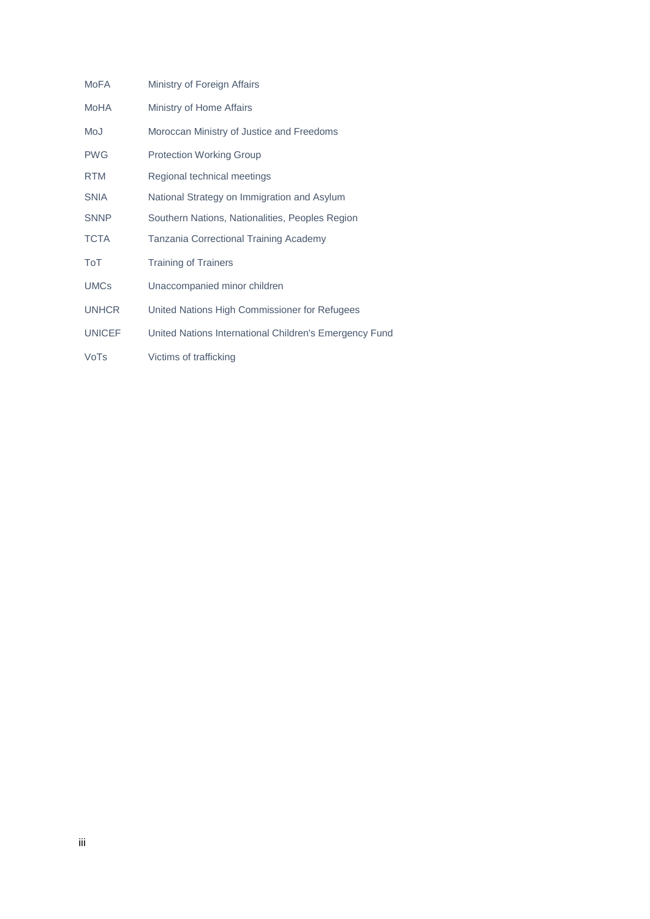| | |
|---|---|
| MoFA | Ministry of Foreign Affairs |
| MoHA | Ministry of Home Affairs |
| MoJ | Moroccan Ministry of Justice and Freedoms |
| PWG | Protection Working Group |
| RTM | Regional technical meetings |
| SNIA | National Strategy on Immigration and Asylum |
| SNNP | Southern Nations, Nationalities, Peoples Region |
| TCTA | Tanzania Correctional Training Academy |
| ToT | Training of Trainers |
| UMCs | Unaccompanied minor children |
| UNHCR | United Nations High Commissioner for Refugees |
| UNICEF | United Nations International Children's Emergency Fund |
| VoTs | Victims of trafficking |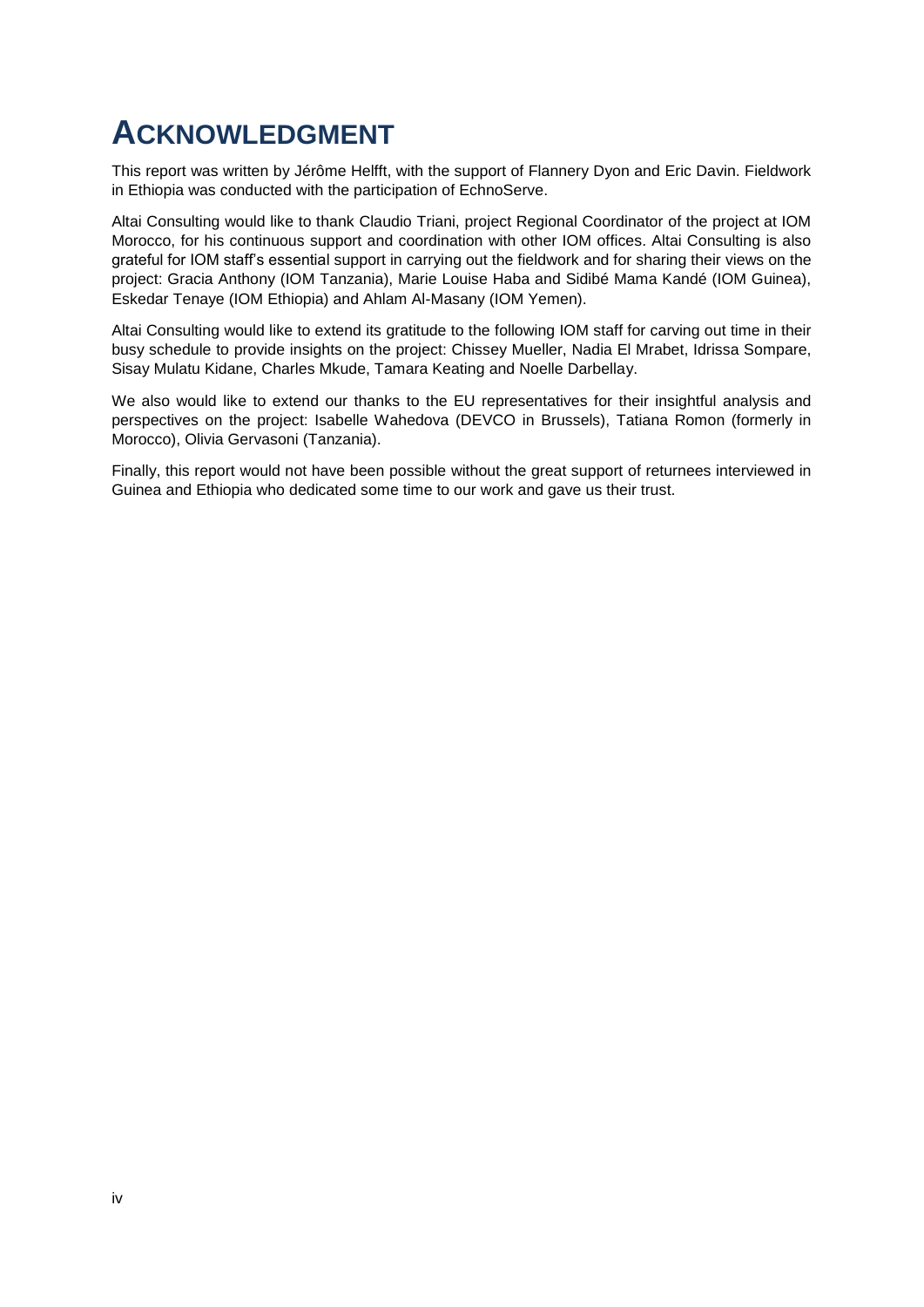# ACKNOWLEDGMENT

This report was written by Jérôme Helfft, with the support of Flannery Dyon and Eric Davin. Fieldwork in Ethiopia was conducted with the participation of EchnoServe.

Altai Consulting would like to thank Claudio Triani, project Regional Coordinator of the project at IOM Morocco, for his continuous support and coordination with other IOM offices. Altai Consulting is also grateful for IOM staff's essential support in carrying out the fieldwork and for sharing their views on the project: Gracia Anthony (IOM Tanzania), Marie Louise Haba and Sidibé Mama Kandé (IOM Guinea), Eskedar Tenaye (IOM Ethiopia) and Ahlam Al-Masany (IOM Yemen).

Altai Consulting would like to extend its gratitude to the following IOM staff for carving out time in their busy schedule to provide insights on the project: Chissey Mueller, Nadia El Mrabet, Idrissa Sompare, Sisay Mulatu Kidane, Charles Mkude, Tamara Keating and Noelle Darbellay.

We also would like to extend our thanks to the EU representatives for their insightful analysis and perspectives on the project: Isabelle Wahedova (DEVCO in Brussels), Tatiana Romon (formerly in Morocco), Olivia Gervasoni (Tanzania).

Finally, this report would not have been possible without the great support of returnees interviewed in Guinea and Ethiopia who dedicated some time to our work and gave us their trust.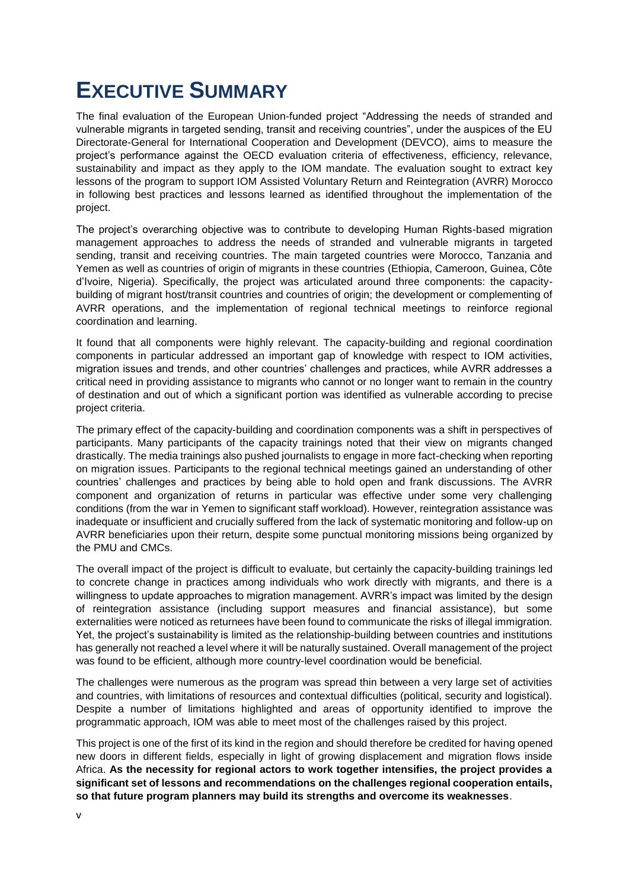# EXECUTIVE SUMMARY

The final evaluation of the European Union-funded project "Addressing the needs of stranded and vulnerable migrants in targeted sending, transit and receiving countries", under the auspices of the EU Directorate-General for International Cooperation and Development (DEVCO), aims to measure the project's performance against the OECD evaluation criteria of effectiveness, efficiency, relevance, sustainability and impact as they apply to the IOM mandate. The evaluation sought to extract key lessons of the program to support IOM Assisted Voluntary Return and Reintegration (AVRR) Morocco in following best practices and lessons learned as identified throughout the implementation of the project.

The project's overarching objective was to contribute to developing Human Rights-based migration management approaches to address the needs of stranded and vulnerable migrants in targeted sending, transit and receiving countries. The main targeted countries were Morocco, Tanzania and Yemen as well as countries of origin of migrants in these countries (Ethiopia, Cameroon, Guinea, Côte d'Ivoire, Nigeria). Specifically, the project was articulated around three components: the capacity-building of migrant host/transit countries and countries of origin; the development or complementing of AVRR operations, and the implementation of regional technical meetings to reinforce regional coordination and learning.

It found that all components were highly relevant. The capacity-building and regional coordination components in particular addressed an important gap of knowledge with respect to IOM activities, migration issues and trends, and other countries' challenges and practices, while AVRR addresses a critical need in providing assistance to migrants who cannot or no longer want to remain in the country of destination and out of which a significant portion was identified as vulnerable according to precise project criteria.

The primary effect of the capacity-building and coordination components was a shift in perspectives of participants. Many participants of the capacity trainings noted that their view on migrants changed drastically. The media trainings also pushed journalists to engage in more fact-checking when reporting on migration issues. Participants to the regional technical meetings gained an understanding of other countries' challenges and practices by being able to hold open and frank discussions. The AVRR component and organization of returns in particular was effective under some very challenging conditions (from the war in Yemen to significant staff workload). However, reintegration assistance was inadequate or insufficient and crucially suffered from the lack of systematic monitoring and follow-up on AVRR beneficiaries upon their return, despite some punctual monitoring missions being organized by the PMU and CMCs.

The overall impact of the project is difficult to evaluate, but certainly the capacity-building trainings led to concrete change in practices among individuals who work directly with migrants, and there is a willingness to update approaches to migration management. AVRR's impact was limited by the design of reintegration assistance (including support measures and financial assistance), but some externalities were noticed as returnees have been found to communicate the risks of illegal immigration. Yet, the project's sustainability is limited as the relationship-building between countries and institutions has generally not reached a level where it will be naturally sustained. Overall management of the project was found to be efficient, although more country-level coordination would be beneficial.

The challenges were numerous as the program was spread thin between a very large set of activities and countries, with limitations of resources and contextual difficulties (political, security and logistical). Despite a number of limitations highlighted and areas of opportunity identified to improve the programmatic approach, IOM was able to meet most of the challenges raised by this project.

This project is one of the first of its kind in the region and should therefore be credited for having opened new doors in different fields, especially in light of growing displacement and migration flows inside Africa. **As the necessity for regional actors to work together intensifies, the project provides a significant set of lessons and recommendations on the challenges regional cooperation entails, so that future program planners may build its strengths and overcome its weaknesses**.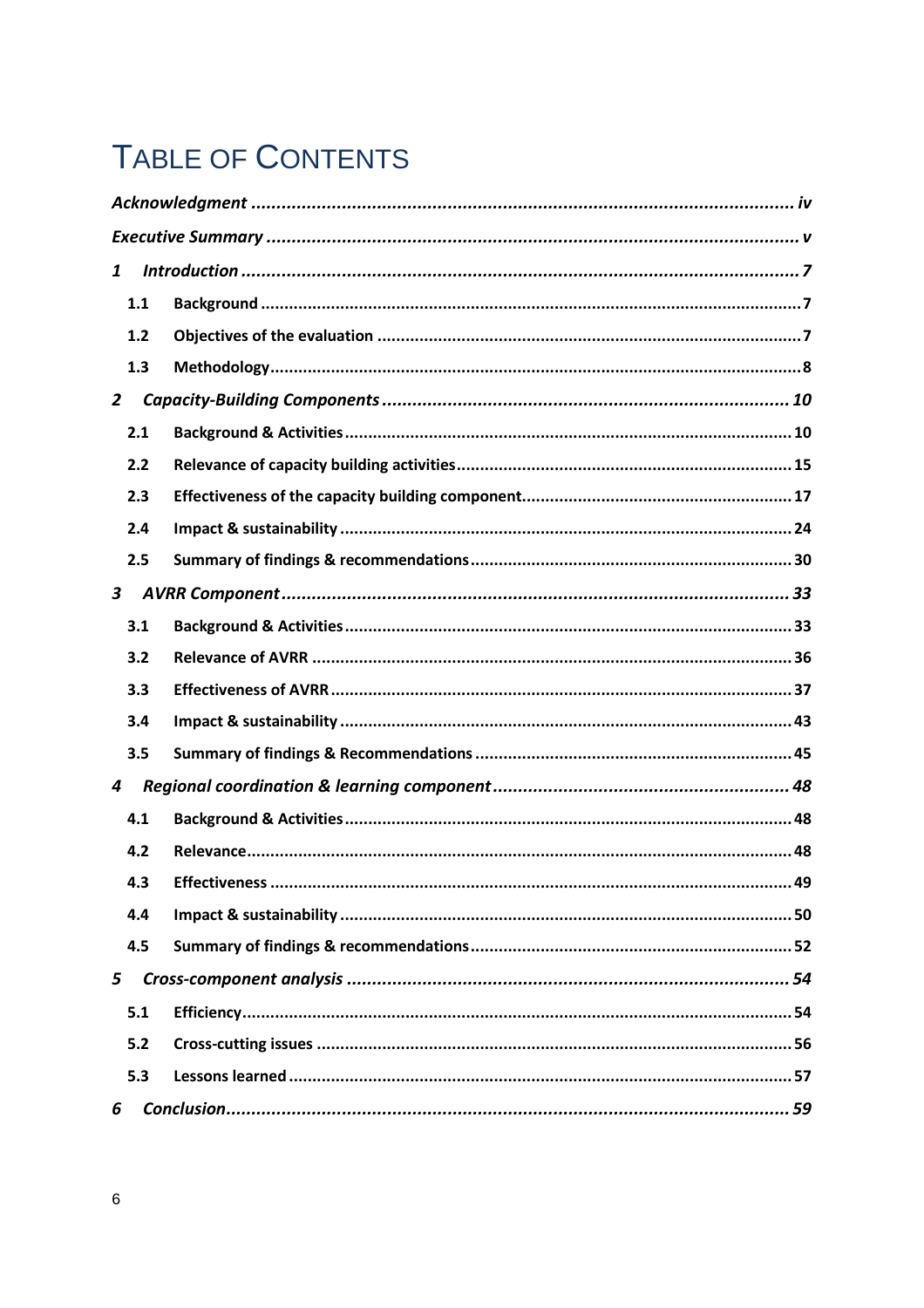# Table of Contents

*Acknowledgment* ........................................................................................................... *iv*

*Executive Summary* ........................................................................................................ *v*

*1 Introduction* ............................................................................................................... *7*

- 1.1 Background ................................................................................................................ 7
- 1.2 Objectives of the evaluation ........................................................................................ 7
- 1.3 Methodology ............................................................................................................... 8

*2 Capacity-Building Components* ................................................................................. *10*

- 2.1 Background & Activities ............................................................................................ 10
- 2.2 Relevance of capacity building activities ..................................................................... 15
- 2.3 Effectiveness of the capacity building component ........................................................ 17
- 2.4 Impact & sustainability ............................................................................................... 24
- 2.5 Summary of findings & recommendations .................................................................... 30

*3 AVRR Component* ..................................................................................................... *33*

- 3.1 Background & Activities ............................................................................................ 33
- 3.2 Relevance of AVRR .................................................................................................... 36
- 3.3 Effectiveness of AVRR ................................................................................................ 37
- 3.4 Impact & sustainability ............................................................................................... 43
- 3.5 Summary of findings & Recommendations ................................................................... 45

*4 Regional coordination & learning component* ............................................................. *48*

- 4.1 Background & Activities ............................................................................................ 48
- 4.2 Relevance .................................................................................................................. 48
- 4.3 Effectiveness .............................................................................................................. 49
- 4.4 Impact & sustainability ............................................................................................... 50
- 4.5 Summary of findings & recommendations .................................................................... 52

*5 Cross-component analysis* ......................................................................................... *54*

- 5.1 Efficiency .................................................................................................................. 54
- 5.2 Cross-cutting issues .................................................................................................... 56
- 5.3 Lessons learned .......................................................................................................... 57

*6 Conclusion* ................................................................................................................ *59*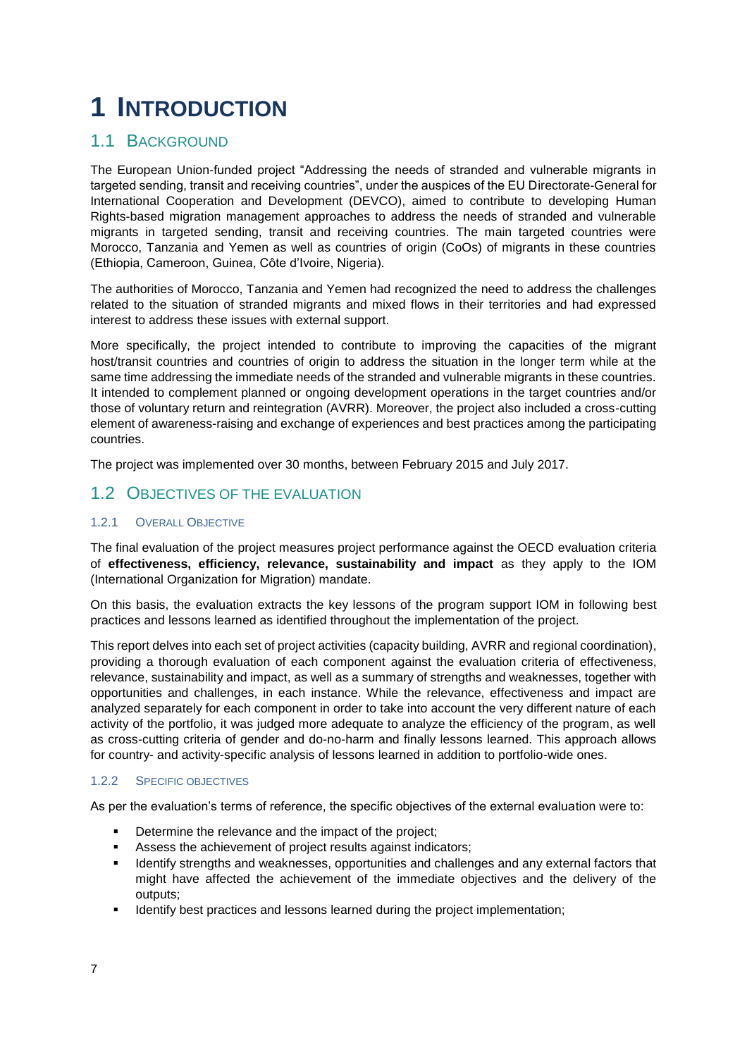# 1 Introduction

## 1.1 Background

The European Union-funded project "Addressing the needs of stranded and vulnerable migrants in targeted sending, transit and receiving countries", under the auspices of the EU Directorate-General for International Cooperation and Development (DEVCO), aimed to contribute to developing Human Rights-based migration management approaches to address the needs of stranded and vulnerable migrants in targeted sending, transit and receiving countries. The main targeted countries were Morocco, Tanzania and Yemen as well as countries of origin (CoOs) of migrants in these countries (Ethiopia, Cameroon, Guinea, Côte d'Ivoire, Nigeria).

The authorities of Morocco, Tanzania and Yemen had recognized the need to address the challenges related to the situation of stranded migrants and mixed flows in their territories and had expressed interest to address these issues with external support.

More specifically, the project intended to contribute to improving the capacities of the migrant host/transit countries and countries of origin to address the situation in the longer term while at the same time addressing the immediate needs of the stranded and vulnerable migrants in these countries. It intended to complement planned or ongoing development operations in the target countries and/or those of voluntary return and reintegration (AVRR). Moreover, the project also included a cross-cutting element of awareness-raising and exchange of experiences and best practices among the participating countries.

The project was implemented over 30 months, between February 2015 and July 2017.

## 1.2 Objectives of the evaluation

### 1.2.1 Overall objective

The final evaluation of the project measures project performance against the OECD evaluation criteria of **effectiveness, efficiency, relevance, sustainability and impact** as they apply to the IOM (International Organization for Migration) mandate.

On this basis, the evaluation extracts the key lessons of the program support IOM in following best practices and lessons learned as identified throughout the implementation of the project.

This report delves into each set of project activities (capacity building, AVRR and regional coordination), providing a thorough evaluation of each component against the evaluation criteria of effectiveness, relevance, sustainability and impact, as well as a summary of strengths and weaknesses, together with opportunities and challenges, in each instance. While the relevance, effectiveness and impact are analyzed separately for each component in order to take into account the very different nature of each activity of the portfolio, it was judged more adequate to analyze the efficiency of the program, as well as cross-cutting criteria of gender and do-no-harm and finally lessons learned. This approach allows for country- and activity-specific analysis of lessons learned in addition to portfolio-wide ones.

### 1.2.2 Specific objectives

As per the evaluation's terms of reference, the specific objectives of the external evaluation were to:

- Determine the relevance and the impact of the project;
- Assess the achievement of project results against indicators;
- Identify strengths and weaknesses, opportunities and challenges and any external factors that might have affected the achievement of the immediate objectives and the delivery of the outputs;
- Identify best practices and lessons learned during the project implementation;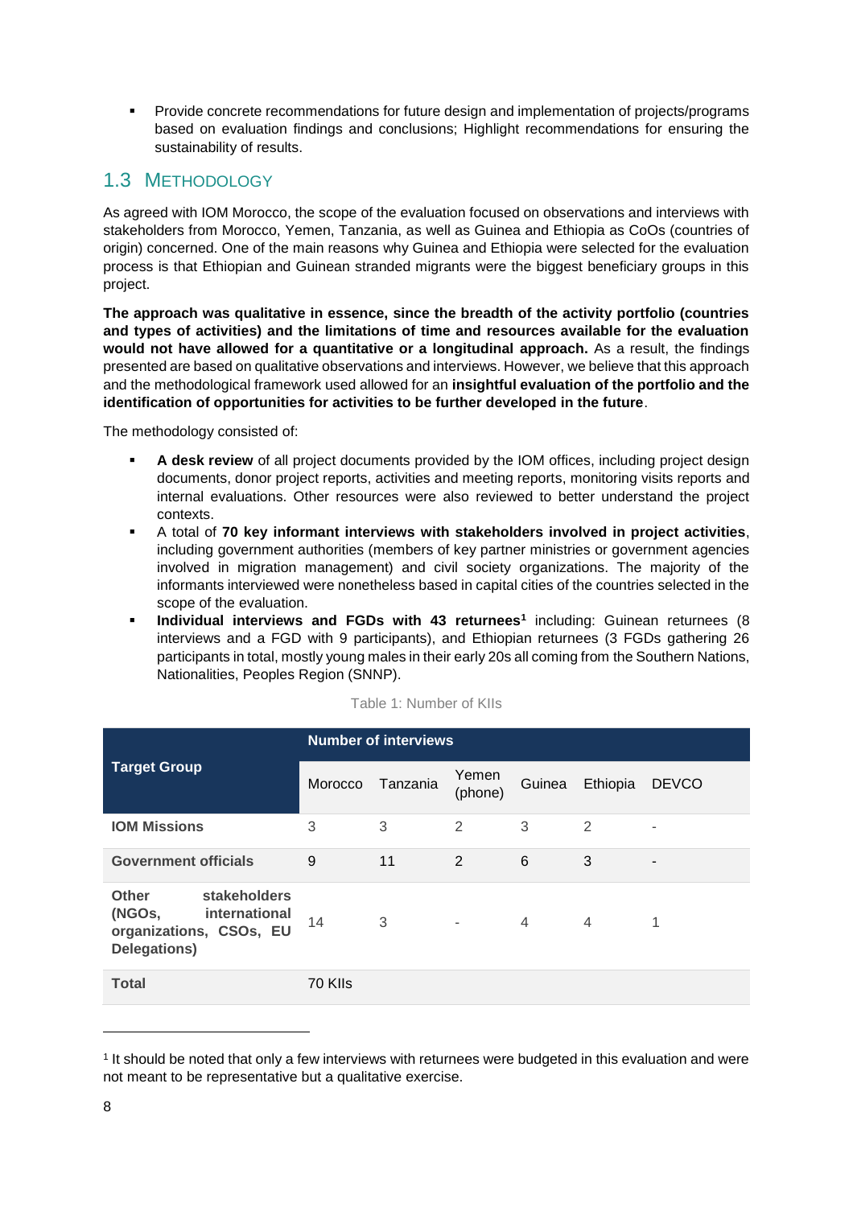- Provide concrete recommendations for future design and implementation of projects/programs based on evaluation findings and conclusions; Highlight recommendations for ensuring the sustainability of results.

## 1.3 Methodology

As agreed with IOM Morocco, the scope of the evaluation focused on observations and interviews with stakeholders from Morocco, Yemen, Tanzania, as well as Guinea and Ethiopia as CoOs (countries of origin) concerned. One of the main reasons why Guinea and Ethiopia were selected for the evaluation process is that Ethiopian and Guinean stranded migrants were the biggest beneficiary groups in this project.

**The approach was qualitative in essence, since the breadth of the activity portfolio (countries and types of activities) and the limitations of time and resources available for the evaluation would not have allowed for a quantitative or a longitudinal approach.** As a result, the findings presented are based on qualitative observations and interviews. However, we believe that this approach and the methodological framework used allowed for an **insightful evaluation of the portfolio and the identification of opportunities for activities to be further developed in the future**.

The methodology consisted of:

- **A desk review** of all project documents provided by the IOM offices, including project design documents, donor project reports, activities and meeting reports, monitoring visits reports and internal evaluations. Other resources were also reviewed to better understand the project contexts.
- A total of **70 key informant interviews with stakeholders involved in project activities**, including government authorities (members of key partner ministries or government agencies involved in migration management) and civil society organizations. The majority of the informants interviewed were nonetheless based in capital cities of the countries selected in the scope of the evaluation.
- **Individual interviews and FGDs with 43 returnees**[1] including: Guinean returnees (8 interviews and a FGD with 9 participants), and Ethiopian returnees (3 FGDs gathering 26 participants in total, mostly young males in their early 20s all coming from the Southern Nations, Nationalities, Peoples Region (SNNP).

Table 1: Number of KIIs

| Target Group | Number of interviews | | | | | |
|---|---|---|---|---|---|---|
| | Morocco | Tanzania | Yemen (phone) | Guinea | Ethiopia | DEVCO |
| **IOM Missions** | 3 | 3 | 2 | 3 | 2 | - |
| **Government officials** | 9 | 11 | 2 | 6 | 3 | - |
| **Other stakeholders (NGOs, international organizations, CSOs, EU Delegations)** | 14 | 3 | - | 4 | 4 | 1 |
| **Total** | 70 KIIs | | | | | |

[1] It should be noted that only a few interviews with returnees were budgeted in this evaluation and were not meant to be representative but a qualitative exercise.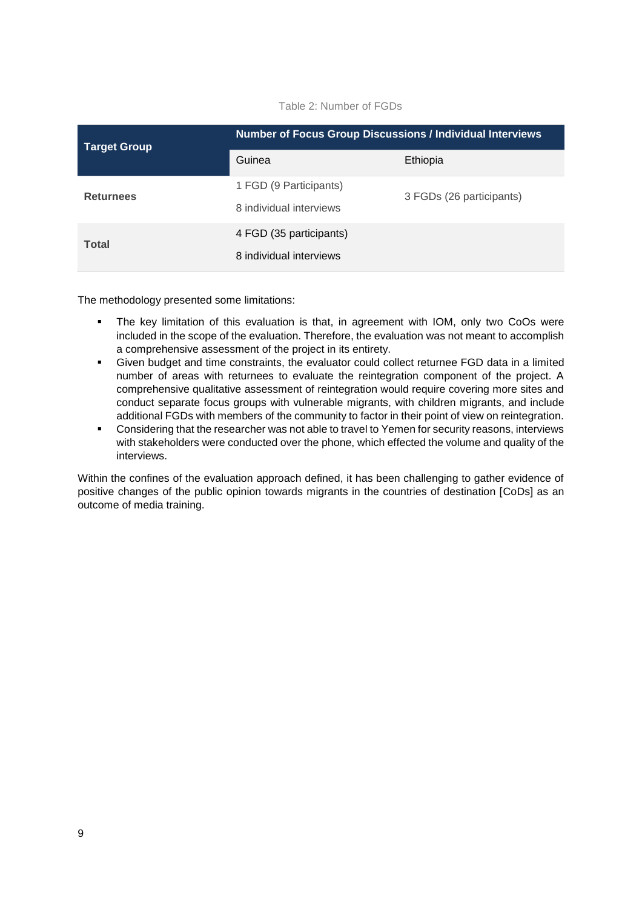Table 2: Number of FGDs

| Target Group | Number of Focus Group Discussions / Individual Interviews | |
|---|---|---|
| | Guinea | Ethiopia |
| **Returnees** | 1 FGD (9 Participants)<br>8 individual interviews | 3 FGDs (26 participants) |
| **Total** | 4 FGD (35 participants)<br>8 individual interviews | |

The methodology presented some limitations:

- The key limitation of this evaluation is that, in agreement with IOM, only two CoOs were included in the scope of the evaluation. Therefore, the evaluation was not meant to accomplish a comprehensive assessment of the project in its entirety.
- Given budget and time constraints, the evaluator could collect returnee FGD data in a limited number of areas with returnees to evaluate the reintegration component of the project. A comprehensive qualitative assessment of reintegration would require covering more sites and conduct separate focus groups with vulnerable migrants, with children migrants, and include additional FGDs with members of the community to factor in their point of view on reintegration.
- Considering that the researcher was not able to travel to Yemen for security reasons, interviews with stakeholders were conducted over the phone, which effected the volume and quality of the interviews.

Within the confines of the evaluation approach defined, it has been challenging to gather evidence of positive changes of the public opinion towards migrants in the countries of destination [CoDs] as an outcome of media training.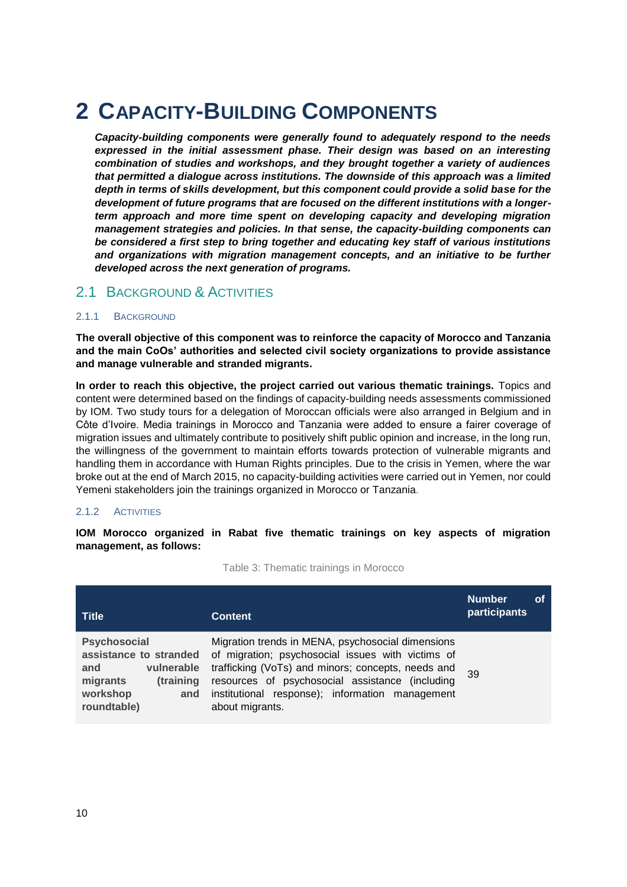# 2 Capacity-Building Components

***Capacity-building components were generally found to adequately respond to the needs expressed in the initial assessment phase. Their design was based on an interesting combination of studies and workshops, and they brought together a variety of audiences that permitted a dialogue across institutions. The downside of this approach was a limited depth in terms of skills development, but this component could provide a solid base for the development of future programs that are focused on the different institutions with a longer-term approach and more time spent on developing capacity and developing migration management strategies and policies. In that sense, the capacity-building components can be considered a first step to bring together and educating key staff of various institutions and organizations with migration management concepts, and an initiative to be further developed across the next generation of programs.***

## 2.1 Background & Activities

### 2.1.1 Background

**The overall objective of this component was to reinforce the capacity of Morocco and Tanzania and the main CoOs' authorities and selected civil society organizations to provide assistance and manage vulnerable and stranded migrants.**

**In order to reach this objective, the project carried out various thematic trainings.** Topics and content were determined based on the findings of capacity-building needs assessments commissioned by IOM. Two study tours for a delegation of Moroccan officials were also arranged in Belgium and in Côte d'Ivoire. Media trainings in Morocco and Tanzania were added to ensure a fairer coverage of migration issues and ultimately contribute to positively shift public opinion and increase, in the long run, the willingness of the government to maintain efforts towards protection of vulnerable migrants and handling them in accordance with Human Rights principles. Due to the crisis in Yemen, where the war broke out at the end of March 2015, no capacity-building activities were carried out in Yemen, nor could Yemeni stakeholders join the trainings organized in Morocco or Tanzania.

### 2.1.2 Activities

**IOM Morocco organized in Rabat five thematic trainings on key aspects of migration management, as follows:**

Table 3: Thematic trainings in Morocco

| Title | Content | Number of participants |
|---|---|---|
| **Psychosocial assistance to stranded and vulnerable migrants (training workshop and roundtable)** | Migration trends in MENA, psychosocial dimensions of migration; psychosocial issues with victims of trafficking (VoTs) and minors; concepts, needs and resources of psychosocial assistance (including institutional response); information management about migrants. | 39 |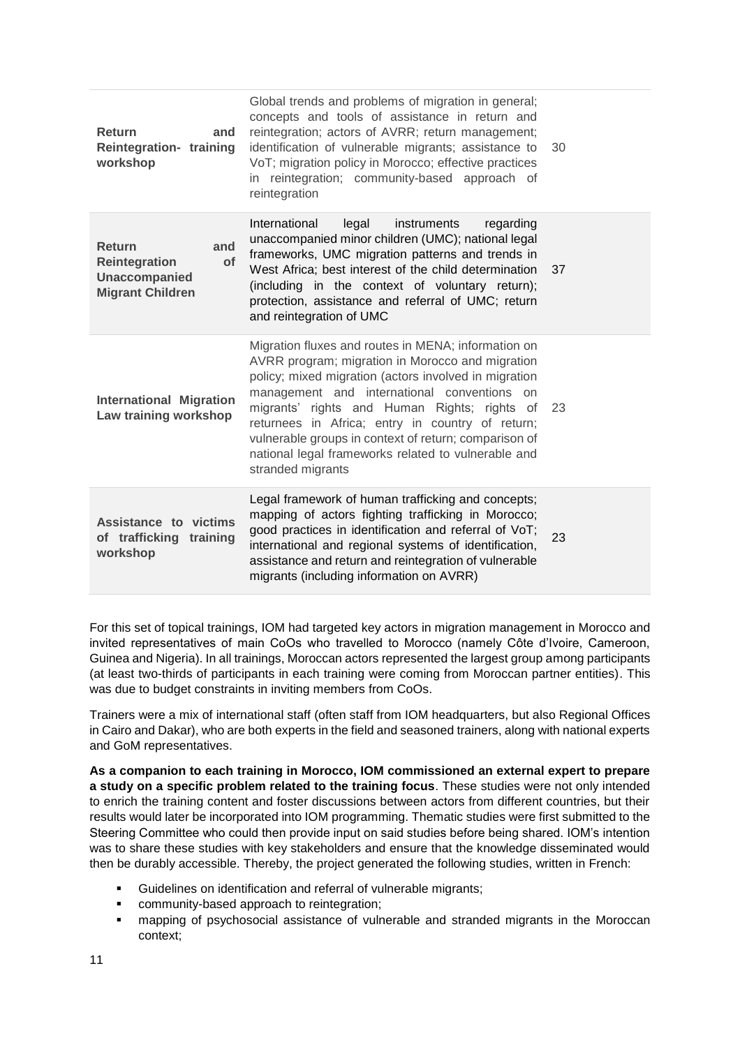| | | |
|---|---|---|
| **Return and Reintegration- training workshop** | Global trends and problems of migration in general; concepts and tools of assistance in return and reintegration; actors of AVRR; return management; identification of vulnerable migrants; assistance to VoT; migration policy in Morocco; effective practices in reintegration; community-based approach of reintegration | 30 |
| **Return and Reintegration of Unaccompanied Migrant Children** | International legal instruments regarding unaccompanied minor children (UMC); national legal frameworks, UMC migration patterns and trends in West Africa; best interest of the child determination (including in the context of voluntary return); protection, assistance and referral of UMC; return and reintegration of UMC | 37 |
| **International Migration Law training workshop** | Migration fluxes and routes in MENA; information on AVRR program; migration in Morocco and migration policy; mixed migration (actors involved in migration management and international conventions on migrants' rights and Human Rights; rights of returnees in Africa; entry in country of return; vulnerable groups in context of return; comparison of national legal frameworks related to vulnerable and stranded migrants | 23 |
| **Assistance to victims of trafficking training workshop** | Legal framework of human trafficking and concepts; mapping of actors fighting trafficking in Morocco; good practices in identification and referral of VoT; international and regional systems of identification, assistance and return and reintegration of vulnerable migrants (including information on AVRR) | 23 |

For this set of topical trainings, IOM had targeted key actors in migration management in Morocco and invited representatives of main CoOs who travelled to Morocco (namely Côte d'Ivoire, Cameroon, Guinea and Nigeria). In all trainings, Moroccan actors represented the largest group among participants (at least two-thirds of participants in each training were coming from Moroccan partner entities). This was due to budget constraints in inviting members from CoOs.

Trainers were a mix of international staff (often staff from IOM headquarters, but also Regional Offices in Cairo and Dakar), who are both experts in the field and seasoned trainers, along with national experts and GoM representatives.

**As a companion to each training in Morocco, IOM commissioned an external expert to prepare a study on a specific problem related to the training focus**. These studies were not only intended to enrich the training content and foster discussions between actors from different countries, but their results would later be incorporated into IOM programming. Thematic studies were first submitted to the Steering Committee who could then provide input on said studies before being shared. IOM's intention was to share these studies with key stakeholders and ensure that the knowledge disseminated would then be durably accessible. Thereby, the project generated the following studies, written in French:

- Guidelines on identification and referral of vulnerable migrants;
- community-based approach to reintegration;
- mapping of psychosocial assistance of vulnerable and stranded migrants in the Moroccan context;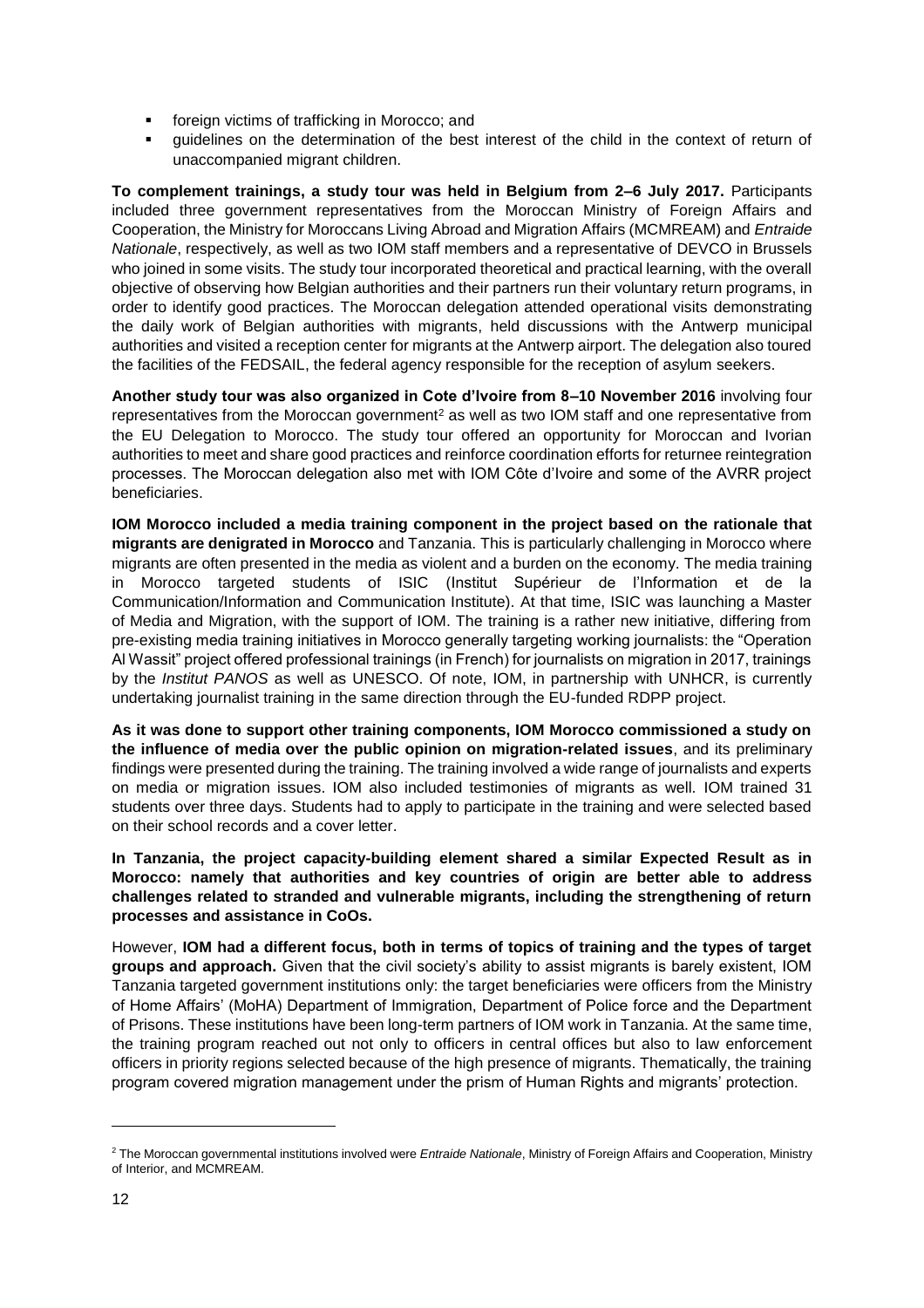- foreign victims of trafficking in Morocco; and
- guidelines on the determination of the best interest of the child in the context of return of unaccompanied migrant children.

**To complement trainings, a study tour was held in Belgium from 2–6 July 2017.** Participants included three government representatives from the Moroccan Ministry of Foreign Affairs and Cooperation, the Ministry for Moroccans Living Abroad and Migration Affairs (MCMREAM) and *Entraide Nationale*, respectively, as well as two IOM staff members and a representative of DEVCO in Brussels who joined in some visits. The study tour incorporated theoretical and practical learning, with the overall objective of observing how Belgian authorities and their partners run their voluntary return programs, in order to identify good practices. The Moroccan delegation attended operational visits demonstrating the daily work of Belgian authorities with migrants, held discussions with the Antwerp municipal authorities and visited a reception center for migrants at the Antwerp airport. The delegation also toured the facilities of the FEDSAIL, the federal agency responsible for the reception of asylum seekers.

**Another study tour was also organized in Cote d'Ivoire from 8–10 November 2016** involving four representatives from the Moroccan government[2] as well as two IOM staff and one representative from the EU Delegation to Morocco. The study tour offered an opportunity for Moroccan and Ivorian authorities to meet and share good practices and reinforce coordination efforts for returnee reintegration processes. The Moroccan delegation also met with IOM Côte d'Ivoire and some of the AVRR project beneficiaries.

**IOM Morocco included a media training component in the project based on the rationale that migrants are denigrated in Morocco** and Tanzania. This is particularly challenging in Morocco where migrants are often presented in the media as violent and a burden on the economy. The media training in Morocco targeted students of ISIC (Institut Supérieur de l'Information et de la Communication/Information and Communication Institute). At that time, ISIC was launching a Master of Media and Migration, with the support of IOM. The training is a rather new initiative, differing from pre-existing media training initiatives in Morocco generally targeting working journalists: the "Operation Al Wassit" project offered professional trainings (in French) for journalists on migration in 2017, trainings by the *Institut PANOS* as well as UNESCO. Of note, IOM, in partnership with UNHCR, is currently undertaking journalist training in the same direction through the EU-funded RDPP project.

**As it was done to support other training components, IOM Morocco commissioned a study on the influence of media over the public opinion on migration-related issues**, and its preliminary findings were presented during the training. The training involved a wide range of journalists and experts on media or migration issues. IOM also included testimonies of migrants as well. IOM trained 31 students over three days. Students had to apply to participate in the training and were selected based on their school records and a cover letter.

**In Tanzania, the project capacity-building element shared a similar Expected Result as in Morocco: namely that authorities and key countries of origin are better able to address challenges related to stranded and vulnerable migrants, including the strengthening of return processes and assistance in CoOs.**

However, **IOM had a different focus, both in terms of topics of training and the types of target groups and approach.** Given that the civil society's ability to assist migrants is barely existent, IOM Tanzania targeted government institutions only: the target beneficiaries were officers from the Ministry of Home Affairs' (MoHA) Department of Immigration, Department of Police force and the Department of Prisons. These institutions have been long-term partners of IOM work in Tanzania. At the same time, the training program reached out not only to officers in central offices but also to law enforcement officers in priority regions selected because of the high presence of migrants. Thematically, the training program covered migration management under the prism of Human Rights and migrants' protection.

---

[2] The Moroccan governmental institutions involved were *Entraide Nationale*, Ministry of Foreign Affairs and Cooperation, Ministry of Interior, and MCMREAM.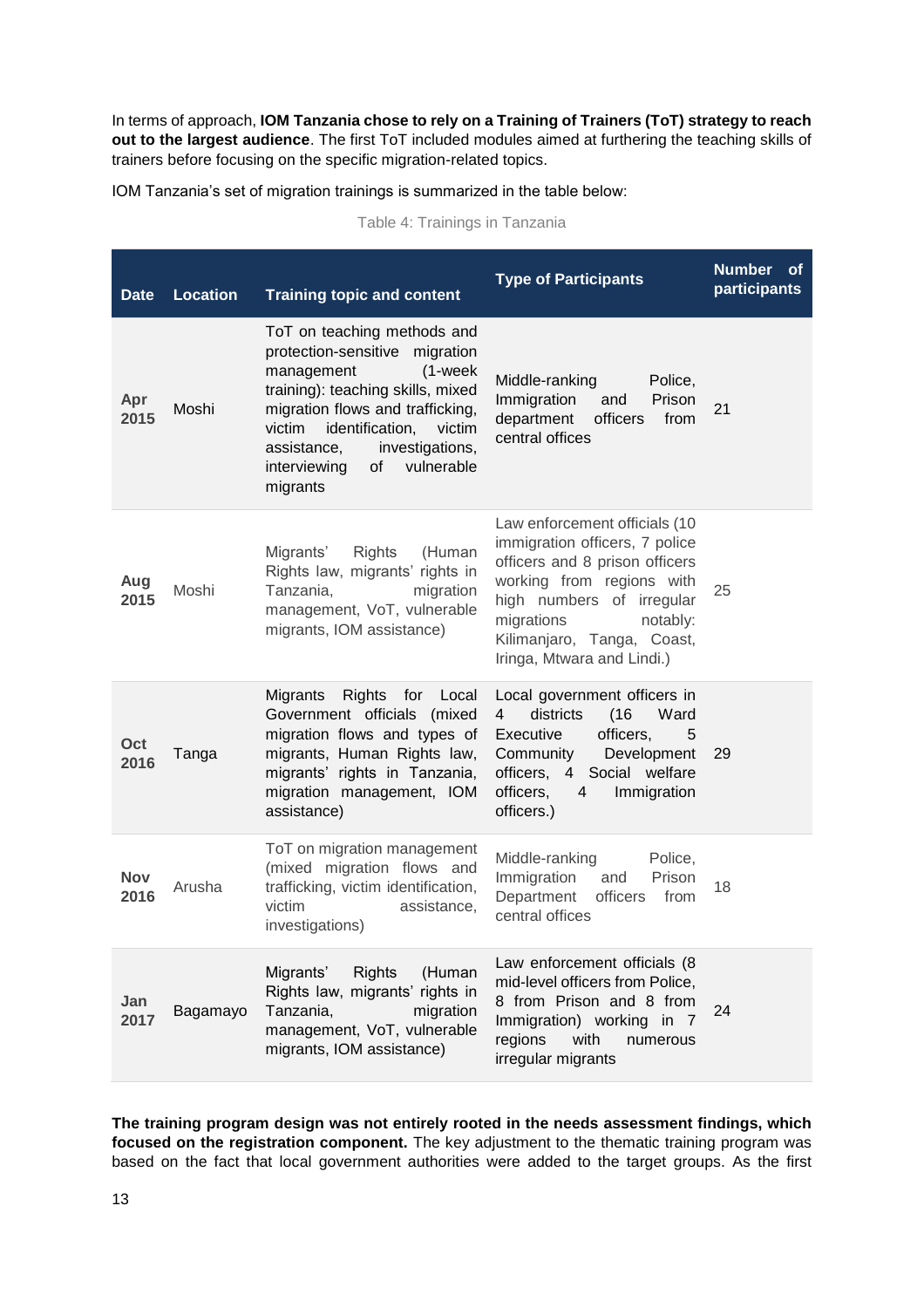In terms of approach, **IOM Tanzania chose to rely on a Training of Trainers (ToT) strategy to reach out to the largest audience**. The first ToT included modules aimed at furthering the teaching skills of trainers before focusing on the specific migration-related topics.

IOM Tanzania's set of migration trainings is summarized in the table below:

Table 4: Trainings in Tanzania

| Date | Location | Training topic and content | Type of Participants | Number of participants |
|---|---|---|---|---|
| Apr 2015 | Moshi | ToT on teaching methods and protection-sensitive migration management (1-week training): teaching skills, mixed migration flows and trafficking, victim identification, victim assistance, investigations, interviewing of vulnerable migrants | Middle-ranking Police, Immigration and Prison department officers from central offices | 21 |
| Aug 2015 | Moshi | Migrants' Rights (Human Rights law, migrants' rights in Tanzania, migration management, VoT, vulnerable migrants, IOM assistance) | Law enforcement officials (10 immigration officers, 7 police officers and 8 prison officers working from regions with high numbers of irregular migrations notably: Kilimanjaro, Tanga, Coast, Iringa, Mtwara and Lindi.) | 25 |
| Oct 2016 | Tanga | Migrants Rights for Local Government officials (mixed migration flows and types of migrants, Human Rights law, migrants' rights in Tanzania, migration management, IOM assistance) | Local government officers in 4 districts (16 Ward Executive officers, 5 Community Development officers, 4 Social welfare officers, 4 Immigration officers.) | 29 |
| Nov 2016 | Arusha | ToT on migration management (mixed migration flows and trafficking, victim identification, victim assistance, investigations) | Middle-ranking Police, Immigration and Prison Department officers from central offices | 18 |
| Jan 2017 | Bagamayo | Migrants' Rights (Human Rights law, migrants' rights in Tanzania, migration management, VoT, vulnerable migrants, IOM assistance) | Law enforcement officials (8 mid-level officers from Police, 8 from Prison and 8 from Immigration) working in 7 regions with numerous irregular migrants | 24 |

**The training program design was not entirely rooted in the needs assessment findings, which focused on the registration component.** The key adjustment to the thematic training program was based on the fact that local government authorities were added to the target groups. As the first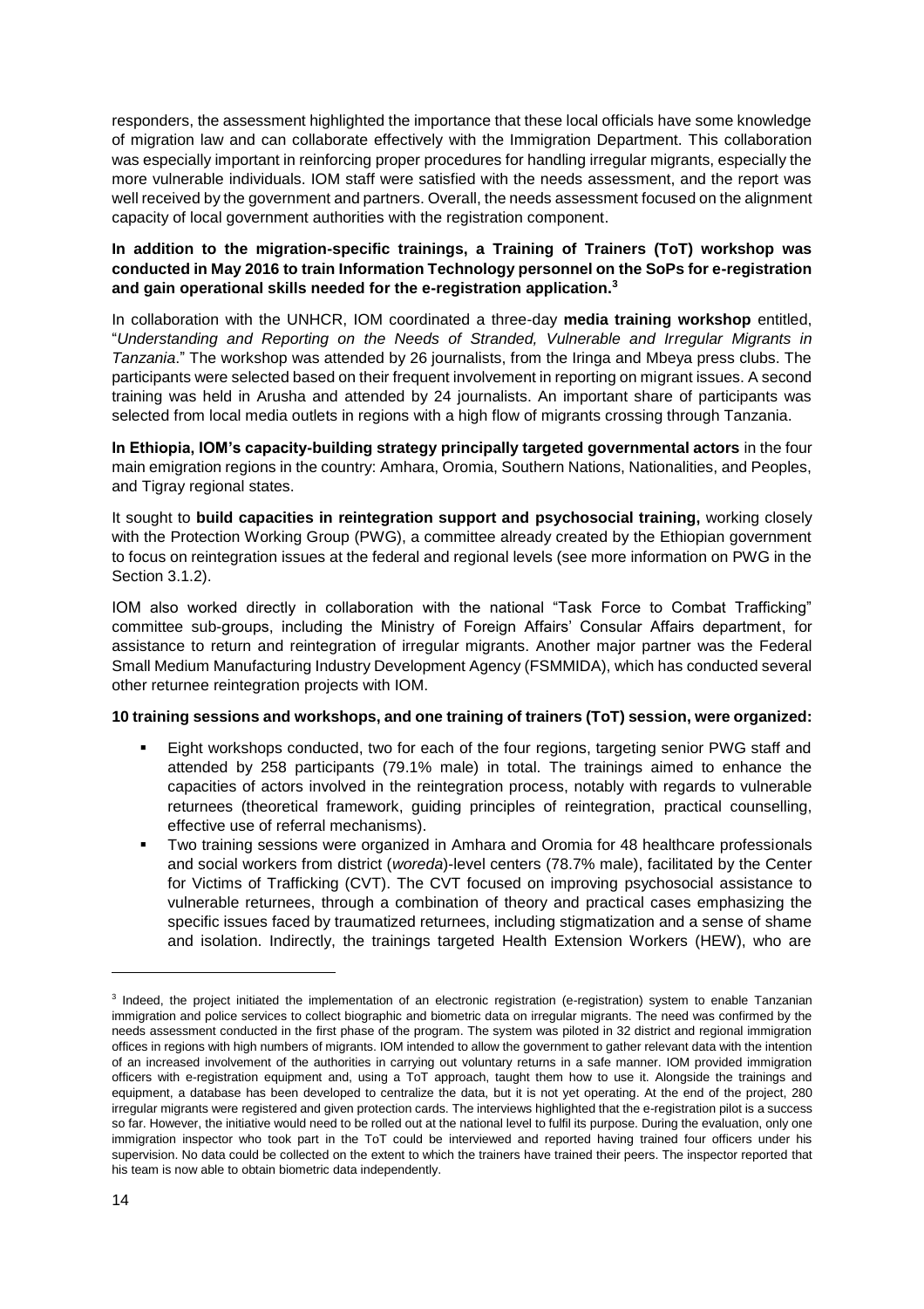responders, the assessment highlighted the importance that these local officials have some knowledge of migration law and can collaborate effectively with the Immigration Department. This collaboration was especially important in reinforcing proper procedures for handling irregular migrants, especially the more vulnerable individuals. IOM staff were satisfied with the needs assessment, and the report was well received by the government and partners. Overall, the needs assessment focused on the alignment capacity of local government authorities with the registration component.

**In addition to the migration-specific trainings, a Training of Trainers (ToT) workshop was conducted in May 2016 to train Information Technology personnel on the SoPs for e-registration and gain operational skills needed for the e-registration application.[3]**

In collaboration with the UNHCR, IOM coordinated a three-day **media training workshop** entitled, "*Understanding and Reporting on the Needs of Stranded, Vulnerable and Irregular Migrants in Tanzania*." The workshop was attended by 26 journalists, from the Iringa and Mbeya press clubs. The participants were selected based on their frequent involvement in reporting on migrant issues. A second training was held in Arusha and attended by 24 journalists. An important share of participants was selected from local media outlets in regions with a high flow of migrants crossing through Tanzania.

**In Ethiopia, IOM's capacity-building strategy principally targeted governmental actors** in the four main emigration regions in the country: Amhara, Oromia, Southern Nations, Nationalities, and Peoples, and Tigray regional states.

It sought to **build capacities in reintegration support and psychosocial training,** working closely with the Protection Working Group (PWG), a committee already created by the Ethiopian government to focus on reintegration issues at the federal and regional levels (see more information on PWG in the Section 3.1.2).

IOM also worked directly in collaboration with the national "Task Force to Combat Trafficking" committee sub-groups, including the Ministry of Foreign Affairs' Consular Affairs department, for assistance to return and reintegration of irregular migrants. Another major partner was the Federal Small Medium Manufacturing Industry Development Agency (FSMMIDA), which has conducted several other returnee reintegration projects with IOM.

**10 training sessions and workshops, and one training of trainers (ToT) session, were organized:**

- Eight workshops conducted, two for each of the four regions, targeting senior PWG staff and attended by 258 participants (79.1% male) in total. The trainings aimed to enhance the capacities of actors involved in the reintegration process, notably with regards to vulnerable returnees (theoretical framework, guiding principles of reintegration, practical counselling, effective use of referral mechanisms).
- Two training sessions were organized in Amhara and Oromia for 48 healthcare professionals and social workers from district (*woreda*)-level centers (78.7% male), facilitated by the Center for Victims of Trafficking (CVT). The CVT focused on improving psychosocial assistance to vulnerable returnees, through a combination of theory and practical cases emphasizing the specific issues faced by traumatized returnees, including stigmatization and a sense of shame and isolation. Indirectly, the trainings targeted Health Extension Workers (HEW), who are

[3] Indeed, the project initiated the implementation of an electronic registration (e-registration) system to enable Tanzanian immigration and police services to collect biographic and biometric data on irregular migrants. The need was confirmed by the needs assessment conducted in the first phase of the program. The system was piloted in 32 district and regional immigration offices in regions with high numbers of migrants. IOM intended to allow the government to gather relevant data with the intention of an increased involvement of the authorities in carrying out voluntary returns in a safe manner. IOM provided immigration officers with e-registration equipment and, using a ToT approach, taught them how to use it. Alongside the trainings and equipment, a database has been developed to centralize the data, but it is not yet operating. At the end of the project, 280 irregular migrants were registered and given protection cards. The interviews highlighted that the e-registration pilot is a success so far. However, the initiative would need to be rolled out at the national level to fulfil its purpose. During the evaluation, only one immigration inspector who took part in the ToT could be interviewed and reported having trained four officers under his supervision. No data could be collected on the extent to which the trainers have trained their peers. The inspector reported that his team is now able to obtain biometric data independently.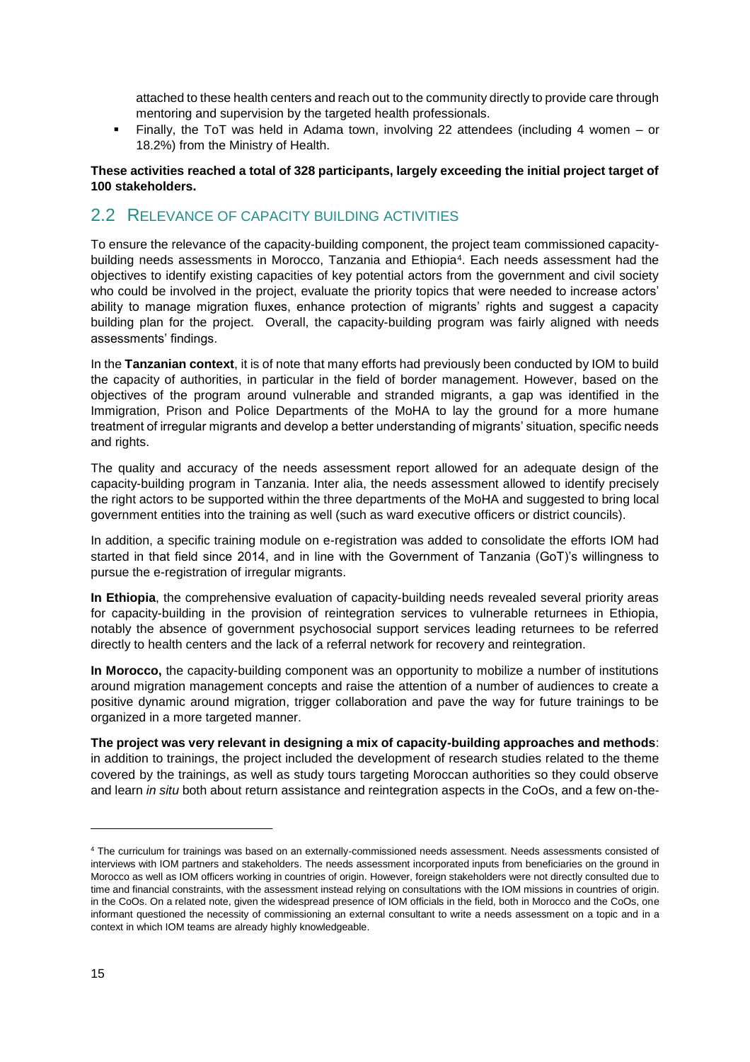attached to these health centers and reach out to the community directly to provide care through mentoring and supervision by the targeted health professionals.

- Finally, the ToT was held in Adama town, involving 22 attendees (including 4 women – or 18.2%) from the Ministry of Health.

**These activities reached a total of 328 participants, largely exceeding the initial project target of 100 stakeholders.**

## 2.2 Relevance of capacity building activities

To ensure the relevance of the capacity-building component, the project team commissioned capacity-building needs assessments in Morocco, Tanzania and Ethiopia[4]. Each needs assessment had the objectives to identify existing capacities of key potential actors from the government and civil society who could be involved in the project, evaluate the priority topics that were needed to increase actors' ability to manage migration fluxes, enhance protection of migrants' rights and suggest a capacity building plan for the project. Overall, the capacity-building program was fairly aligned with needs assessments' findings.

In the **Tanzanian context**, it is of note that many efforts had previously been conducted by IOM to build the capacity of authorities, in particular in the field of border management. However, based on the objectives of the program around vulnerable and stranded migrants, a gap was identified in the Immigration, Prison and Police Departments of the MoHA to lay the ground for a more humane treatment of irregular migrants and develop a better understanding of migrants' situation, specific needs and rights.

The quality and accuracy of the needs assessment report allowed for an adequate design of the capacity-building program in Tanzania. Inter alia, the needs assessment allowed to identify precisely the right actors to be supported within the three departments of the MoHA and suggested to bring local government entities into the training as well (such as ward executive officers or district councils).

In addition, a specific training module on e-registration was added to consolidate the efforts IOM had started in that field since 2014, and in line with the Government of Tanzania (GoT)'s willingness to pursue the e-registration of irregular migrants.

**In Ethiopia**, the comprehensive evaluation of capacity-building needs revealed several priority areas for capacity-building in the provision of reintegration services to vulnerable returnees in Ethiopia, notably the absence of government psychosocial support services leading returnees to be referred directly to health centers and the lack of a referral network for recovery and reintegration.

**In Morocco,** the capacity-building component was an opportunity to mobilize a number of institutions around migration management concepts and raise the attention of a number of audiences to create a positive dynamic around migration, trigger collaboration and pave the way for future trainings to be organized in a more targeted manner.

**The project was very relevant in designing a mix of capacity-building approaches and methods**: in addition to trainings, the project included the development of research studies related to the theme covered by the trainings, as well as study tours targeting Moroccan authorities so they could observe and learn *in situ* both about return assistance and reintegration aspects in the CoOs, and a few on-the-

---

[4] The curriculum for trainings was based on an externally-commissioned needs assessment. Needs assessments consisted of interviews with IOM partners and stakeholders. The needs assessment incorporated inputs from beneficiaries on the ground in Morocco as well as IOM officers working in countries of origin. However, foreign stakeholders were not directly consulted due to time and financial constraints, with the assessment instead relying on consultations with the IOM missions in countries of origin. in the CoOs. On a related note, given the widespread presence of IOM officials in the field, both in Morocco and the CoOs, one informant questioned the necessity of commissioning an external consultant to write a needs assessment on a topic and in a context in which IOM teams are already highly knowledgeable.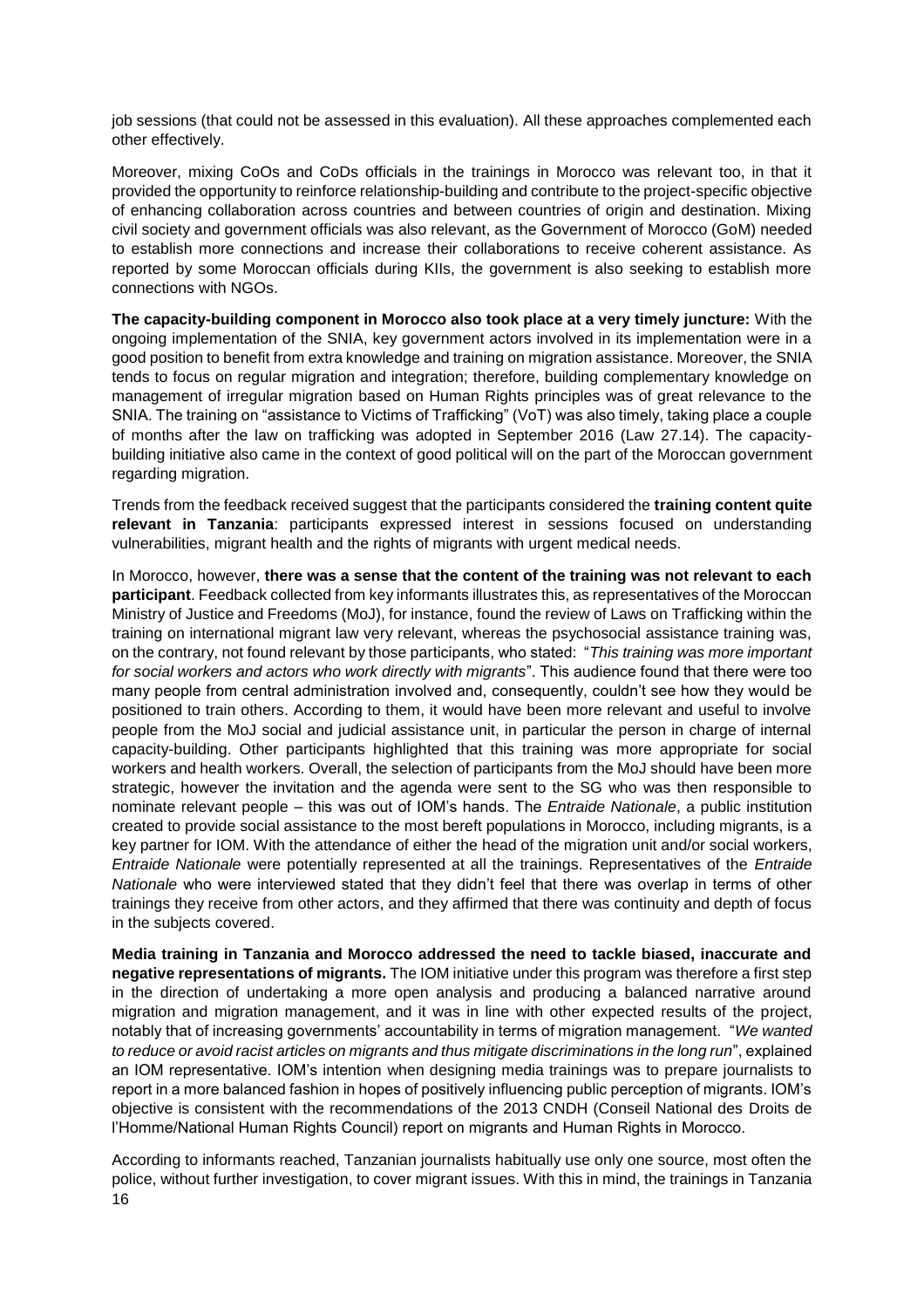job sessions (that could not be assessed in this evaluation). All these approaches complemented each other effectively.

Moreover, mixing CoOs and CoDs officials in the trainings in Morocco was relevant too, in that it provided the opportunity to reinforce relationship-building and contribute to the project-specific objective of enhancing collaboration across countries and between countries of origin and destination. Mixing civil society and government officials was also relevant, as the Government of Morocco (GoM) needed to establish more connections and increase their collaborations to receive coherent assistance. As reported by some Moroccan officials during KIIs, the government is also seeking to establish more connections with NGOs.

**The capacity-building component in Morocco also took place at a very timely juncture:** With the ongoing implementation of the SNIA, key government actors involved in its implementation were in a good position to benefit from extra knowledge and training on migration assistance. Moreover, the SNIA tends to focus on regular migration and integration; therefore, building complementary knowledge on management of irregular migration based on Human Rights principles was of great relevance to the SNIA. The training on "assistance to Victims of Trafficking" (VoT) was also timely, taking place a couple of months after the law on trafficking was adopted in September 2016 (Law 27.14). The capacity-building initiative also came in the context of good political will on the part of the Moroccan government regarding migration.

Trends from the feedback received suggest that the participants considered the **training content quite relevant in Tanzania**: participants expressed interest in sessions focused on understanding vulnerabilities, migrant health and the rights of migrants with urgent medical needs.

In Morocco, however, **there was a sense that the content of the training was not relevant to each participant**. Feedback collected from key informants illustrates this, as representatives of the Moroccan Ministry of Justice and Freedoms (MoJ), for instance, found the review of Laws on Trafficking within the training on international migrant law very relevant, whereas the psychosocial assistance training was, on the contrary, not found relevant by those participants, who stated: "*This training was more important for social workers and actors who work directly with migrants*". This audience found that there were too many people from central administration involved and, consequently, couldn't see how they would be positioned to train others. According to them, it would have been more relevant and useful to involve people from the MoJ social and judicial assistance unit, in particular the person in charge of internal capacity-building. Other participants highlighted that this training was more appropriate for social workers and health workers. Overall, the selection of participants from the MoJ should have been more strategic, however the invitation and the agenda were sent to the SG who was then responsible to nominate relevant people – this was out of IOM's hands. The *Entraide Nationale*, a public institution created to provide social assistance to the most bereft populations in Morocco, including migrants, is a key partner for IOM. With the attendance of either the head of the migration unit and/or social workers, *Entraide Nationale* were potentially represented at all the trainings. Representatives of the *Entraide Nationale* who were interviewed stated that they didn't feel that there was overlap in terms of other trainings they receive from other actors, and they affirmed that there was continuity and depth of focus in the subjects covered.

**Media training in Tanzania and Morocco addressed the need to tackle biased, inaccurate and negative representations of migrants.** The IOM initiative under this program was therefore a first step in the direction of undertaking a more open analysis and producing a balanced narrative around migration and migration management, and it was in line with other expected results of the project, notably that of increasing governments' accountability in terms of migration management. "*We wanted to reduce or avoid racist articles on migrants and thus mitigate discriminations in the long run*", explained an IOM representative. IOM's intention when designing media trainings was to prepare journalists to report in a more balanced fashion in hopes of positively influencing public perception of migrants. IOM's objective is consistent with the recommendations of the 2013 CNDH (Conseil National des Droits de l'Homme/National Human Rights Council) report on migrants and Human Rights in Morocco.

According to informants reached, Tanzanian journalists habitually use only one source, most often the police, without further investigation, to cover migrant issues. With this in mind, the trainings in Tanzania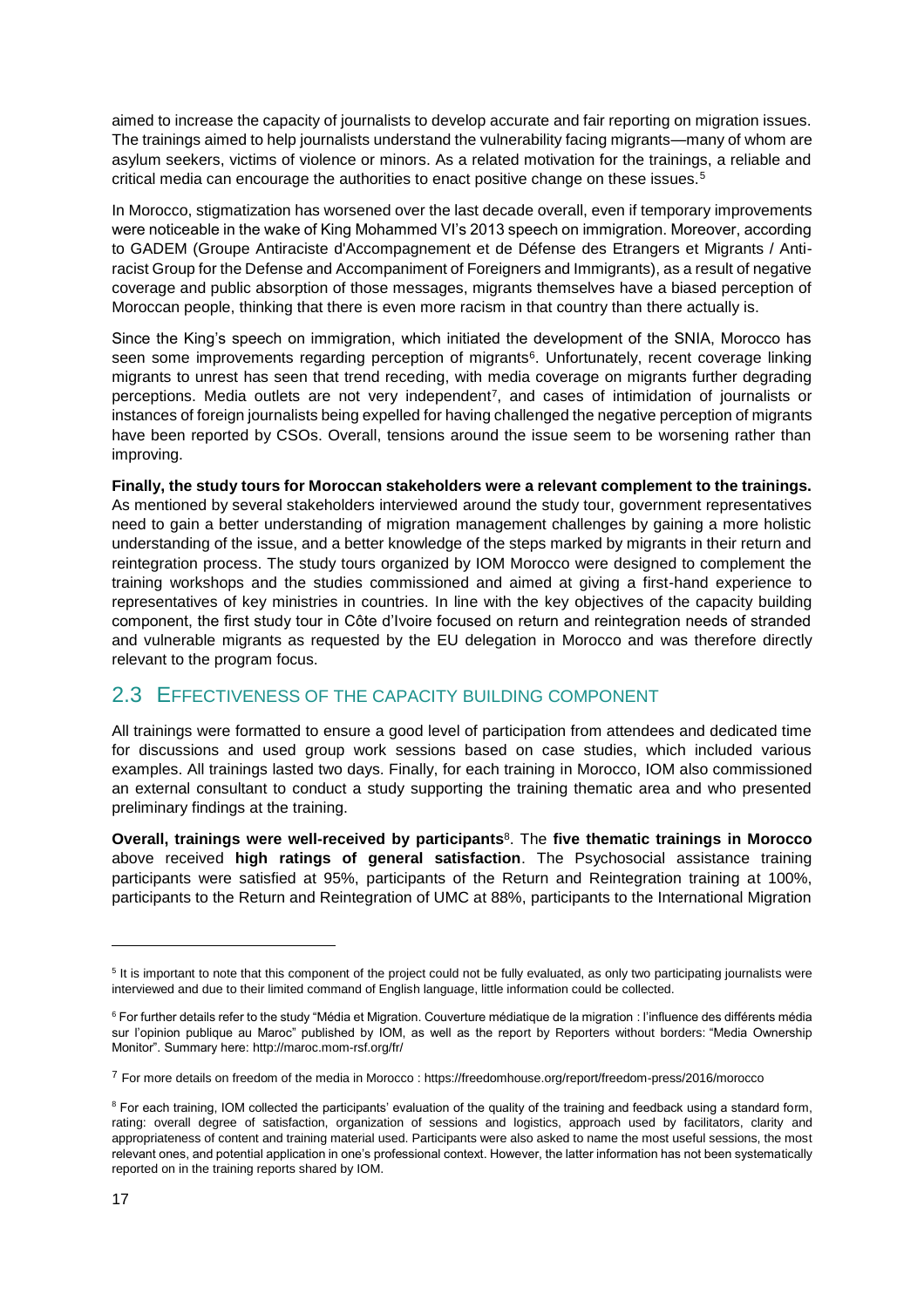aimed to increase the capacity of journalists to develop accurate and fair reporting on migration issues. The trainings aimed to help journalists understand the vulnerability facing migrants—many of whom are asylum seekers, victims of violence or minors. As a related motivation for the trainings, a reliable and critical media can encourage the authorities to enact positive change on these issues.[5]

In Morocco, stigmatization has worsened over the last decade overall, even if temporary improvements were noticeable in the wake of King Mohammed VI's 2013 speech on immigration. Moreover, according to GADEM (Groupe Antiraciste d'Accompagnement et de Défense des Etrangers et Migrants / Anti-racist Group for the Defense and Accompaniment of Foreigners and Immigrants), as a result of negative coverage and public absorption of those messages, migrants themselves have a biased perception of Moroccan people, thinking that there is even more racism in that country than there actually is.

Since the King's speech on immigration, which initiated the development of the SNIA, Morocco has seen some improvements regarding perception of migrants[6]. Unfortunately, recent coverage linking migrants to unrest has seen that trend receding, with media coverage on migrants further degrading perceptions. Media outlets are not very independent[7], and cases of intimidation of journalists or instances of foreign journalists being expelled for having challenged the negative perception of migrants have been reported by CSOs. Overall, tensions around the issue seem to be worsening rather than improving.

**Finally, the study tours for Moroccan stakeholders were a relevant complement to the trainings.** As mentioned by several stakeholders interviewed around the study tour, government representatives need to gain a better understanding of migration management challenges by gaining a more holistic understanding of the issue, and a better knowledge of the steps marked by migrants in their return and reintegration process. The study tours organized by IOM Morocco were designed to complement the training workshops and the studies commissioned and aimed at giving a first-hand experience to representatives of key ministries in countries. In line with the key objectives of the capacity building component, the first study tour in Côte d'Ivoire focused on return and reintegration needs of stranded and vulnerable migrants as requested by the EU delegation in Morocco and was therefore directly relevant to the program focus.

## 2.3 Effectiveness of the capacity building component

All trainings were formatted to ensure a good level of participation from attendees and dedicated time for discussions and used group work sessions based on case studies, which included various examples. All trainings lasted two days. Finally, for each training in Morocco, IOM also commissioned an external consultant to conduct a study supporting the training thematic area and who presented preliminary findings at the training.

**Overall, trainings were well-received by participants**[8]. The **five thematic trainings in Morocco** above received **high ratings of general satisfaction**. The Psychosocial assistance training participants were satisfied at 95%, participants of the Return and Reintegration training at 100%, participants to the Return and Reintegration of UMC at 88%, participants to the International Migration

---

[5] It is important to note that this component of the project could not be fully evaluated, as only two participating journalists were interviewed and due to their limited command of English language, little information could be collected.

[6] For further details refer to the study "Média et Migration. Couverture médiatique de la migration : l'influence des différents média sur l'opinion publique au Maroc" published by IOM, as well as the report by Reporters without borders: "Media Ownership Monitor". Summary here: http://maroc.mom-rsf.org/fr/

[7] For more details on freedom of the media in Morocco : https://freedomhouse.org/report/freedom-press/2016/morocco

[8] For each training, IOM collected the participants' evaluation of the quality of the training and feedback using a standard form, rating: overall degree of satisfaction, organization of sessions and logistics, approach used by facilitators, clarity and appropriateness of content and training material used. Participants were also asked to name the most useful sessions, the most relevant ones, and potential application in one's professional context. However, the latter information has not been systematically reported on in the training reports shared by IOM.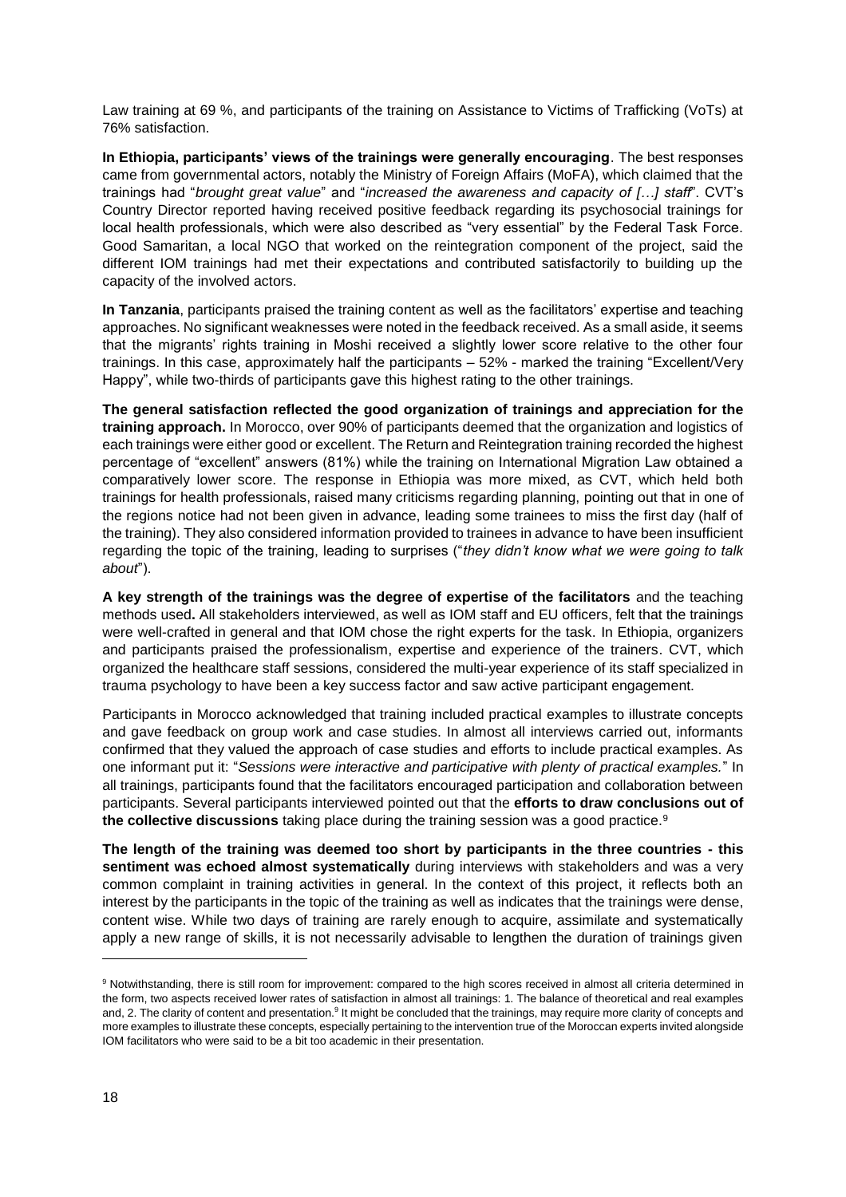Law training at 69 %, and participants of the training on Assistance to Victims of Trafficking (VoTs) at 76% satisfaction.

**In Ethiopia, participants' views of the trainings were generally encouraging**. The best responses came from governmental actors, notably the Ministry of Foreign Affairs (MoFA), which claimed that the trainings had "*brought great value*" and "*increased the awareness and capacity of […] staff*". CVT's Country Director reported having received positive feedback regarding its psychosocial trainings for local health professionals, which were also described as "very essential" by the Federal Task Force. Good Samaritan, a local NGO that worked on the reintegration component of the project, said the different IOM trainings had met their expectations and contributed satisfactorily to building up the capacity of the involved actors.

**In Tanzania**, participants praised the training content as well as the facilitators' expertise and teaching approaches. No significant weaknesses were noted in the feedback received. As a small aside, it seems that the migrants' rights training in Moshi received a slightly lower score relative to the other four trainings. In this case, approximately half the participants – 52% - marked the training "Excellent/Very Happy", while two-thirds of participants gave this highest rating to the other trainings.

**The general satisfaction reflected the good organization of trainings and appreciation for the training approach.** In Morocco, over 90% of participants deemed that the organization and logistics of each trainings were either good or excellent. The Return and Reintegration training recorded the highest percentage of "excellent" answers (81%) while the training on International Migration Law obtained a comparatively lower score. The response in Ethiopia was more mixed, as CVT, which held both trainings for health professionals, raised many criticisms regarding planning, pointing out that in one of the regions notice had not been given in advance, leading some trainees to miss the first day (half of the training). They also considered information provided to trainees in advance to have been insufficient regarding the topic of the training, leading to surprises ("*they didn't know what we were going to talk about*").

**A key strength of the trainings was the degree of expertise of the facilitators** and the teaching methods used**.** All stakeholders interviewed, as well as IOM staff and EU officers, felt that the trainings were well-crafted in general and that IOM chose the right experts for the task. In Ethiopia, organizers and participants praised the professionalism, expertise and experience of the trainers. CVT, which organized the healthcare staff sessions, considered the multi-year experience of its staff specialized in trauma psychology to have been a key success factor and saw active participant engagement.

Participants in Morocco acknowledged that training included practical examples to illustrate concepts and gave feedback on group work and case studies. In almost all interviews carried out, informants confirmed that they valued the approach of case studies and efforts to include practical examples. As one informant put it: "*Sessions were interactive and participative with plenty of practical examples.*" In all trainings, participants found that the facilitators encouraged participation and collaboration between participants. Several participants interviewed pointed out that the **efforts to draw conclusions out of the collective discussions** taking place during the training session was a good practice.[9]

**The length of the training was deemed too short by participants in the three countries - this sentiment was echoed almost systematically** during interviews with stakeholders and was a very common complaint in training activities in general. In the context of this project, it reflects both an interest by the participants in the topic of the training as well as indicates that the trainings were dense, content wise. While two days of training are rarely enough to acquire, assimilate and systematically apply a new range of skills, it is not necessarily advisable to lengthen the duration of trainings given

---

[9] Notwithstanding, there is still room for improvement: compared to the high scores received in almost all criteria determined in the form, two aspects received lower rates of satisfaction in almost all trainings: 1. The balance of theoretical and real examples and, 2. The clarity of content and presentation.[9] It might be concluded that the trainings, may require more clarity of concepts and more examples to illustrate these concepts, especially pertaining to the intervention true of the Moroccan experts invited alongside IOM facilitators who were said to be a bit too academic in their presentation.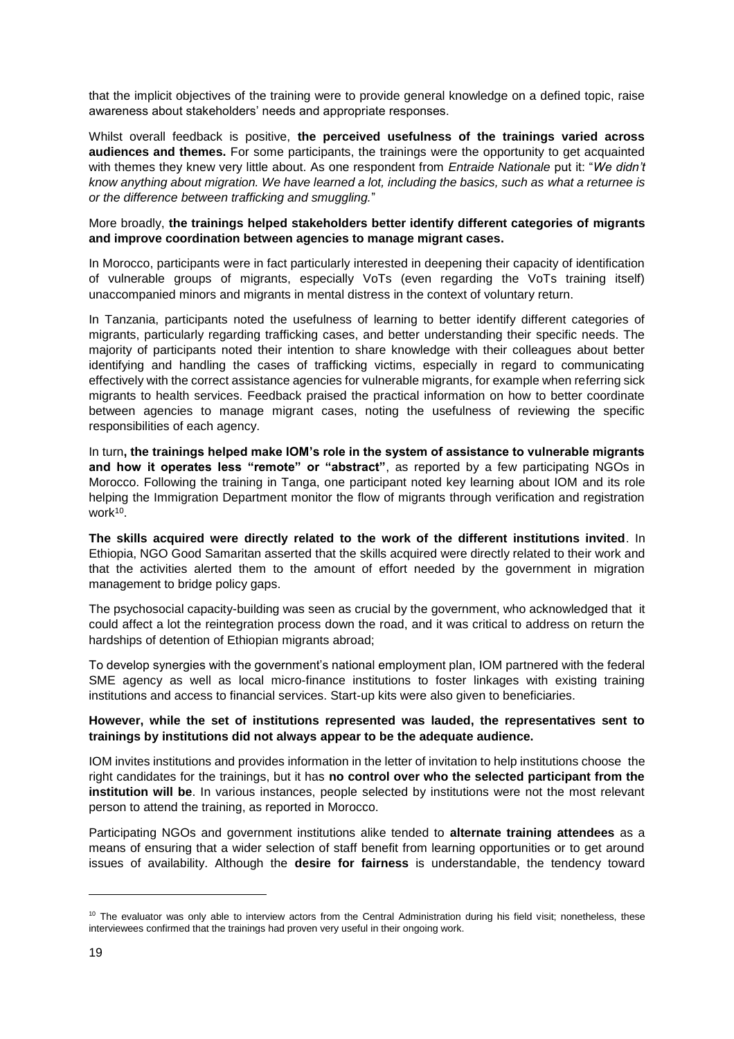that the implicit objectives of the training were to provide general knowledge on a defined topic, raise awareness about stakeholders' needs and appropriate responses.

Whilst overall feedback is positive, **the perceived usefulness of the trainings varied across audiences and themes.** For some participants, the trainings were the opportunity to get acquainted with themes they knew very little about. As one respondent from *Entraide Nationale* put it: "*We didn't know anything about migration. We have learned a lot, including the basics, such as what a returnee is or the difference between trafficking and smuggling.*"

More broadly, **the trainings helped stakeholders better identify different categories of migrants and improve coordination between agencies to manage migrant cases.**

In Morocco, participants were in fact particularly interested in deepening their capacity of identification of vulnerable groups of migrants, especially VoTs (even regarding the VoTs training itself) unaccompanied minors and migrants in mental distress in the context of voluntary return.

In Tanzania, participants noted the usefulness of learning to better identify different categories of migrants, particularly regarding trafficking cases, and better understanding their specific needs. The majority of participants noted their intention to share knowledge with their colleagues about better identifying and handling the cases of trafficking victims, especially in regard to communicating effectively with the correct assistance agencies for vulnerable migrants, for example when referring sick migrants to health services. Feedback praised the practical information on how to better coordinate between agencies to manage migrant cases, noting the usefulness of reviewing the specific responsibilities of each agency.

In turn**, the trainings helped make IOM's role in the system of assistance to vulnerable migrants and how it operates less "remote" or "abstract"**, as reported by a few participating NGOs in Morocco. Following the training in Tanga, one participant noted key learning about IOM and its role helping the Immigration Department monitor the flow of migrants through verification and registration work[10].

**The skills acquired were directly related to the work of the different institutions invited**. In Ethiopia, NGO Good Samaritan asserted that the skills acquired were directly related to their work and that the activities alerted them to the amount of effort needed by the government in migration management to bridge policy gaps.

The psychosocial capacity-building was seen as crucial by the government, who acknowledged that it could affect a lot the reintegration process down the road, and it was critical to address on return the hardships of detention of Ethiopian migrants abroad;

To develop synergies with the government's national employment plan, IOM partnered with the federal SME agency as well as local micro-finance institutions to foster linkages with existing training institutions and access to financial services. Start-up kits were also given to beneficiaries.

**However, while the set of institutions represented was lauded, the representatives sent to trainings by institutions did not always appear to be the adequate audience.**

IOM invites institutions and provides information in the letter of invitation to help institutions choose the right candidates for the trainings, but it has **no control over who the selected participant from the institution will be**. In various instances, people selected by institutions were not the most relevant person to attend the training, as reported in Morocco.

Participating NGOs and government institutions alike tended to **alternate training attendees** as a means of ensuring that a wider selection of staff benefit from learning opportunities or to get around issues of availability. Although the **desire for fairness** is understandable, the tendency toward

[10] The evaluator was only able to interview actors from the Central Administration during his field visit; nonetheless, these interviewees confirmed that the trainings had proven very useful in their ongoing work.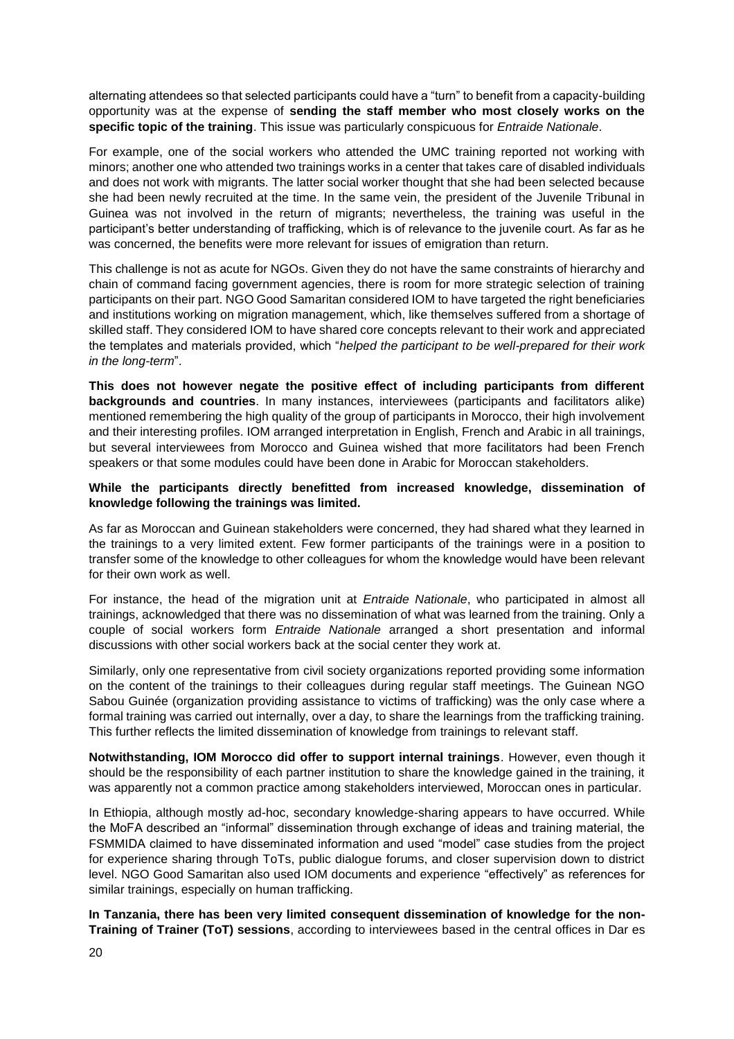alternating attendees so that selected participants could have a "turn" to benefit from a capacity-building opportunity was at the expense of **sending the staff member who most closely works on the specific topic of the training**. This issue was particularly conspicuous for *Entraide Nationale*.

For example, one of the social workers who attended the UMC training reported not working with minors; another one who attended two trainings works in a center that takes care of disabled individuals and does not work with migrants. The latter social worker thought that she had been selected because she had been newly recruited at the time. In the same vein, the president of the Juvenile Tribunal in Guinea was not involved in the return of migrants; nevertheless, the training was useful in the participant's better understanding of trafficking, which is of relevance to the juvenile court. As far as he was concerned, the benefits were more relevant for issues of emigration than return.

This challenge is not as acute for NGOs. Given they do not have the same constraints of hierarchy and chain of command facing government agencies, there is room for more strategic selection of training participants on their part. NGO Good Samaritan considered IOM to have targeted the right beneficiaries and institutions working on migration management, which, like themselves suffered from a shortage of skilled staff. They considered IOM to have shared core concepts relevant to their work and appreciated the templates and materials provided, which "*helped the participant to be well-prepared for their work in the long-term*".

**This does not however negate the positive effect of including participants from different backgrounds and countries**. In many instances, interviewees (participants and facilitators alike) mentioned remembering the high quality of the group of participants in Morocco, their high involvement and their interesting profiles. IOM arranged interpretation in English, French and Arabic in all trainings, but several interviewees from Morocco and Guinea wished that more facilitators had been French speakers or that some modules could have been done in Arabic for Moroccan stakeholders.

**While the participants directly benefitted from increased knowledge, dissemination of knowledge following the trainings was limited.**

As far as Moroccan and Guinean stakeholders were concerned, they had shared what they learned in the trainings to a very limited extent. Few former participants of the trainings were in a position to transfer some of the knowledge to other colleagues for whom the knowledge would have been relevant for their own work as well.

For instance, the head of the migration unit at *Entraide Nationale*, who participated in almost all trainings, acknowledged that there was no dissemination of what was learned from the training. Only a couple of social workers form *Entraide Nationale* arranged a short presentation and informal discussions with other social workers back at the social center they work at.

Similarly, only one representative from civil society organizations reported providing some information on the content of the trainings to their colleagues during regular staff meetings. The Guinean NGO Sabou Guinée (organization providing assistance to victims of trafficking) was the only case where a formal training was carried out internally, over a day, to share the learnings from the trafficking training. This further reflects the limited dissemination of knowledge from trainings to relevant staff.

**Notwithstanding, IOM Morocco did offer to support internal trainings**. However, even though it should be the responsibility of each partner institution to share the knowledge gained in the training, it was apparently not a common practice among stakeholders interviewed, Moroccan ones in particular.

In Ethiopia, although mostly ad-hoc, secondary knowledge-sharing appears to have occurred. While the MoFA described an "informal" dissemination through exchange of ideas and training material, the FSMMIDA claimed to have disseminated information and used "model" case studies from the project for experience sharing through ToTs, public dialogue forums, and closer supervision down to district level. NGO Good Samaritan also used IOM documents and experience "effectively" as references for similar trainings, especially on human trafficking.

**In Tanzania, there has been very limited consequent dissemination of knowledge for the non-Training of Trainer (ToT) sessions**, according to interviewees based in the central offices in Dar es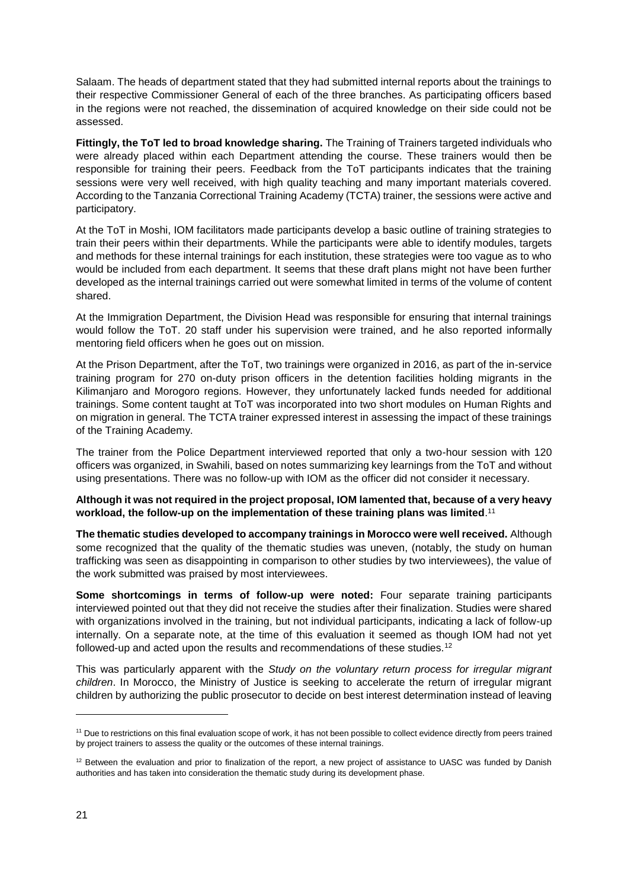Salaam. The heads of department stated that they had submitted internal reports about the trainings to their respective Commissioner General of each of the three branches. As participating officers based in the regions were not reached, the dissemination of acquired knowledge on their side could not be assessed.

**Fittingly, the ToT led to broad knowledge sharing.** The Training of Trainers targeted individuals who were already placed within each Department attending the course. These trainers would then be responsible for training their peers. Feedback from the ToT participants indicates that the training sessions were very well received, with high quality teaching and many important materials covered. According to the Tanzania Correctional Training Academy (TCTA) trainer, the sessions were active and participatory.

At the ToT in Moshi, IOM facilitators made participants develop a basic outline of training strategies to train their peers within their departments. While the participants were able to identify modules, targets and methods for these internal trainings for each institution, these strategies were too vague as to who would be included from each department. It seems that these draft plans might not have been further developed as the internal trainings carried out were somewhat limited in terms of the volume of content shared.

At the Immigration Department, the Division Head was responsible for ensuring that internal trainings would follow the ToT. 20 staff under his supervision were trained, and he also reported informally mentoring field officers when he goes out on mission.

At the Prison Department, after the ToT, two trainings were organized in 2016, as part of the in-service training program for 270 on-duty prison officers in the detention facilities holding migrants in the Kilimanjaro and Morogoro regions. However, they unfortunately lacked funds needed for additional trainings. Some content taught at ToT was incorporated into two short modules on Human Rights and on migration in general. The TCTA trainer expressed interest in assessing the impact of these trainings of the Training Academy.

The trainer from the Police Department interviewed reported that only a two-hour session with 120 officers was organized, in Swahili, based on notes summarizing key learnings from the ToT and without using presentations. There was no follow-up with IOM as the officer did not consider it necessary.

**Although it was not required in the project proposal, IOM lamented that, because of a very heavy workload, the follow-up on the implementation of these training plans was limited**.[11]

**The thematic studies developed to accompany trainings in Morocco were well received.** Although some recognized that the quality of the thematic studies was uneven, (notably, the study on human trafficking was seen as disappointing in comparison to other studies by two interviewees), the value of the work submitted was praised by most interviewees.

**Some shortcomings in terms of follow-up were noted:** Four separate training participants interviewed pointed out that they did not receive the studies after their finalization. Studies were shared with organizations involved in the training, but not individual participants, indicating a lack of follow-up internally. On a separate note, at the time of this evaluation it seemed as though IOM had not yet followed-up and acted upon the results and recommendations of these studies.[12]

This was particularly apparent with the *Study on the voluntary return process for irregular migrant children*. In Morocco, the Ministry of Justice is seeking to accelerate the return of irregular migrant children by authorizing the public prosecutor to decide on best interest determination instead of leaving

---

[11] Due to restrictions on this final evaluation scope of work, it has not been possible to collect evidence directly from peers trained by project trainers to assess the quality or the outcomes of these internal trainings.

[12] Between the evaluation and prior to finalization of the report, a new project of assistance to UASC was funded by Danish authorities and has taken into consideration the thematic study during its development phase.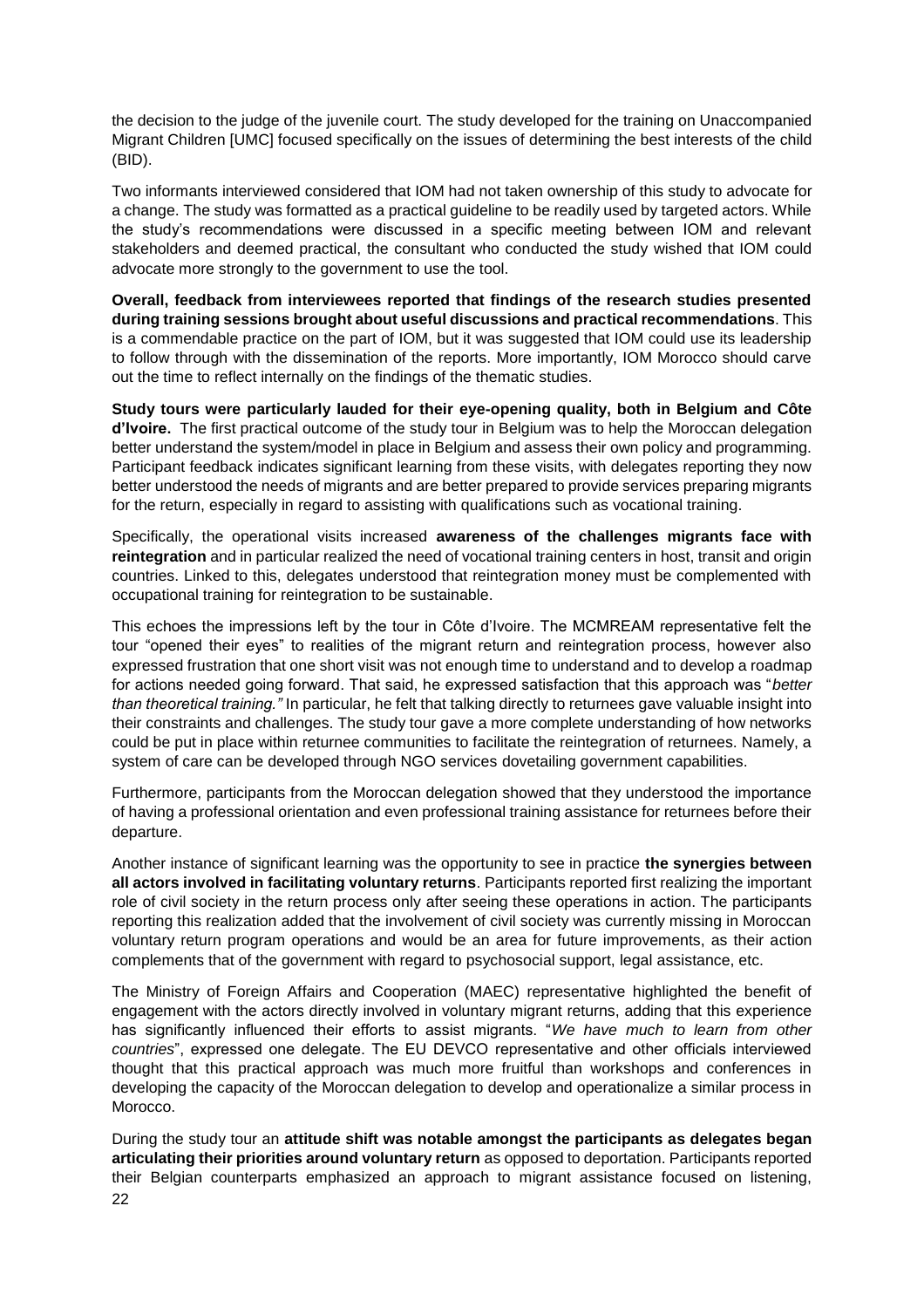the decision to the judge of the juvenile court. The study developed for the training on Unaccompanied Migrant Children [UMC] focused specifically on the issues of determining the best interests of the child (BID).

Two informants interviewed considered that IOM had not taken ownership of this study to advocate for a change. The study was formatted as a practical guideline to be readily used by targeted actors. While the study's recommendations were discussed in a specific meeting between IOM and relevant stakeholders and deemed practical, the consultant who conducted the study wished that IOM could advocate more strongly to the government to use the tool.

**Overall, feedback from interviewees reported that findings of the research studies presented during training sessions brought about useful discussions and practical recommendations**. This is a commendable practice on the part of IOM, but it was suggested that IOM could use its leadership to follow through with the dissemination of the reports. More importantly, IOM Morocco should carve out the time to reflect internally on the findings of the thematic studies.

**Study tours were particularly lauded for their eye-opening quality, both in Belgium and Côte d'Ivoire.** The first practical outcome of the study tour in Belgium was to help the Moroccan delegation better understand the system/model in place in Belgium and assess their own policy and programming. Participant feedback indicates significant learning from these visits, with delegates reporting they now better understood the needs of migrants and are better prepared to provide services preparing migrants for the return, especially in regard to assisting with qualifications such as vocational training.

Specifically, the operational visits increased **awareness of the challenges migrants face with reintegration** and in particular realized the need of vocational training centers in host, transit and origin countries. Linked to this, delegates understood that reintegration money must be complemented with occupational training for reintegration to be sustainable.

This echoes the impressions left by the tour in Côte d'Ivoire. The MCMREAM representative felt the tour "opened their eyes" to realities of the migrant return and reintegration process, however also expressed frustration that one short visit was not enough time to understand and to develop a roadmap for actions needed going forward. That said, he expressed satisfaction that this approach was "*better than theoretical training."* In particular, he felt that talking directly to returnees gave valuable insight into their constraints and challenges. The study tour gave a more complete understanding of how networks could be put in place within returnee communities to facilitate the reintegration of returnees. Namely, a system of care can be developed through NGO services dovetailing government capabilities.

Furthermore, participants from the Moroccan delegation showed that they understood the importance of having a professional orientation and even professional training assistance for returnees before their departure.

Another instance of significant learning was the opportunity to see in practice **the synergies between all actors involved in facilitating voluntary returns**. Participants reported first realizing the important role of civil society in the return process only after seeing these operations in action. The participants reporting this realization added that the involvement of civil society was currently missing in Moroccan voluntary return program operations and would be an area for future improvements, as their action complements that of the government with regard to psychosocial support, legal assistance, etc.

The Ministry of Foreign Affairs and Cooperation (MAEC) representative highlighted the benefit of engagement with the actors directly involved in voluntary migrant returns, adding that this experience has significantly influenced their efforts to assist migrants. "*We have much to learn from other countries*", expressed one delegate. The EU DEVCO representative and other officials interviewed thought that this practical approach was much more fruitful than workshops and conferences in developing the capacity of the Moroccan delegation to develop and operationalize a similar process in Morocco.

During the study tour an **attitude shift was notable amongst the participants as delegates began articulating their priorities around voluntary return** as opposed to deportation. Participants reported their Belgian counterparts emphasized an approach to migrant assistance focused on listening,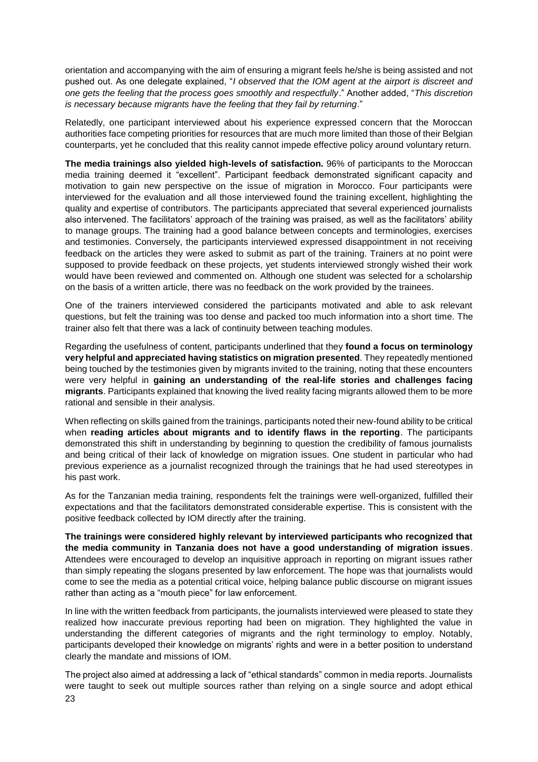orientation and accompanying with the aim of ensuring a migrant feels he/she is being assisted and not pushed out. As one delegate explained, "*I observed that the IOM agent at the airport is discreet and one gets the feeling that the process goes smoothly and respectfully*." Another added, "*This discretion is necessary because migrants have the feeling that they fail by returning*."

Relatedly, one participant interviewed about his experience expressed concern that the Moroccan authorities face competing priorities for resources that are much more limited than those of their Belgian counterparts, yet he concluded that this reality cannot impede effective policy around voluntary return.

**The media trainings also yielded high-levels of satisfaction.** 96% of participants to the Moroccan media training deemed it "excellent". Participant feedback demonstrated significant capacity and motivation to gain new perspective on the issue of migration in Morocco. Four participants were interviewed for the evaluation and all those interviewed found the training excellent, highlighting the quality and expertise of contributors. The participants appreciated that several experienced journalists also intervened. The facilitators' approach of the training was praised, as well as the facilitators' ability to manage groups. The training had a good balance between concepts and terminologies, exercises and testimonies. Conversely, the participants interviewed expressed disappointment in not receiving feedback on the articles they were asked to submit as part of the training. Trainers at no point were supposed to provide feedback on these projects, yet students interviewed strongly wished their work would have been reviewed and commented on. Although one student was selected for a scholarship on the basis of a written article, there was no feedback on the work provided by the trainees.

One of the trainers interviewed considered the participants motivated and able to ask relevant questions, but felt the training was too dense and packed too much information into a short time. The trainer also felt that there was a lack of continuity between teaching modules.

Regarding the usefulness of content, participants underlined that they **found a focus on terminology very helpful and appreciated having statistics on migration presented**. They repeatedly mentioned being touched by the testimonies given by migrants invited to the training, noting that these encounters were very helpful in **gaining an understanding of the real-life stories and challenges facing migrants**. Participants explained that knowing the lived reality facing migrants allowed them to be more rational and sensible in their analysis.

When reflecting on skills gained from the trainings, participants noted their new-found ability to be critical when **reading articles about migrants and to identify flaws in the reporting**. The participants demonstrated this shift in understanding by beginning to question the credibility of famous journalists and being critical of their lack of knowledge on migration issues. One student in particular who had previous experience as a journalist recognized through the trainings that he had used stereotypes in his past work.

As for the Tanzanian media training, respondents felt the trainings were well-organized, fulfilled their expectations and that the facilitators demonstrated considerable expertise. This is consistent with the positive feedback collected by IOM directly after the training.

**The trainings were considered highly relevant by interviewed participants who recognized that the media community in Tanzania does not have a good understanding of migration issues**. Attendees were encouraged to develop an inquisitive approach in reporting on migrant issues rather than simply repeating the slogans presented by law enforcement. The hope was that journalists would come to see the media as a potential critical voice, helping balance public discourse on migrant issues rather than acting as a "mouth piece" for law enforcement.

In line with the written feedback from participants, the journalists interviewed were pleased to state they realized how inaccurate previous reporting had been on migration. They highlighted the value in understanding the different categories of migrants and the right terminology to employ. Notably, participants developed their knowledge on migrants' rights and were in a better position to understand clearly the mandate and missions of IOM.

The project also aimed at addressing a lack of "ethical standards" common in media reports. Journalists were taught to seek out multiple sources rather than relying on a single source and adopt ethical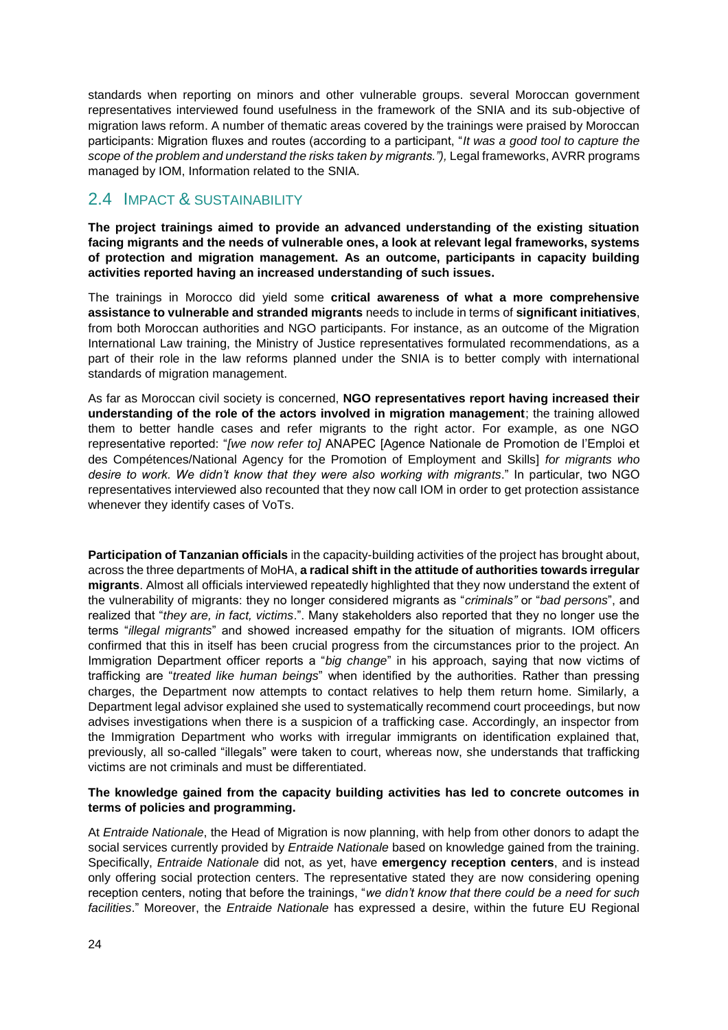standards when reporting on minors and other vulnerable groups. several Moroccan government representatives interviewed found usefulness in the framework of the SNIA and its sub-objective of migration laws reform. A number of thematic areas covered by the trainings were praised by Moroccan participants: Migration fluxes and routes (according to a participant, "*It was a good tool to capture the scope of the problem and understand the risks taken by migrants.")*, Legal frameworks, AVRR programs managed by IOM, Information related to the SNIA.

## 2.4 Impact & Sustainability

**The project trainings aimed to provide an advanced understanding of the existing situation facing migrants and the needs of vulnerable ones, a look at relevant legal frameworks, systems of protection and migration management. As an outcome, participants in capacity building activities reported having an increased understanding of such issues.**

The trainings in Morocco did yield some **critical awareness of what a more comprehensive assistance to vulnerable and stranded migrants** needs to include in terms of **significant initiatives**, from both Moroccan authorities and NGO participants. For instance, as an outcome of the Migration International Law training, the Ministry of Justice representatives formulated recommendations, as a part of their role in the law reforms planned under the SNIA is to better comply with international standards of migration management.

As far as Moroccan civil society is concerned, **NGO representatives report having increased their understanding of the role of the actors involved in migration management**; the training allowed them to better handle cases and refer migrants to the right actor. For example, as one NGO representative reported: "*[we now refer to]* ANAPEC [Agence Nationale de Promotion de l'Emploi et des Compétences/National Agency for the Promotion of Employment and Skills] *for migrants who desire to work. We didn't know that they were also working with migrants*." In particular, two NGO representatives interviewed also recounted that they now call IOM in order to get protection assistance whenever they identify cases of VoTs.

**Participation of Tanzanian officials** in the capacity-building activities of the project has brought about, across the three departments of MoHA, **a radical shift in the attitude of authorities towards irregular migrants**. Almost all officials interviewed repeatedly highlighted that they now understand the extent of the vulnerability of migrants: they no longer considered migrants as "*criminals"* or "*bad persons*", and realized that "*they are, in fact, victims*.". Many stakeholders also reported that they no longer use the terms "*illegal migrants*" and showed increased empathy for the situation of migrants. IOM officers confirmed that this in itself has been crucial progress from the circumstances prior to the project. An Immigration Department officer reports a "*big change*" in his approach, saying that now victims of trafficking are "*treated like human beings*" when identified by the authorities. Rather than pressing charges, the Department now attempts to contact relatives to help them return home. Similarly, a Department legal advisor explained she used to systematically recommend court proceedings, but now advises investigations when there is a suspicion of a trafficking case. Accordingly, an inspector from the Immigration Department who works with irregular immigrants on identification explained that, previously, all so-called "illegals" were taken to court, whereas now, she understands that trafficking victims are not criminals and must be differentiated.

**The knowledge gained from the capacity building activities has led to concrete outcomes in terms of policies and programming.**

At *Entraide Nationale*, the Head of Migration is now planning, with help from other donors to adapt the social services currently provided by *Entraide Nationale* based on knowledge gained from the training. Specifically, *Entraide Nationale* did not, as yet, have **emergency reception centers**, and is instead only offering social protection centers. The representative stated they are now considering opening reception centers, noting that before the trainings, "*we didn't know that there could be a need for such facilities*." Moreover, the *Entraide Nationale* has expressed a desire, within the future EU Regional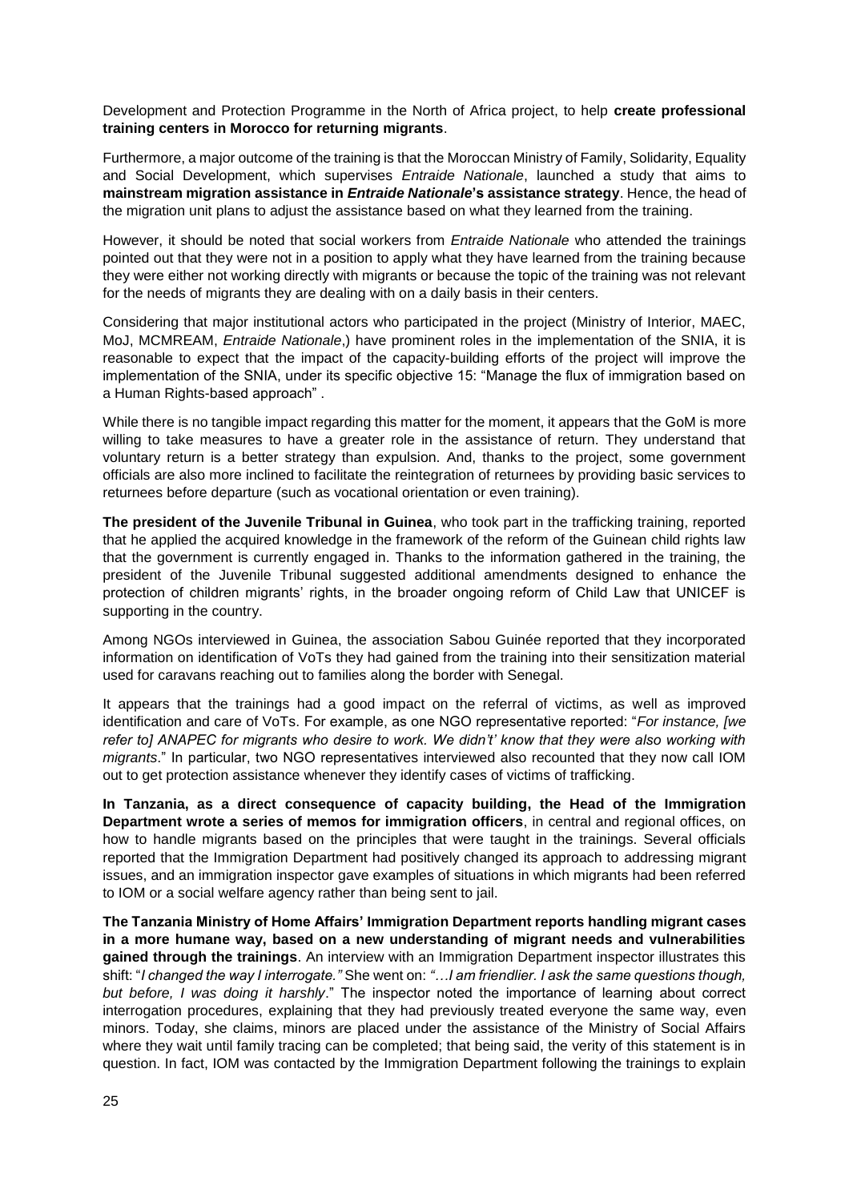Development and Protection Programme in the North of Africa project, to help **create professional training centers in Morocco for returning migrants**.

Furthermore, a major outcome of the training is that the Moroccan Ministry of Family, Solidarity, Equality and Social Development, which supervises *Entraide Nationale*, launched a study that aims to **mainstream migration assistance in *Entraide Nationale*'s assistance strategy**. Hence, the head of the migration unit plans to adjust the assistance based on what they learned from the training.

However, it should be noted that social workers from *Entraide Nationale* who attended the trainings pointed out that they were not in a position to apply what they have learned from the training because they were either not working directly with migrants or because the topic of the training was not relevant for the needs of migrants they are dealing with on a daily basis in their centers.

Considering that major institutional actors who participated in the project (Ministry of Interior, MAEC, MoJ, MCMREAM, *Entraide Nationale*,) have prominent roles in the implementation of the SNIA, it is reasonable to expect that the impact of the capacity-building efforts of the project will improve the implementation of the SNIA, under its specific objective 15: "Manage the flux of immigration based on a Human Rights-based approach" .

While there is no tangible impact regarding this matter for the moment, it appears that the GoM is more willing to take measures to have a greater role in the assistance of return. They understand that voluntary return is a better strategy than expulsion. And, thanks to the project, some government officials are also more inclined to facilitate the reintegration of returnees by providing basic services to returnees before departure (such as vocational orientation or even training).

**The president of the Juvenile Tribunal in Guinea**, who took part in the trafficking training, reported that he applied the acquired knowledge in the framework of the reform of the Guinean child rights law that the government is currently engaged in. Thanks to the information gathered in the training, the president of the Juvenile Tribunal suggested additional amendments designed to enhance the protection of children migrants' rights, in the broader ongoing reform of Child Law that UNICEF is supporting in the country.

Among NGOs interviewed in Guinea, the association Sabou Guinée reported that they incorporated information on identification of VoTs they had gained from the training into their sensitization material used for caravans reaching out to families along the border with Senegal.

It appears that the trainings had a good impact on the referral of victims, as well as improved identification and care of VoTs. For example, as one NGO representative reported: "*For instance, [we refer to] ANAPEC for migrants who desire to work. We didn't' know that they were also working with migrants*." In particular, two NGO representatives interviewed also recounted that they now call IOM out to get protection assistance whenever they identify cases of victims of trafficking.

**In Tanzania, as a direct consequence of capacity building, the Head of the Immigration Department wrote a series of memos for immigration officers**, in central and regional offices, on how to handle migrants based on the principles that were taught in the trainings. Several officials reported that the Immigration Department had positively changed its approach to addressing migrant issues, and an immigration inspector gave examples of situations in which migrants had been referred to IOM or a social welfare agency rather than being sent to jail.

**The Tanzania Ministry of Home Affairs' Immigration Department reports handling migrant cases in a more humane way, based on a new understanding of migrant needs and vulnerabilities gained through the trainings**. An interview with an Immigration Department inspector illustrates this shift: "*I changed the way I interrogate."* She went on: *"…I am friendlier. I ask the same questions though, but before, I was doing it harshly*." The inspector noted the importance of learning about correct interrogation procedures, explaining that they had previously treated everyone the same way, even minors. Today, she claims, minors are placed under the assistance of the Ministry of Social Affairs where they wait until family tracing can be completed; that being said, the verity of this statement is in question. In fact, IOM was contacted by the Immigration Department following the trainings to explain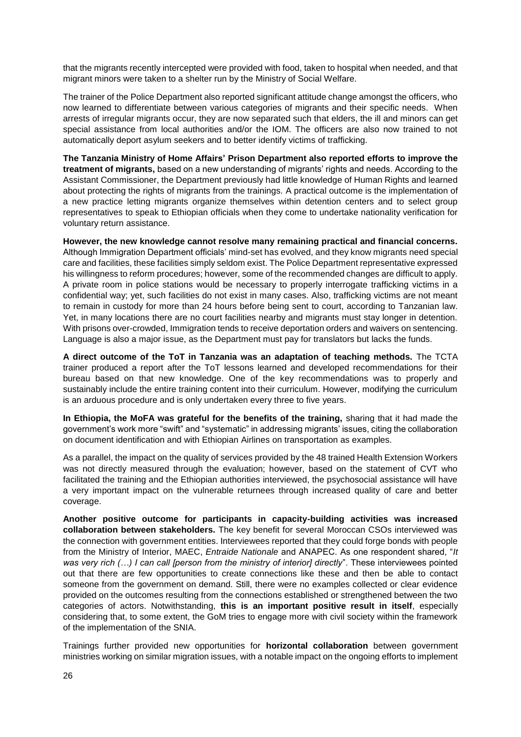that the migrants recently intercepted were provided with food, taken to hospital when needed, and that migrant minors were taken to a shelter run by the Ministry of Social Welfare.

The trainer of the Police Department also reported significant attitude change amongst the officers, who now learned to differentiate between various categories of migrants and their specific needs. When arrests of irregular migrants occur, they are now separated such that elders, the ill and minors can get special assistance from local authorities and/or the IOM. The officers are also now trained to not automatically deport asylum seekers and to better identify victims of trafficking.

**The Tanzania Ministry of Home Affairs' Prison Department also reported efforts to improve the treatment of migrants,** based on a new understanding of migrants' rights and needs. According to the Assistant Commissioner, the Department previously had little knowledge of Human Rights and learned about protecting the rights of migrants from the trainings. A practical outcome is the implementation of a new practice letting migrants organize themselves within detention centers and to select group representatives to speak to Ethiopian officials when they come to undertake nationality verification for voluntary return assistance.

**However, the new knowledge cannot resolve many remaining practical and financial concerns.** Although Immigration Department officials' mind-set has evolved, and they know migrants need special care and facilities, these facilities simply seldom exist. The Police Department representative expressed his willingness to reform procedures; however, some of the recommended changes are difficult to apply. A private room in police stations would be necessary to properly interrogate trafficking victims in a confidential way; yet, such facilities do not exist in many cases. Also, trafficking victims are not meant to remain in custody for more than 24 hours before being sent to court, according to Tanzanian law. Yet, in many locations there are no court facilities nearby and migrants must stay longer in detention. With prisons over-crowded, Immigration tends to receive deportation orders and waivers on sentencing. Language is also a major issue, as the Department must pay for translators but lacks the funds.

**A direct outcome of the ToT in Tanzania was an adaptation of teaching methods.** The TCTA trainer produced a report after the ToT lessons learned and developed recommendations for their bureau based on that new knowledge. One of the key recommendations was to properly and sustainably include the entire training content into their curriculum. However, modifying the curriculum is an arduous procedure and is only undertaken every three to five years.

**In Ethiopia, the MoFA was grateful for the benefits of the training,** sharing that it had made the government's work more "swift" and "systematic" in addressing migrants' issues, citing the collaboration on document identification and with Ethiopian Airlines on transportation as examples.

As a parallel, the impact on the quality of services provided by the 48 trained Health Extension Workers was not directly measured through the evaluation; however, based on the statement of CVT who facilitated the training and the Ethiopian authorities interviewed, the psychosocial assistance will have a very important impact on the vulnerable returnees through increased quality of care and better coverage.

**Another positive outcome for participants in capacity-building activities was increased collaboration between stakeholders.** The key benefit for several Moroccan CSOs interviewed was the connection with government entities. Interviewees reported that they could forge bonds with people from the Ministry of Interior, MAEC, *Entraide Nationale* and ANAPEC. As one respondent shared, "*It was very rich (…) I can call [person from the ministry of interior] directly*". These interviewees pointed out that there are few opportunities to create connections like these and then be able to contact someone from the government on demand. Still, there were no examples collected or clear evidence provided on the outcomes resulting from the connections established or strengthened between the two categories of actors. Notwithstanding, **this is an important positive result in itself**, especially considering that, to some extent, the GoM tries to engage more with civil society within the framework of the implementation of the SNIA.

Trainings further provided new opportunities for **horizontal collaboration** between government ministries working on similar migration issues, with a notable impact on the ongoing efforts to implement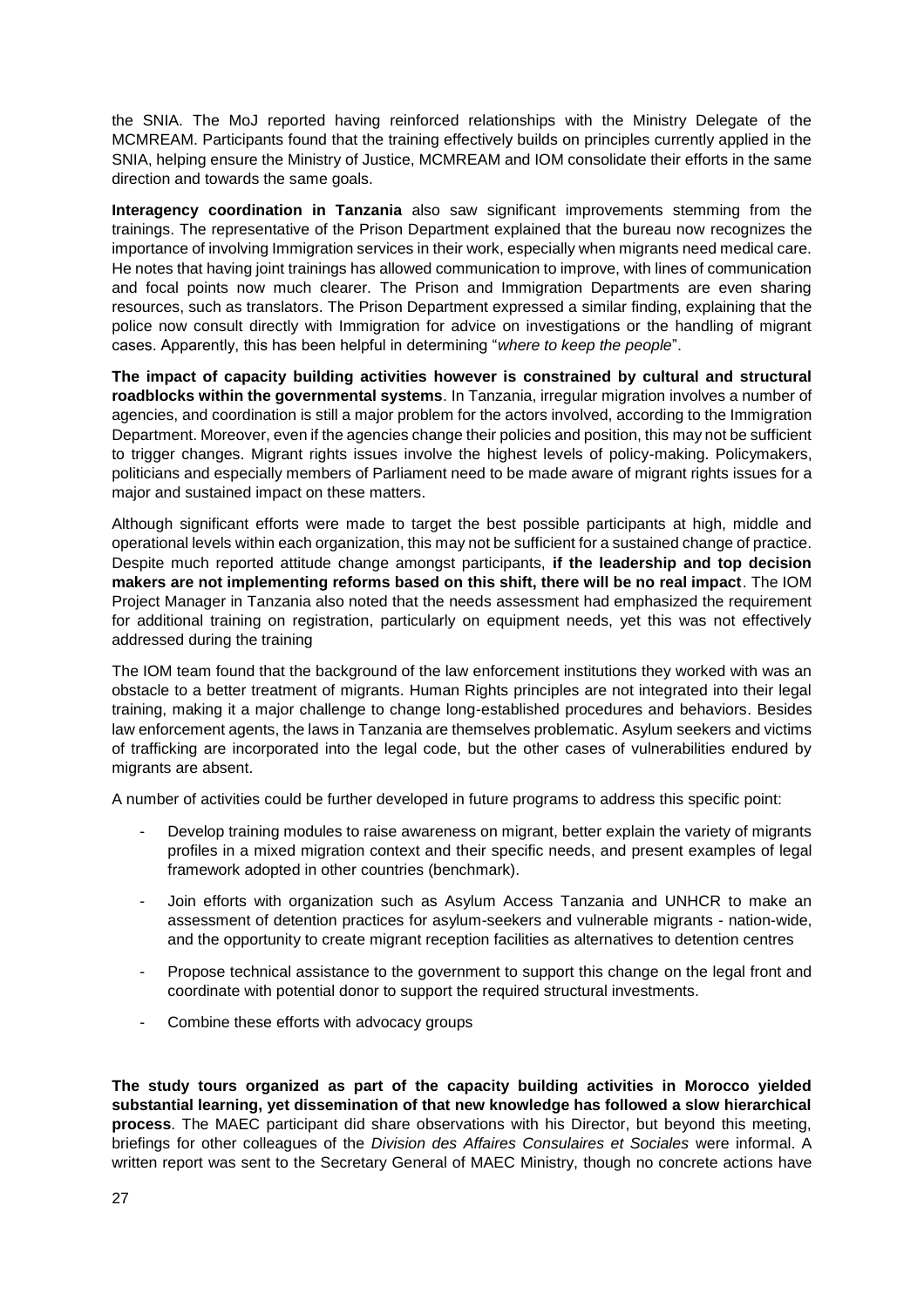the SNIA. The MoJ reported having reinforced relationships with the Ministry Delegate of the MCMREAM. Participants found that the training effectively builds on principles currently applied in the SNIA, helping ensure the Ministry of Justice, MCMREAM and IOM consolidate their efforts in the same direction and towards the same goals.

**Interagency coordination in Tanzania** also saw significant improvements stemming from the trainings. The representative of the Prison Department explained that the bureau now recognizes the importance of involving Immigration services in their work, especially when migrants need medical care. He notes that having joint trainings has allowed communication to improve, with lines of communication and focal points now much clearer. The Prison and Immigration Departments are even sharing resources, such as translators. The Prison Department expressed a similar finding, explaining that the police now consult directly with Immigration for advice on investigations or the handling of migrant cases. Apparently, this has been helpful in determining "*where to keep the people*".

**The impact of capacity building activities however is constrained by cultural and structural roadblocks within the governmental systems**. In Tanzania, irregular migration involves a number of agencies, and coordination is still a major problem for the actors involved, according to the Immigration Department. Moreover, even if the agencies change their policies and position, this may not be sufficient to trigger changes. Migrant rights issues involve the highest levels of policy-making. Policymakers, politicians and especially members of Parliament need to be made aware of migrant rights issues for a major and sustained impact on these matters.

Although significant efforts were made to target the best possible participants at high, middle and operational levels within each organization, this may not be sufficient for a sustained change of practice. Despite much reported attitude change amongst participants, **if the leadership and top decision makers are not implementing reforms based on this shift, there will be no real impact**. The IOM Project Manager in Tanzania also noted that the needs assessment had emphasized the requirement for additional training on registration, particularly on equipment needs, yet this was not effectively addressed during the training

The IOM team found that the background of the law enforcement institutions they worked with was an obstacle to a better treatment of migrants. Human Rights principles are not integrated into their legal training, making it a major challenge to change long-established procedures and behaviors. Besides law enforcement agents, the laws in Tanzania are themselves problematic. Asylum seekers and victims of trafficking are incorporated into the legal code, but the other cases of vulnerabilities endured by migrants are absent.

A number of activities could be further developed in future programs to address this specific point:

- Develop training modules to raise awareness on migrant, better explain the variety of migrants profiles in a mixed migration context and their specific needs, and present examples of legal framework adopted in other countries (benchmark).
- Join efforts with organization such as Asylum Access Tanzania and UNHCR to make an assessment of detention practices for asylum-seekers and vulnerable migrants - nation-wide, and the opportunity to create migrant reception facilities as alternatives to detention centres
- Propose technical assistance to the government to support this change on the legal front and coordinate with potential donor to support the required structural investments.
- Combine these efforts with advocacy groups

**The study tours organized as part of the capacity building activities in Morocco yielded substantial learning, yet dissemination of that new knowledge has followed a slow hierarchical process**. The MAEC participant did share observations with his Director, but beyond this meeting, briefings for other colleagues of the *Division des Affaires Consulaires et Sociales* were informal. A written report was sent to the Secretary General of MAEC Ministry, though no concrete actions have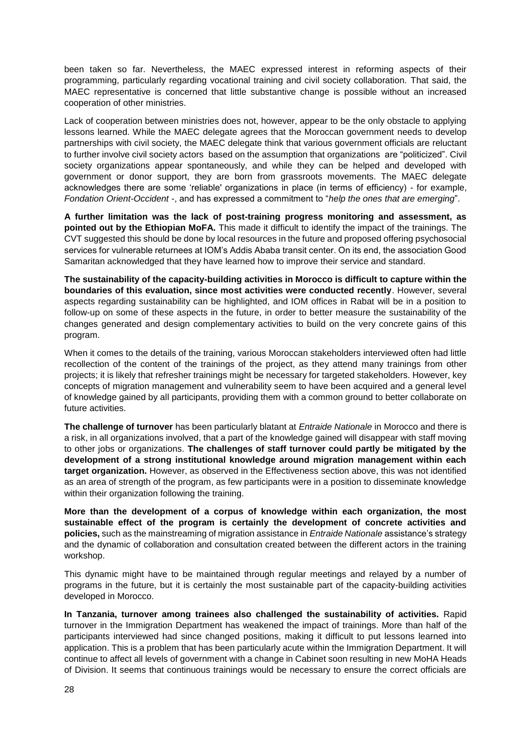been taken so far. Nevertheless, the MAEC expressed interest in reforming aspects of their programming, particularly regarding vocational training and civil society collaboration. That said, the MAEC representative is concerned that little substantive change is possible without an increased cooperation of other ministries.

Lack of cooperation between ministries does not, however, appear to be the only obstacle to applying lessons learned. While the MAEC delegate agrees that the Moroccan government needs to develop partnerships with civil society, the MAEC delegate think that various government officials are reluctant to further involve civil society actors based on the assumption that organizations are "politicized". Civil society organizations appear spontaneously, and while they can be helped and developed with government or donor support, they are born from grassroots movements. The MAEC delegate acknowledges there are some 'reliable' organizations in place (in terms of efficiency) - for example, *Fondation Orient-Occident* -, and has expressed a commitment to "*help the ones that are emerging*".

**A further limitation was the lack of post-training progress monitoring and assessment, as pointed out by the Ethiopian MoFA.** This made it difficult to identify the impact of the trainings. The CVT suggested this should be done by local resources in the future and proposed offering psychosocial services for vulnerable returnees at IOM's Addis Ababa transit center. On its end, the association Good Samaritan acknowledged that they have learned how to improve their service and standard.

**The sustainability of the capacity-building activities in Morocco is difficult to capture within the boundaries of this evaluation, since most activities were conducted recently**. However, several aspects regarding sustainability can be highlighted, and IOM offices in Rabat will be in a position to follow-up on some of these aspects in the future, in order to better measure the sustainability of the changes generated and design complementary activities to build on the very concrete gains of this program.

When it comes to the details of the training, various Moroccan stakeholders interviewed often had little recollection of the content of the trainings of the project, as they attend many trainings from other projects; it is likely that refresher trainings might be necessary for targeted stakeholders. However, key concepts of migration management and vulnerability seem to have been acquired and a general level of knowledge gained by all participants, providing them with a common ground to better collaborate on future activities.

**The challenge of turnover** has been particularly blatant at *Entraide Nationale* in Morocco and there is a risk, in all organizations involved, that a part of the knowledge gained will disappear with staff moving to other jobs or organizations. **The challenges of staff turnover could partly be mitigated by the development of a strong institutional knowledge around migration management within each target organization.** However, as observed in the Effectiveness section above, this was not identified as an area of strength of the program, as few participants were in a position to disseminate knowledge within their organization following the training.

**More than the development of a corpus of knowledge within each organization, the most sustainable effect of the program is certainly the development of concrete activities and policies,** such as the mainstreaming of migration assistance in *Entraide Nationale* assistance's strategy and the dynamic of collaboration and consultation created between the different actors in the training workshop.

This dynamic might have to be maintained through regular meetings and relayed by a number of programs in the future, but it is certainly the most sustainable part of the capacity-building activities developed in Morocco.

**In Tanzania, turnover among trainees also challenged the sustainability of activities.** Rapid turnover in the Immigration Department has weakened the impact of trainings. More than half of the participants interviewed had since changed positions, making it difficult to put lessons learned into application. This is a problem that has been particularly acute within the Immigration Department. It will continue to affect all levels of government with a change in Cabinet soon resulting in new MoHA Heads of Division. It seems that continuous trainings would be necessary to ensure the correct officials are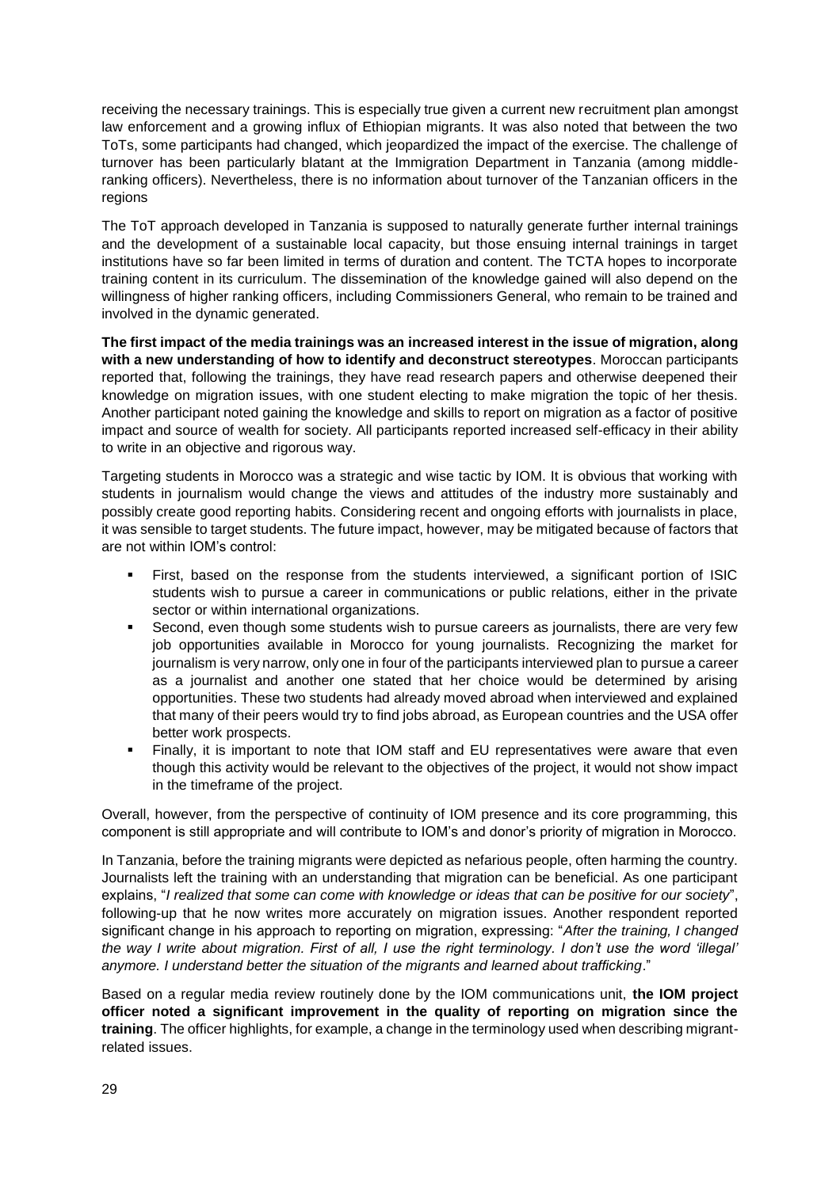receiving the necessary trainings. This is especially true given a current new recruitment plan amongst law enforcement and a growing influx of Ethiopian migrants. It was also noted that between the two ToTs, some participants had changed, which jeopardized the impact of the exercise. The challenge of turnover has been particularly blatant at the Immigration Department in Tanzania (among middle-ranking officers). Nevertheless, there is no information about turnover of the Tanzanian officers in the regions

The ToT approach developed in Tanzania is supposed to naturally generate further internal trainings and the development of a sustainable local capacity, but those ensuing internal trainings in target institutions have so far been limited in terms of duration and content. The TCTA hopes to incorporate training content in its curriculum. The dissemination of the knowledge gained will also depend on the willingness of higher ranking officers, including Commissioners General, who remain to be trained and involved in the dynamic generated.

**The first impact of the media trainings was an increased interest in the issue of migration, along with a new understanding of how to identify and deconstruct stereotypes**. Moroccan participants reported that, following the trainings, they have read research papers and otherwise deepened their knowledge on migration issues, with one student electing to make migration the topic of her thesis. Another participant noted gaining the knowledge and skills to report on migration as a factor of positive impact and source of wealth for society. All participants reported increased self-efficacy in their ability to write in an objective and rigorous way.

Targeting students in Morocco was a strategic and wise tactic by IOM. It is obvious that working with students in journalism would change the views and attitudes of the industry more sustainably and possibly create good reporting habits. Considering recent and ongoing efforts with journalists in place, it was sensible to target students. The future impact, however, may be mitigated because of factors that are not within IOM's control:

- First, based on the response from the students interviewed, a significant portion of ISIC students wish to pursue a career in communications or public relations, either in the private sector or within international organizations.
- Second, even though some students wish to pursue careers as journalists, there are very few job opportunities available in Morocco for young journalists. Recognizing the market for journalism is very narrow, only one in four of the participants interviewed plan to pursue a career as a journalist and another one stated that her choice would be determined by arising opportunities. These two students had already moved abroad when interviewed and explained that many of their peers would try to find jobs abroad, as European countries and the USA offer better work prospects.
- Finally, it is important to note that IOM staff and EU representatives were aware that even though this activity would be relevant to the objectives of the project, it would not show impact in the timeframe of the project.

Overall, however, from the perspective of continuity of IOM presence and its core programming, this component is still appropriate and will contribute to IOM's and donor's priority of migration in Morocco.

In Tanzania, before the training migrants were depicted as nefarious people, often harming the country. Journalists left the training with an understanding that migration can be beneficial. As one participant explains, "*I realized that some can come with knowledge or ideas that can be positive for our society*", following-up that he now writes more accurately on migration issues. Another respondent reported significant change in his approach to reporting on migration, expressing: "*After the training, I changed the way I write about migration. First of all, I use the right terminology. I don't use the word 'illegal' anymore. I understand better the situation of the migrants and learned about trafficking*."

Based on a regular media review routinely done by the IOM communications unit, **the IOM project officer noted a significant improvement in the quality of reporting on migration since the training**. The officer highlights, for example, a change in the terminology used when describing migrant-related issues.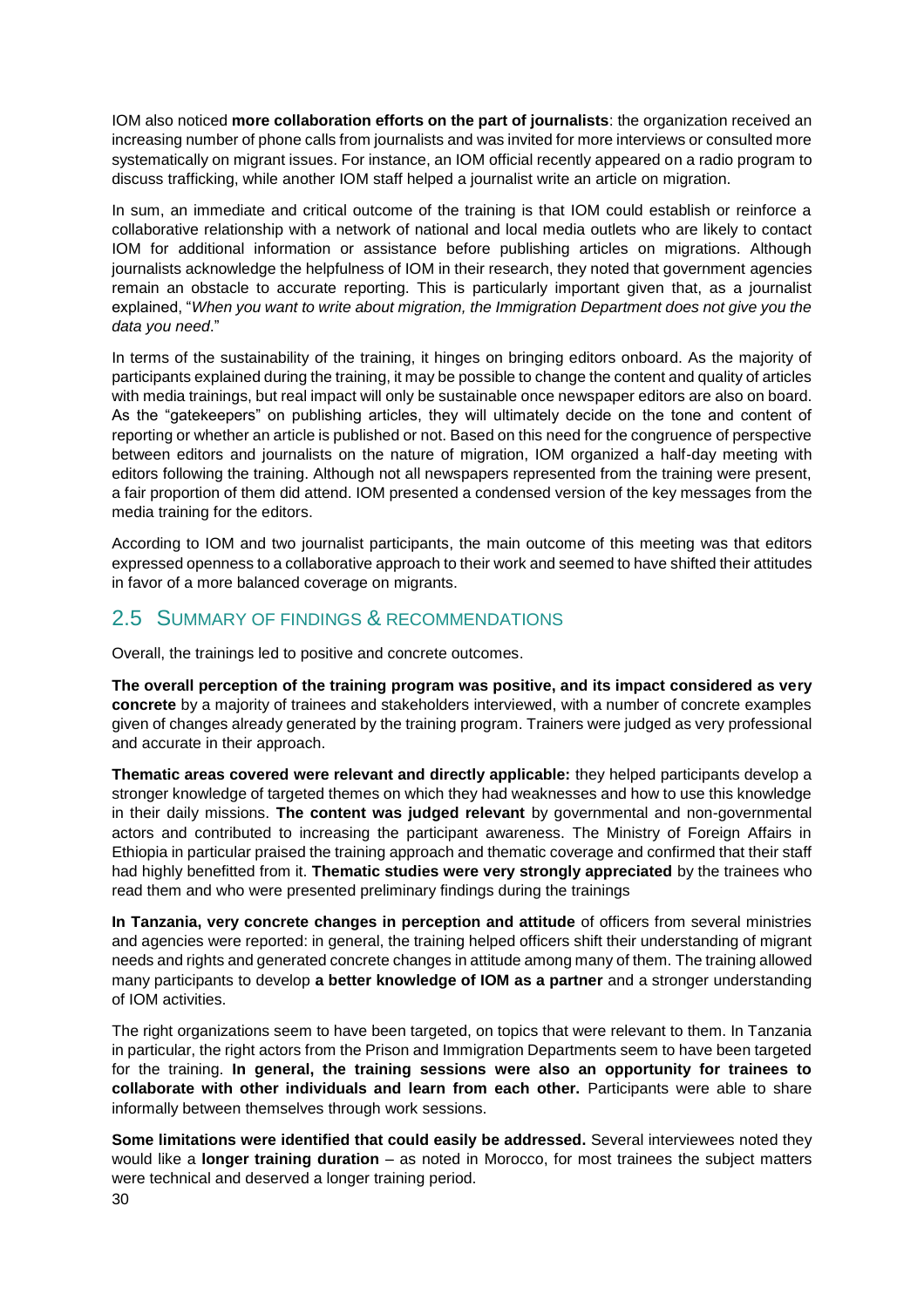IOM also noticed **more collaboration efforts on the part of journalists**: the organization received an increasing number of phone calls from journalists and was invited for more interviews or consulted more systematically on migrant issues. For instance, an IOM official recently appeared on a radio program to discuss trafficking, while another IOM staff helped a journalist write an article on migration.

In sum, an immediate and critical outcome of the training is that IOM could establish or reinforce a collaborative relationship with a network of national and local media outlets who are likely to contact IOM for additional information or assistance before publishing articles on migrations. Although journalists acknowledge the helpfulness of IOM in their research, they noted that government agencies remain an obstacle to accurate reporting. This is particularly important given that, as a journalist explained, "*When you want to write about migration, the Immigration Department does not give you the data you need*."

In terms of the sustainability of the training, it hinges on bringing editors onboard. As the majority of participants explained during the training, it may be possible to change the content and quality of articles with media trainings, but real impact will only be sustainable once newspaper editors are also on board. As the "gatekeepers" on publishing articles, they will ultimately decide on the tone and content of reporting or whether an article is published or not. Based on this need for the congruence of perspective between editors and journalists on the nature of migration, IOM organized a half-day meeting with editors following the training. Although not all newspapers represented from the training were present, a fair proportion of them did attend. IOM presented a condensed version of the key messages from the media training for the editors.

According to IOM and two journalist participants, the main outcome of this meeting was that editors expressed openness to a collaborative approach to their work and seemed to have shifted their attitudes in favor of a more balanced coverage on migrants.

## 2.5 Summary of Findings & Recommendations

Overall, the trainings led to positive and concrete outcomes.

**The overall perception of the training program was positive, and its impact considered as very concrete** by a majority of trainees and stakeholders interviewed, with a number of concrete examples given of changes already generated by the training program. Trainers were judged as very professional and accurate in their approach.

**Thematic areas covered were relevant and directly applicable:** they helped participants develop a stronger knowledge of targeted themes on which they had weaknesses and how to use this knowledge in their daily missions. **The content was judged relevant** by governmental and non-governmental actors and contributed to increasing the participant awareness. The Ministry of Foreign Affairs in Ethiopia in particular praised the training approach and thematic coverage and confirmed that their staff had highly benefitted from it. **Thematic studies were very strongly appreciated** by the trainees who read them and who were presented preliminary findings during the trainings

**In Tanzania, very concrete changes in perception and attitude** of officers from several ministries and agencies were reported: in general, the training helped officers shift their understanding of migrant needs and rights and generated concrete changes in attitude among many of them. The training allowed many participants to develop **a better knowledge of IOM as a partner** and a stronger understanding of IOM activities.

The right organizations seem to have been targeted, on topics that were relevant to them. In Tanzania in particular, the right actors from the Prison and Immigration Departments seem to have been targeted for the training. **In general, the training sessions were also an opportunity for trainees to collaborate with other individuals and learn from each other.** Participants were able to share informally between themselves through work sessions.

**Some limitations were identified that could easily be addressed.** Several interviewees noted they would like a **longer training duration** – as noted in Morocco, for most trainees the subject matters were technical and deserved a longer training period.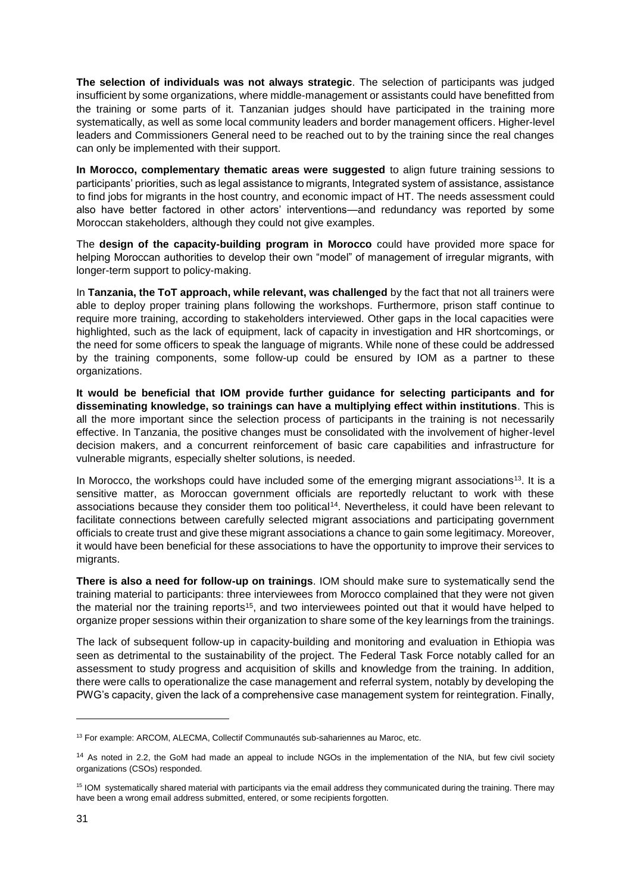**The selection of individuals was not always strategic**. The selection of participants was judged insufficient by some organizations, where middle-management or assistants could have benefitted from the training or some parts of it. Tanzanian judges should have participated in the training more systematically, as well as some local community leaders and border management officers. Higher-level leaders and Commissioners General need to be reached out to by the training since the real changes can only be implemented with their support.

**In Morocco, complementary thematic areas were suggested** to align future training sessions to participants' priorities, such as legal assistance to migrants, Integrated system of assistance, assistance to find jobs for migrants in the host country, and economic impact of HT. The needs assessment could also have better factored in other actors' interventions—and redundancy was reported by some Moroccan stakeholders, although they could not give examples.

The **design of the capacity-building program in Morocco** could have provided more space for helping Moroccan authorities to develop their own "model" of management of irregular migrants, with longer-term support to policy-making.

In **Tanzania, the ToT approach, while relevant, was challenged** by the fact that not all trainers were able to deploy proper training plans following the workshops. Furthermore, prison staff continue to require more training, according to stakeholders interviewed. Other gaps in the local capacities were highlighted, such as the lack of equipment, lack of capacity in investigation and HR shortcomings, or the need for some officers to speak the language of migrants. While none of these could be addressed by the training components, some follow-up could be ensured by IOM as a partner to these organizations.

**It would be beneficial that IOM provide further guidance for selecting participants and for disseminating knowledge, so trainings can have a multiplying effect within institutions**. This is all the more important since the selection process of participants in the training is not necessarily effective. In Tanzania, the positive changes must be consolidated with the involvement of higher-level decision makers, and a concurrent reinforcement of basic care capabilities and infrastructure for vulnerable migrants, especially shelter solutions, is needed.

In Morocco, the workshops could have included some of the emerging migrant associations[13]. It is a sensitive matter, as Moroccan government officials are reportedly reluctant to work with these associations because they consider them too political[14]. Nevertheless, it could have been relevant to facilitate connections between carefully selected migrant associations and participating government officials to create trust and give these migrant associations a chance to gain some legitimacy. Moreover, it would have been beneficial for these associations to have the opportunity to improve their services to migrants.

**There is also a need for follow-up on trainings**. IOM should make sure to systematically send the training material to participants: three interviewees from Morocco complained that they were not given the material nor the training reports[15], and two interviewees pointed out that it would have helped to organize proper sessions within their organization to share some of the key learnings from the trainings.

The lack of subsequent follow-up in capacity-building and monitoring and evaluation in Ethiopia was seen as detrimental to the sustainability of the project. The Federal Task Force notably called for an assessment to study progress and acquisition of skills and knowledge from the training. In addition, there were calls to operationalize the case management and referral system, notably by developing the PWG's capacity, given the lack of a comprehensive case management system for reintegration. Finally,

---

[13] For example: ARCOM, ALECMA, Collectif Communautés sub-sahariennes au Maroc, etc.

[14] As noted in 2.2, the GoM had made an appeal to include NGOs in the implementation of the NIA, but few civil society organizations (CSOs) responded.

[15] IOM systematically shared material with participants via the email address they communicated during the training. There may have been a wrong email address submitted, entered, or some recipients forgotten.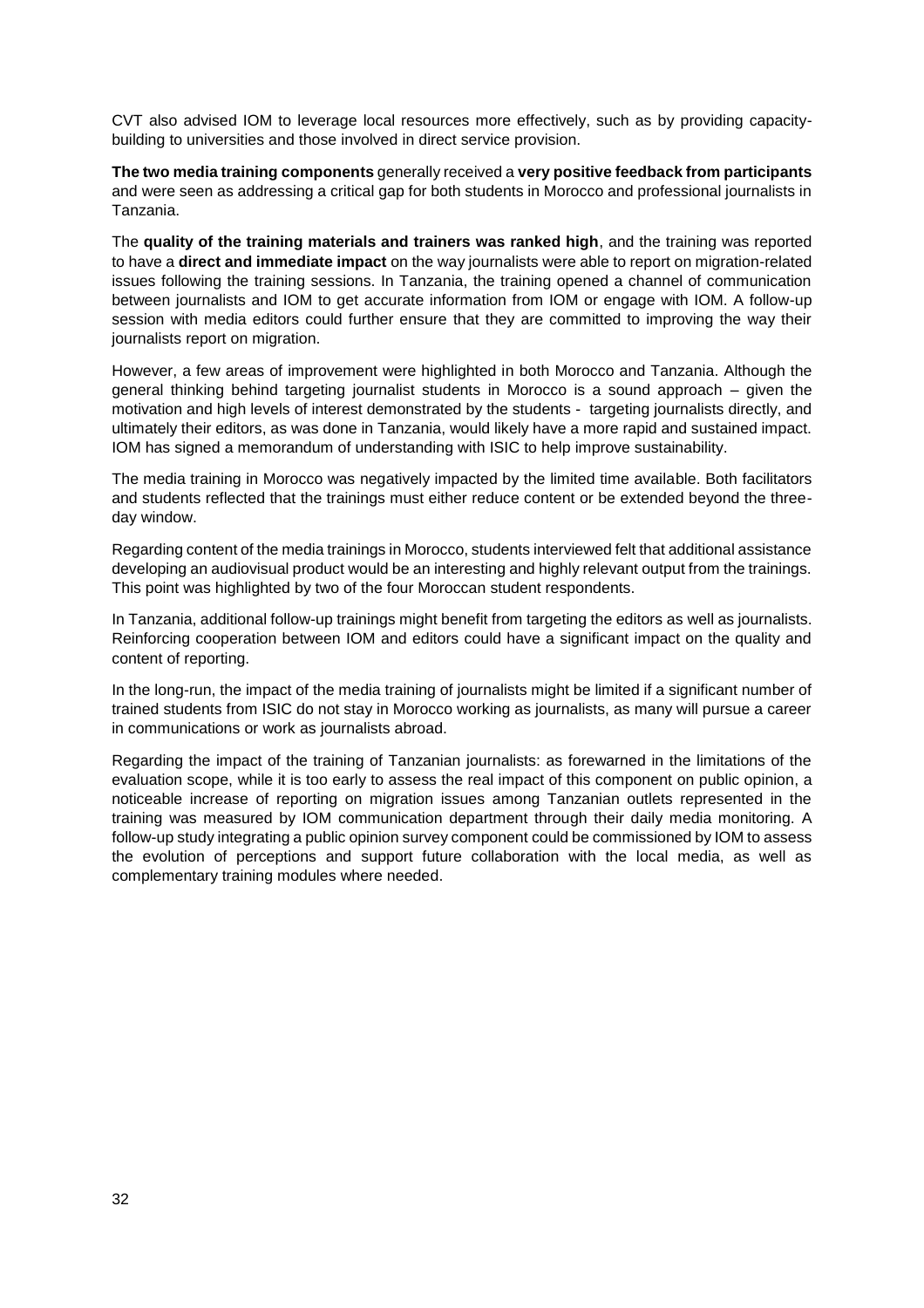CVT also advised IOM to leverage local resources more effectively, such as by providing capacity-building to universities and those involved in direct service provision.

**The two media training components** generally received a **very positive feedback from participants** and were seen as addressing a critical gap for both students in Morocco and professional journalists in Tanzania.

The **quality of the training materials and trainers was ranked high**, and the training was reported to have a **direct and immediate impact** on the way journalists were able to report on migration-related issues following the training sessions. In Tanzania, the training opened a channel of communication between journalists and IOM to get accurate information from IOM or engage with IOM. A follow-up session with media editors could further ensure that they are committed to improving the way their journalists report on migration.

However, a few areas of improvement were highlighted in both Morocco and Tanzania. Although the general thinking behind targeting journalist students in Morocco is a sound approach – given the motivation and high levels of interest demonstrated by the students - targeting journalists directly, and ultimately their editors, as was done in Tanzania, would likely have a more rapid and sustained impact. IOM has signed a memorandum of understanding with ISIC to help improve sustainability.

The media training in Morocco was negatively impacted by the limited time available. Both facilitators and students reflected that the trainings must either reduce content or be extended beyond the three-day window.

Regarding content of the media trainings in Morocco, students interviewed felt that additional assistance developing an audiovisual product would be an interesting and highly relevant output from the trainings. This point was highlighted by two of the four Moroccan student respondents.

In Tanzania, additional follow-up trainings might benefit from targeting the editors as well as journalists. Reinforcing cooperation between IOM and editors could have a significant impact on the quality and content of reporting.

In the long-run, the impact of the media training of journalists might be limited if a significant number of trained students from ISIC do not stay in Morocco working as journalists, as many will pursue a career in communications or work as journalists abroad.

Regarding the impact of the training of Tanzanian journalists: as forewarned in the limitations of the evaluation scope, while it is too early to assess the real impact of this component on public opinion, a noticeable increase of reporting on migration issues among Tanzanian outlets represented in the training was measured by IOM communication department through their daily media monitoring. A follow-up study integrating a public opinion survey component could be commissioned by IOM to assess the evolution of perceptions and support future collaboration with the local media, as well as complementary training modules where needed.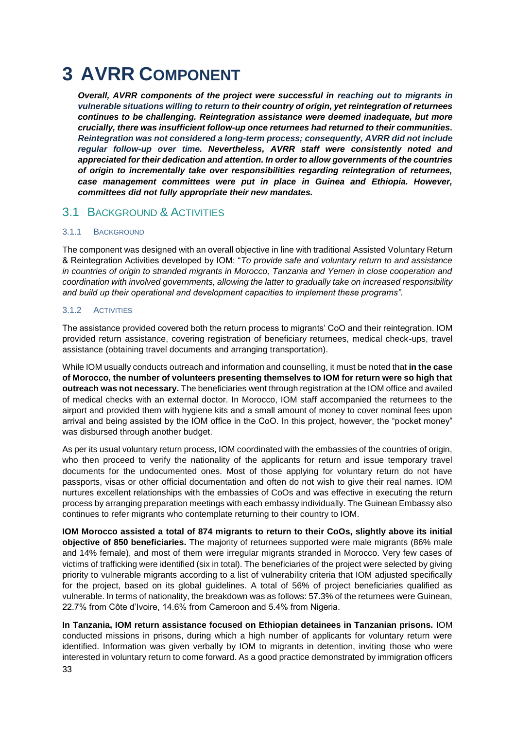# 3 AVRR COMPONENT

***Overall, AVRR components of the project were successful in reaching out to migrants in vulnerable situations willing to return to their country of origin, yet reintegration of returnees continues to be challenging. Reintegration assistance were deemed inadequate, but more crucially, there was insufficient follow-up once returnees had returned to their communities. Reintegration was not considered a long-term process; consequently, AVRR did not include regular follow-up over time. Nevertheless, AVRR staff were consistently noted and appreciated for their dedication and attention. In order to allow governments of the countries of origin to incrementally take over responsibilities regarding reintegration of returnees, case management committees were put in place in Guinea and Ethiopia. However, committees did not fully appropriate their new mandates.***

## 3.1 BACKGROUND & ACTIVITIES

### 3.1.1 BACKGROUND

The component was designed with an overall objective in line with traditional Assisted Voluntary Return & Reintegration Activities developed by IOM: "*To provide safe and voluntary return to and assistance in countries of origin to stranded migrants in Morocco, Tanzania and Yemen in close cooperation and coordination with involved governments, allowing the latter to gradually take on increased responsibility and build up their operational and development capacities to implement these programs"*.

### 3.1.2 ACTIVITIES

The assistance provided covered both the return process to migrants' CoO and their reintegration. IOM provided return assistance, covering registration of beneficiary returnees, medical check-ups, travel assistance (obtaining travel documents and arranging transportation).

While IOM usually conducts outreach and information and counselling, it must be noted that **in the case of Morocco, the number of volunteers presenting themselves to IOM for return were so high that outreach was not necessary.** The beneficiaries went through registration at the IOM office and availed of medical checks with an external doctor. In Morocco, IOM staff accompanied the returnees to the airport and provided them with hygiene kits and a small amount of money to cover nominal fees upon arrival and being assisted by the IOM office in the CoO. In this project, however, the "pocket money" was disbursed through another budget.

As per its usual voluntary return process, IOM coordinated with the embassies of the countries of origin, who then proceed to verify the nationality of the applicants for return and issue temporary travel documents for the undocumented ones. Most of those applying for voluntary return do not have passports, visas or other official documentation and often do not wish to give their real names. IOM nurtures excellent relationships with the embassies of CoOs and was effective in executing the return process by arranging preparation meetings with each embassy individually. The Guinean Embassy also continues to refer migrants who contemplate returning to their country to IOM.

**IOM Morocco assisted a total of 874 migrants to return to their CoOs, slightly above its initial objective of 850 beneficiaries.** The majority of returnees supported were male migrants (86% male and 14% female), and most of them were irregular migrants stranded in Morocco. Very few cases of victims of trafficking were identified (six in total). The beneficiaries of the project were selected by giving priority to vulnerable migrants according to a list of vulnerability criteria that IOM adjusted specifically for the project, based on its global guidelines. A total of 56% of project beneficiaries qualified as vulnerable. In terms of nationality, the breakdown was as follows: 57.3% of the returnees were Guinean, 22.7% from Côte d'Ivoire, 14.6% from Cameroon and 5.4% from Nigeria.

**In Tanzania, IOM return assistance focused on Ethiopian detainees in Tanzanian prisons.** IOM conducted missions in prisons, during which a high number of applicants for voluntary return were identified. Information was given verbally by IOM to migrants in detention, inviting those who were interested in voluntary return to come forward. As a good practice demonstrated by immigration officers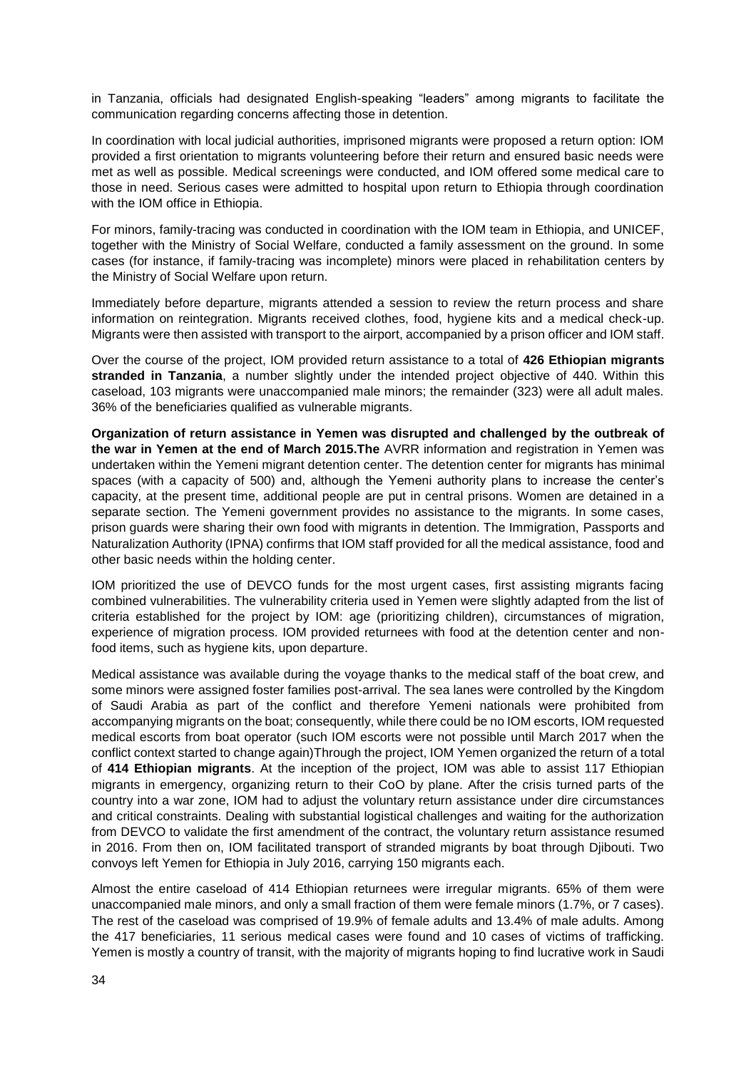in Tanzania, officials had designated English-speaking "leaders" among migrants to facilitate the communication regarding concerns affecting those in detention.

In coordination with local judicial authorities, imprisoned migrants were proposed a return option: IOM provided a first orientation to migrants volunteering before their return and ensured basic needs were met as well as possible. Medical screenings were conducted, and IOM offered some medical care to those in need. Serious cases were admitted to hospital upon return to Ethiopia through coordination with the IOM office in Ethiopia.

For minors, family-tracing was conducted in coordination with the IOM team in Ethiopia, and UNICEF, together with the Ministry of Social Welfare, conducted a family assessment on the ground. In some cases (for instance, if family-tracing was incomplete) minors were placed in rehabilitation centers by the Ministry of Social Welfare upon return.

Immediately before departure, migrants attended a session to review the return process and share information on reintegration. Migrants received clothes, food, hygiene kits and a medical check-up. Migrants were then assisted with transport to the airport, accompanied by a prison officer and IOM staff.

Over the course of the project, IOM provided return assistance to a total of **426 Ethiopian migrants stranded in Tanzania**, a number slightly under the intended project objective of 440. Within this caseload, 103 migrants were unaccompanied male minors; the remainder (323) were all adult males. 36% of the beneficiaries qualified as vulnerable migrants.

**Organization of return assistance in Yemen was disrupted and challenged by the outbreak of the war in Yemen at the end of March 2015.The** AVRR information and registration in Yemen was undertaken within the Yemeni migrant detention center. The detention center for migrants has minimal spaces (with a capacity of 500) and, although the Yemeni authority plans to increase the center's capacity, at the present time, additional people are put in central prisons. Women are detained in a separate section. The Yemeni government provides no assistance to the migrants. In some cases, prison guards were sharing their own food with migrants in detention. The Immigration, Passports and Naturalization Authority (IPNA) confirms that IOM staff provided for all the medical assistance, food and other basic needs within the holding center.

IOM prioritized the use of DEVCO funds for the most urgent cases, first assisting migrants facing combined vulnerabilities. The vulnerability criteria used in Yemen were slightly adapted from the list of criteria established for the project by IOM: age (prioritizing children), circumstances of migration, experience of migration process. IOM provided returnees with food at the detention center and non-food items, such as hygiene kits, upon departure.

Medical assistance was available during the voyage thanks to the medical staff of the boat crew, and some minors were assigned foster families post-arrival. The sea lanes were controlled by the Kingdom of Saudi Arabia as part of the conflict and therefore Yemeni nationals were prohibited from accompanying migrants on the boat; consequently, while there could be no IOM escorts, IOM requested medical escorts from boat operator (such IOM escorts were not possible until March 2017 when the conflict context started to change again)Through the project, IOM Yemen organized the return of a total of **414 Ethiopian migrants**. At the inception of the project, IOM was able to assist 117 Ethiopian migrants in emergency, organizing return to their CoO by plane. After the crisis turned parts of the country into a war zone, IOM had to adjust the voluntary return assistance under dire circumstances and critical constraints. Dealing with substantial logistical challenges and waiting for the authorization from DEVCO to validate the first amendment of the contract, the voluntary return assistance resumed in 2016. From then on, IOM facilitated transport of stranded migrants by boat through Djibouti. Two convoys left Yemen for Ethiopia in July 2016, carrying 150 migrants each.

Almost the entire caseload of 414 Ethiopian returnees were irregular migrants. 65% of them were unaccompanied male minors, and only a small fraction of them were female minors (1.7%, or 7 cases). The rest of the caseload was comprised of 19.9% of female adults and 13.4% of male adults. Among the 417 beneficiaries, 11 serious medical cases were found and 10 cases of victims of trafficking. Yemen is mostly a country of transit, with the majority of migrants hoping to find lucrative work in Saudi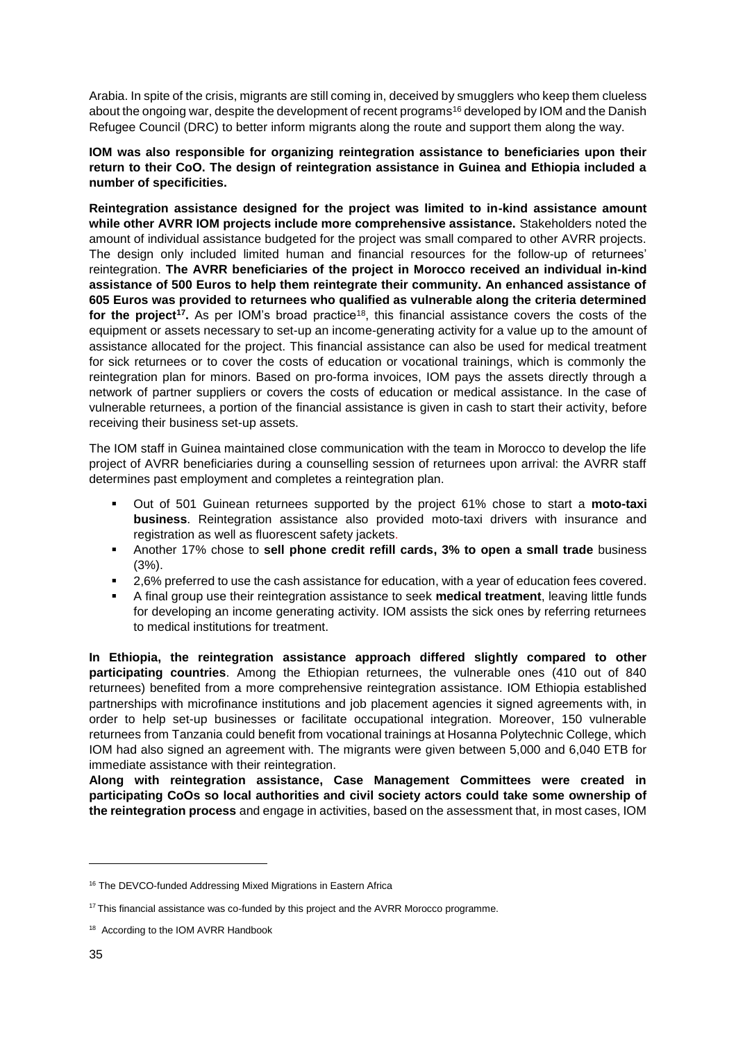Arabia. In spite of the crisis, migrants are still coming in, deceived by smugglers who keep them clueless about the ongoing war, despite the development of recent programs[16] developed by IOM and the Danish Refugee Council (DRC) to better inform migrants along the route and support them along the way.

**IOM was also responsible for organizing reintegration assistance to beneficiaries upon their return to their CoO. The design of reintegration assistance in Guinea and Ethiopia included a number of specificities.**

**Reintegration assistance designed for the project was limited to in-kind assistance amount while other AVRR IOM projects include more comprehensive assistance.** Stakeholders noted the amount of individual assistance budgeted for the project was small compared to other AVRR projects. The design only included limited human and financial resources for the follow-up of returnees' reintegration. **The AVRR beneficiaries of the project in Morocco received an individual in-kind assistance of 500 Euros to help them reintegrate their community. An enhanced assistance of 605 Euros was provided to returnees who qualified as vulnerable along the criteria determined for the project[17].** As per IOM's broad practice[18], this financial assistance covers the costs of the equipment or assets necessary to set-up an income-generating activity for a value up to the amount of assistance allocated for the project. This financial assistance can also be used for medical treatment for sick returnees or to cover the costs of education or vocational trainings, which is commonly the reintegration plan for minors. Based on pro-forma invoices, IOM pays the assets directly through a network of partner suppliers or covers the costs of education or medical assistance. In the case of vulnerable returnees, a portion of the financial assistance is given in cash to start their activity, before receiving their business set-up assets.

The IOM staff in Guinea maintained close communication with the team in Morocco to develop the life project of AVRR beneficiaries during a counselling session of returnees upon arrival: the AVRR staff determines past employment and completes a reintegration plan.

- Out of 501 Guinean returnees supported by the project 61% chose to start a **moto-taxi business**. Reintegration assistance also provided moto-taxi drivers with insurance and registration as well as fluorescent safety jackets.
- Another 17% chose to **sell phone credit refill cards, 3% to open a small trade** business (3%).
- 2,6% preferred to use the cash assistance for education, with a year of education fees covered.
- A final group use their reintegration assistance to seek **medical treatment**, leaving little funds for developing an income generating activity. IOM assists the sick ones by referring returnees to medical institutions for treatment.

**In Ethiopia, the reintegration assistance approach differed slightly compared to other participating countries**. Among the Ethiopian returnees, the vulnerable ones (410 out of 840 returnees) benefited from a more comprehensive reintegration assistance. IOM Ethiopia established partnerships with microfinance institutions and job placement agencies it signed agreements with, in order to help set-up businesses or facilitate occupational integration. Moreover, 150 vulnerable returnees from Tanzania could benefit from vocational trainings at Hosanna Polytechnic College, which IOM had also signed an agreement with. The migrants were given between 5,000 and 6,040 ETB for immediate assistance with their reintegration.

**Along with reintegration assistance, Case Management Committees were created in participating CoOs so local authorities and civil society actors could take some ownership of the reintegration process** and engage in activities, based on the assessment that, in most cases, IOM

---

[16] The DEVCO-funded Addressing Mixed Migrations in Eastern Africa

[17] This financial assistance was co-funded by this project and the AVRR Morocco programme.

[18] According to the IOM AVRR Handbook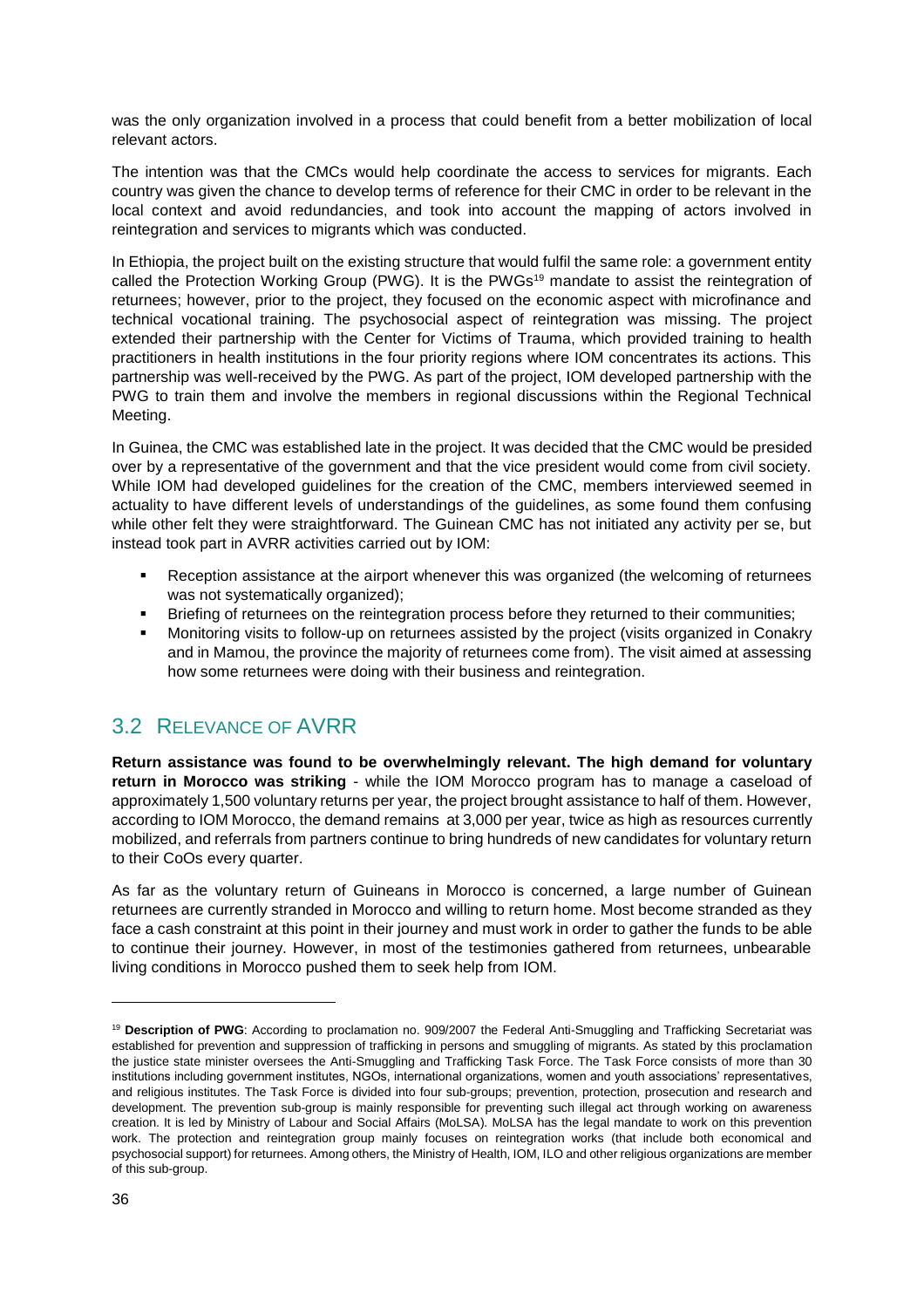was the only organization involved in a process that could benefit from a better mobilization of local relevant actors.

The intention was that the CMCs would help coordinate the access to services for migrants. Each country was given the chance to develop terms of reference for their CMC in order to be relevant in the local context and avoid redundancies, and took into account the mapping of actors involved in reintegration and services to migrants which was conducted.

In Ethiopia, the project built on the existing structure that would fulfil the same role: a government entity called the Protection Working Group (PWG). It is the PWGs[19] mandate to assist the reintegration of returnees; however, prior to the project, they focused on the economic aspect with microfinance and technical vocational training. The psychosocial aspect of reintegration was missing. The project extended their partnership with the Center for Victims of Trauma, which provided training to health practitioners in health institutions in the four priority regions where IOM concentrates its actions. This partnership was well-received by the PWG. As part of the project, IOM developed partnership with the PWG to train them and involve the members in regional discussions within the Regional Technical Meeting.

In Guinea, the CMC was established late in the project. It was decided that the CMC would be presided over by a representative of the government and that the vice president would come from civil society. While IOM had developed guidelines for the creation of the CMC, members interviewed seemed in actuality to have different levels of understandings of the guidelines, as some found them confusing while other felt they were straightforward. The Guinean CMC has not initiated any activity per se, but instead took part in AVRR activities carried out by IOM:

- Reception assistance at the airport whenever this was organized (the welcoming of returnees was not systematically organized);
- Briefing of returnees on the reintegration process before they returned to their communities;
- Monitoring visits to follow-up on returnees assisted by the project (visits organized in Conakry and in Mamou, the province the majority of returnees come from). The visit aimed at assessing how some returnees were doing with their business and reintegration.

## 3.2 Relevance of AVRR

**Return assistance was found to be overwhelmingly relevant. The high demand for voluntary return in Morocco was striking** - while the IOM Morocco program has to manage a caseload of approximately 1,500 voluntary returns per year, the project brought assistance to half of them. However, according to IOM Morocco, the demand remains at 3,000 per year, twice as high as resources currently mobilized, and referrals from partners continue to bring hundreds of new candidates for voluntary return to their CoOs every quarter.

As far as the voluntary return of Guineans in Morocco is concerned, a large number of Guinean returnees are currently stranded in Morocco and willing to return home. Most become stranded as they face a cash constraint at this point in their journey and must work in order to gather the funds to be able to continue their journey. However, in most of the testimonies gathered from returnees, unbearable living conditions in Morocco pushed them to seek help from IOM.

---

[19] **Description of PWG**: According to proclamation no. 909/2007 the Federal Anti-Smuggling and Trafficking Secretariat was established for prevention and suppression of trafficking in persons and smuggling of migrants. As stated by this proclamation the justice state minister oversees the Anti-Smuggling and Trafficking Task Force. The Task Force consists of more than 30 institutions including government institutes, NGOs, international organizations, women and youth associations' representatives, and religious institutes. The Task Force is divided into four sub-groups; prevention, protection, prosecution and research and development. The prevention sub-group is mainly responsible for preventing such illegal act through working on awareness creation. It is led by Ministry of Labour and Social Affairs (MoLSA). MoLSA has the legal mandate to work on this prevention work. The protection and reintegration group mainly focuses on reintegration works (that include both economical and psychosocial support) for returnees. Among others, the Ministry of Health, IOM, ILO and other religious organizations are member of this sub-group.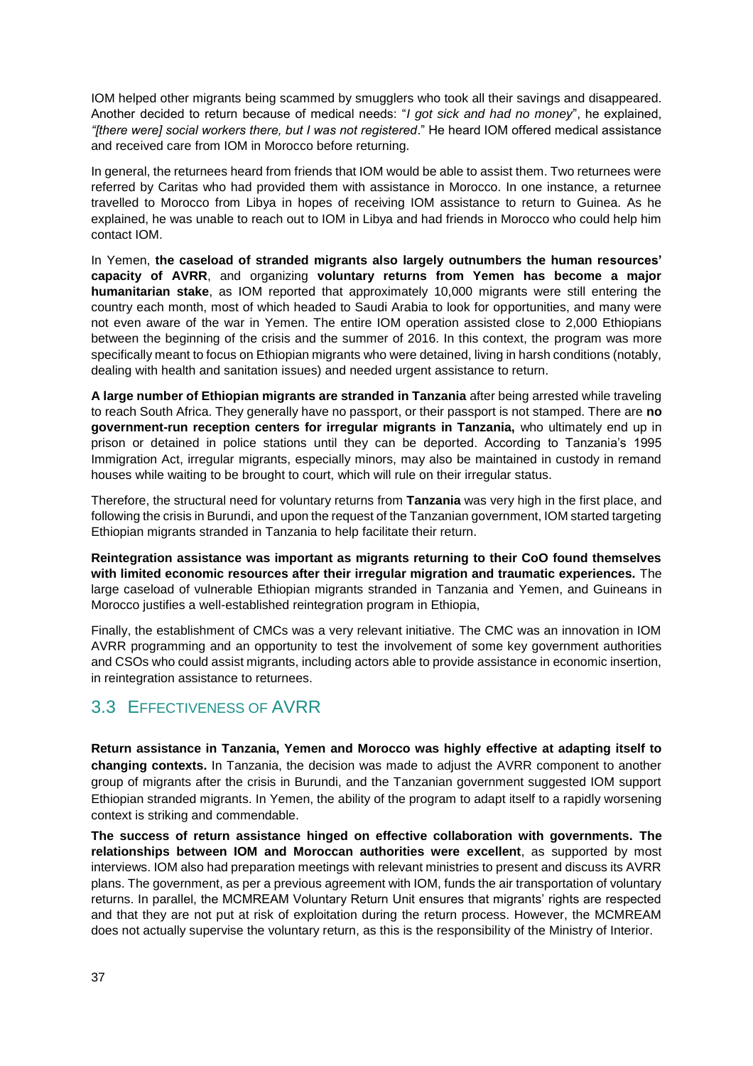IOM helped other migrants being scammed by smugglers who took all their savings and disappeared. Another decided to return because of medical needs: "*I got sick and had no money*", he explained, *"[there were] social workers there, but I was not registered*." He heard IOM offered medical assistance and received care from IOM in Morocco before returning.

In general, the returnees heard from friends that IOM would be able to assist them. Two returnees were referred by Caritas who had provided them with assistance in Morocco. In one instance, a returnee travelled to Morocco from Libya in hopes of receiving IOM assistance to return to Guinea. As he explained, he was unable to reach out to IOM in Libya and had friends in Morocco who could help him contact IOM.

In Yemen, **the caseload of stranded migrants also largely outnumbers the human resources' capacity of AVRR**, and organizing **voluntary returns from Yemen has become a major humanitarian stake**, as IOM reported that approximately 10,000 migrants were still entering the country each month, most of which headed to Saudi Arabia to look for opportunities, and many were not even aware of the war in Yemen. The entire IOM operation assisted close to 2,000 Ethiopians between the beginning of the crisis and the summer of 2016. In this context, the program was more specifically meant to focus on Ethiopian migrants who were detained, living in harsh conditions (notably, dealing with health and sanitation issues) and needed urgent assistance to return.

**A large number of Ethiopian migrants are stranded in Tanzania** after being arrested while traveling to reach South Africa. They generally have no passport, or their passport is not stamped. There are **no government-run reception centers for irregular migrants in Tanzania,** who ultimately end up in prison or detained in police stations until they can be deported. According to Tanzania's 1995 Immigration Act, irregular migrants, especially minors, may also be maintained in custody in remand houses while waiting to be brought to court, which will rule on their irregular status.

Therefore, the structural need for voluntary returns from **Tanzania** was very high in the first place, and following the crisis in Burundi, and upon the request of the Tanzanian government, IOM started targeting Ethiopian migrants stranded in Tanzania to help facilitate their return.

**Reintegration assistance was important as migrants returning to their CoO found themselves with limited economic resources after their irregular migration and traumatic experiences.** The large caseload of vulnerable Ethiopian migrants stranded in Tanzania and Yemen, and Guineans in Morocco justifies a well-established reintegration program in Ethiopia,

Finally, the establishment of CMCs was a very relevant initiative. The CMC was an innovation in IOM AVRR programming and an opportunity to test the involvement of some key government authorities and CSOs who could assist migrants, including actors able to provide assistance in economic insertion, in reintegration assistance to returnees.

## 3.3 EFFECTIVENESS OF AVRR

**Return assistance in Tanzania, Yemen and Morocco was highly effective at adapting itself to changing contexts.** In Tanzania, the decision was made to adjust the AVRR component to another group of migrants after the crisis in Burundi, and the Tanzanian government suggested IOM support Ethiopian stranded migrants. In Yemen, the ability of the program to adapt itself to a rapidly worsening context is striking and commendable.

**The success of return assistance hinged on effective collaboration with governments. The relationships between IOM and Moroccan authorities were excellent**, as supported by most interviews. IOM also had preparation meetings with relevant ministries to present and discuss its AVRR plans. The government, as per a previous agreement with IOM, funds the air transportation of voluntary returns. In parallel, the MCMREAM Voluntary Return Unit ensures that migrants' rights are respected and that they are not put at risk of exploitation during the return process. However, the MCMREAM does not actually supervise the voluntary return, as this is the responsibility of the Ministry of Interior.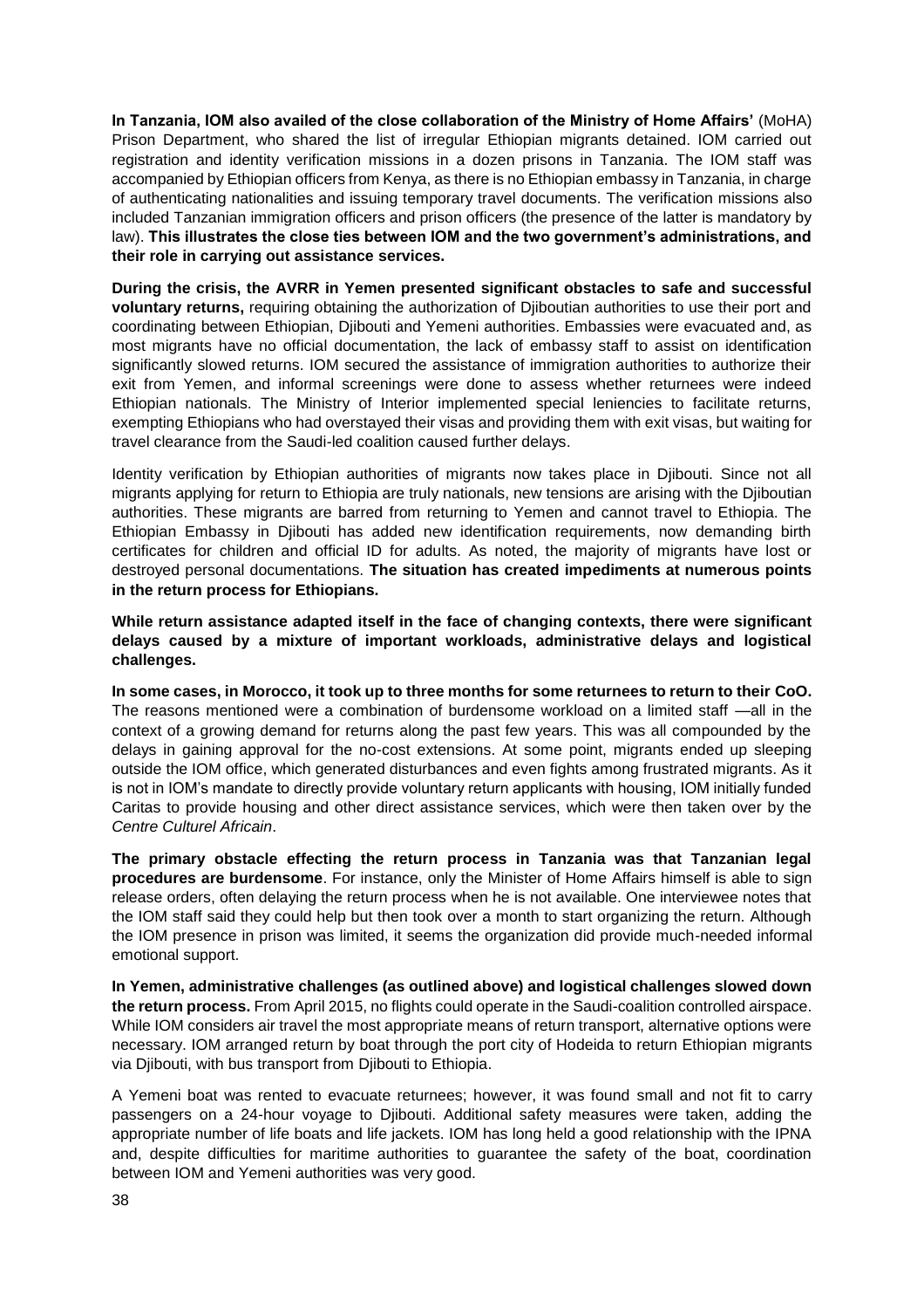**In Tanzania, IOM also availed of the close collaboration of the Ministry of Home Affairs'** (MoHA) Prison Department, who shared the list of irregular Ethiopian migrants detained. IOM carried out registration and identity verification missions in a dozen prisons in Tanzania. The IOM staff was accompanied by Ethiopian officers from Kenya, as there is no Ethiopian embassy in Tanzania, in charge of authenticating nationalities and issuing temporary travel documents. The verification missions also included Tanzanian immigration officers and prison officers (the presence of the latter is mandatory by law). **This illustrates the close ties between IOM and the two government's administrations, and their role in carrying out assistance services.**

**During the crisis, the AVRR in Yemen presented significant obstacles to safe and successful voluntary returns,** requiring obtaining the authorization of Djiboutian authorities to use their port and coordinating between Ethiopian, Djibouti and Yemeni authorities. Embassies were evacuated and, as most migrants have no official documentation, the lack of embassy staff to assist on identification significantly slowed returns. IOM secured the assistance of immigration authorities to authorize their exit from Yemen, and informal screenings were done to assess whether returnees were indeed Ethiopian nationals. The Ministry of Interior implemented special leniencies to facilitate returns, exempting Ethiopians who had overstayed their visas and providing them with exit visas, but waiting for travel clearance from the Saudi-led coalition caused further delays.

Identity verification by Ethiopian authorities of migrants now takes place in Djibouti. Since not all migrants applying for return to Ethiopia are truly nationals, new tensions are arising with the Djiboutian authorities. These migrants are barred from returning to Yemen and cannot travel to Ethiopia. The Ethiopian Embassy in Djibouti has added new identification requirements, now demanding birth certificates for children and official ID for adults. As noted, the majority of migrants have lost or destroyed personal documentations. **The situation has created impediments at numerous points in the return process for Ethiopians.**

**While return assistance adapted itself in the face of changing contexts, there were significant delays caused by a mixture of important workloads, administrative delays and logistical challenges.**

**In some cases, in Morocco, it took up to three months for some returnees to return to their CoO.** The reasons mentioned were a combination of burdensome workload on a limited staff —all in the context of a growing demand for returns along the past few years. This was all compounded by the delays in gaining approval for the no-cost extensions. At some point, migrants ended up sleeping outside the IOM office, which generated disturbances and even fights among frustrated migrants. As it is not in IOM's mandate to directly provide voluntary return applicants with housing, IOM initially funded Caritas to provide housing and other direct assistance services, which were then taken over by the *Centre Culturel Africain*.

**The primary obstacle effecting the return process in Tanzania was that Tanzanian legal procedures are burdensome**. For instance, only the Minister of Home Affairs himself is able to sign release orders, often delaying the return process when he is not available. One interviewee notes that the IOM staff said they could help but then took over a month to start organizing the return. Although the IOM presence in prison was limited, it seems the organization did provide much-needed informal emotional support.

**In Yemen, administrative challenges (as outlined above) and logistical challenges slowed down the return process.** From April 2015, no flights could operate in the Saudi-coalition controlled airspace. While IOM considers air travel the most appropriate means of return transport, alternative options were necessary. IOM arranged return by boat through the port city of Hodeida to return Ethiopian migrants via Djibouti, with bus transport from Djibouti to Ethiopia.

A Yemeni boat was rented to evacuate returnees; however, it was found small and not fit to carry passengers on a 24-hour voyage to Djibouti. Additional safety measures were taken, adding the appropriate number of life boats and life jackets. IOM has long held a good relationship with the IPNA and, despite difficulties for maritime authorities to guarantee the safety of the boat, coordination between IOM and Yemeni authorities was very good.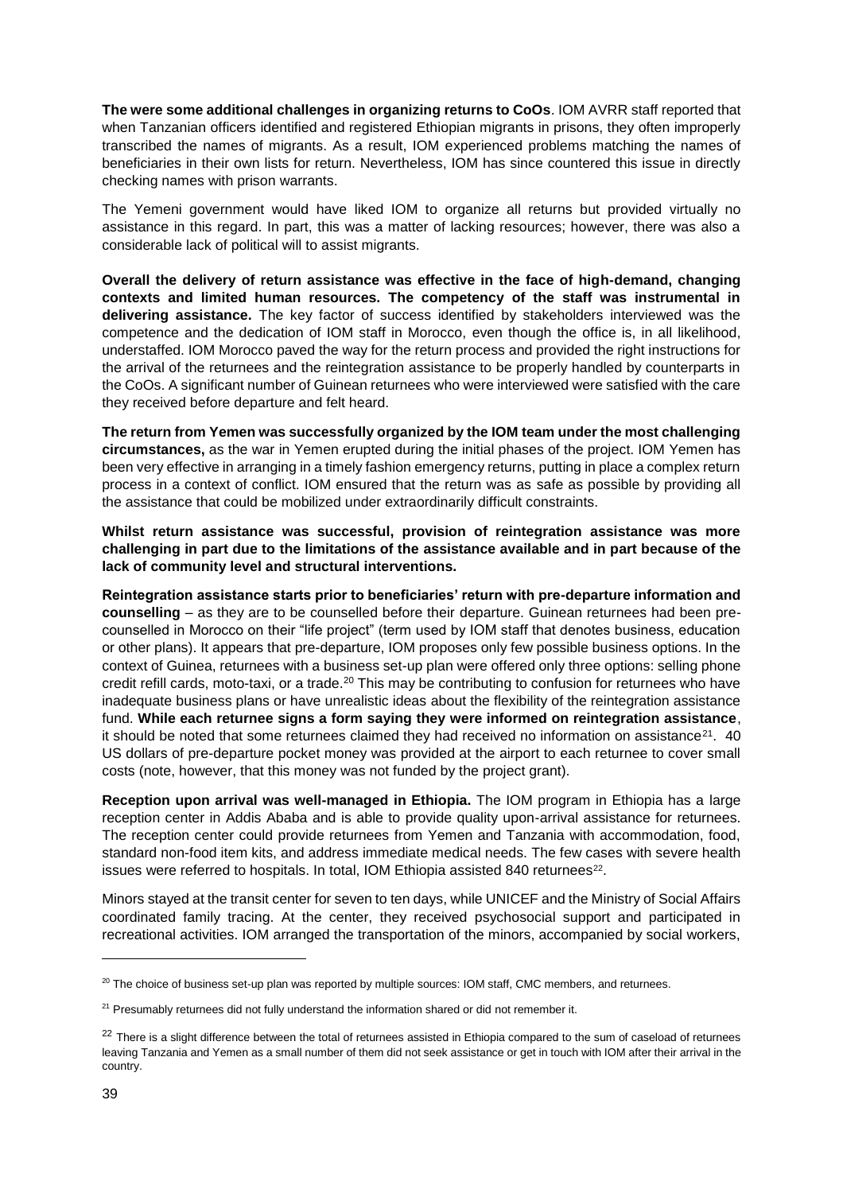**The were some additional challenges in organizing returns to CoOs**. IOM AVRR staff reported that when Tanzanian officers identified and registered Ethiopian migrants in prisons, they often improperly transcribed the names of migrants. As a result, IOM experienced problems matching the names of beneficiaries in their own lists for return. Nevertheless, IOM has since countered this issue in directly checking names with prison warrants.

The Yemeni government would have liked IOM to organize all returns but provided virtually no assistance in this regard. In part, this was a matter of lacking resources; however, there was also a considerable lack of political will to assist migrants.

**Overall the delivery of return assistance was effective in the face of high-demand, changing contexts and limited human resources. The competency of the staff was instrumental in delivering assistance.** The key factor of success identified by stakeholders interviewed was the competence and the dedication of IOM staff in Morocco, even though the office is, in all likelihood, understaffed. IOM Morocco paved the way for the return process and provided the right instructions for the arrival of the returnees and the reintegration assistance to be properly handled by counterparts in the CoOs. A significant number of Guinean returnees who were interviewed were satisfied with the care they received before departure and felt heard.

**The return from Yemen was successfully organized by the IOM team under the most challenging circumstances,** as the war in Yemen erupted during the initial phases of the project. IOM Yemen has been very effective in arranging in a timely fashion emergency returns, putting in place a complex return process in a context of conflict. IOM ensured that the return was as safe as possible by providing all the assistance that could be mobilized under extraordinarily difficult constraints.

**Whilst return assistance was successful, provision of reintegration assistance was more challenging in part due to the limitations of the assistance available and in part because of the lack of community level and structural interventions.**

**Reintegration assistance starts prior to beneficiaries' return with pre-departure information and counselling** – as they are to be counselled before their departure. Guinean returnees had been pre-counselled in Morocco on their "life project" (term used by IOM staff that denotes business, education or other plans). It appears that pre-departure, IOM proposes only few possible business options. In the context of Guinea, returnees with a business set-up plan were offered only three options: selling phone credit refill cards, moto-taxi, or a trade.[20] This may be contributing to confusion for returnees who have inadequate business plans or have unrealistic ideas about the flexibility of the reintegration assistance fund. **While each returnee signs a form saying they were informed on reintegration assistance**, it should be noted that some returnees claimed they had received no information on assistance[21]. 40 US dollars of pre-departure pocket money was provided at the airport to each returnee to cover small costs (note, however, that this money was not funded by the project grant).

**Reception upon arrival was well-managed in Ethiopia.** The IOM program in Ethiopia has a large reception center in Addis Ababa and is able to provide quality upon-arrival assistance for returnees. The reception center could provide returnees from Yemen and Tanzania with accommodation, food, standard non-food item kits, and address immediate medical needs. The few cases with severe health issues were referred to hospitals. In total, IOM Ethiopia assisted 840 returnees[22].

Minors stayed at the transit center for seven to ten days, while UNICEF and the Ministry of Social Affairs coordinated family tracing. At the center, they received psychosocial support and participated in recreational activities. IOM arranged the transportation of the minors, accompanied by social workers,

[20] The choice of business set-up plan was reported by multiple sources: IOM staff, CMC members, and returnees.

[21] Presumably returnees did not fully understand the information shared or did not remember it.

[22] There is a slight difference between the total of returnees assisted in Ethiopia compared to the sum of caseload of returnees leaving Tanzania and Yemen as a small number of them did not seek assistance or get in touch with IOM after their arrival in the country.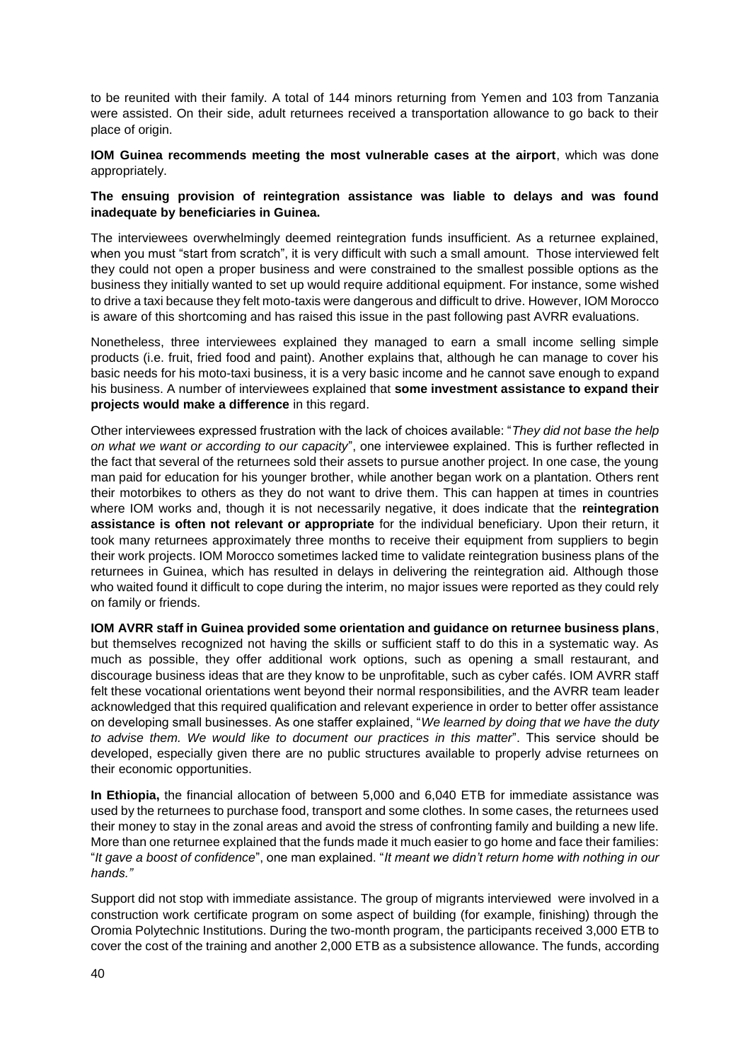to be reunited with their family. A total of 144 minors returning from Yemen and 103 from Tanzania were assisted. On their side, adult returnees received a transportation allowance to go back to their place of origin.

**IOM Guinea recommends meeting the most vulnerable cases at the airport**, which was done appropriately.

**The ensuing provision of reintegration assistance was liable to delays and was found inadequate by beneficiaries in Guinea.**

The interviewees overwhelmingly deemed reintegration funds insufficient. As a returnee explained, when you must "start from scratch", it is very difficult with such a small amount. Those interviewed felt they could not open a proper business and were constrained to the smallest possible options as the business they initially wanted to set up would require additional equipment. For instance, some wished to drive a taxi because they felt moto-taxis were dangerous and difficult to drive. However, IOM Morocco is aware of this shortcoming and has raised this issue in the past following past AVRR evaluations.

Nonetheless, three interviewees explained they managed to earn a small income selling simple products (i.e. fruit, fried food and paint). Another explains that, although he can manage to cover his basic needs for his moto-taxi business, it is a very basic income and he cannot save enough to expand his business. A number of interviewees explained that **some investment assistance to expand their projects would make a difference** in this regard.

Other interviewees expressed frustration with the lack of choices available: "*They did not base the help on what we want or according to our capacity*", one interviewee explained. This is further reflected in the fact that several of the returnees sold their assets to pursue another project. In one case, the young man paid for education for his younger brother, while another began work on a plantation. Others rent their motorbikes to others as they do not want to drive them. This can happen at times in countries where IOM works and, though it is not necessarily negative, it does indicate that the **reintegration assistance is often not relevant or appropriate** for the individual beneficiary. Upon their return, it took many returnees approximately three months to receive their equipment from suppliers to begin their work projects. IOM Morocco sometimes lacked time to validate reintegration business plans of the returnees in Guinea, which has resulted in delays in delivering the reintegration aid. Although those who waited found it difficult to cope during the interim, no major issues were reported as they could rely on family or friends.

**IOM AVRR staff in Guinea provided some orientation and guidance on returnee business plans**, but themselves recognized not having the skills or sufficient staff to do this in a systematic way. As much as possible, they offer additional work options, such as opening a small restaurant, and discourage business ideas that are they know to be unprofitable, such as cyber cafés. IOM AVRR staff felt these vocational orientations went beyond their normal responsibilities, and the AVRR team leader acknowledged that this required qualification and relevant experience in order to better offer assistance on developing small businesses. As one staffer explained, "*We learned by doing that we have the duty to advise them. We would like to document our practices in this matter*". This service should be developed, especially given there are no public structures available to properly advise returnees on their economic opportunities.

**In Ethiopia,** the financial allocation of between 5,000 and 6,040 ETB for immediate assistance was used by the returnees to purchase food, transport and some clothes. In some cases, the returnees used their money to stay in the zonal areas and avoid the stress of confronting family and building a new life. More than one returnee explained that the funds made it much easier to go home and face their families: "*It gave a boost of confidence*", one man explained. "*It meant we didn't return home with nothing in our hands."*

Support did not stop with immediate assistance. The group of migrants interviewed were involved in a construction work certificate program on some aspect of building (for example, finishing) through the Oromia Polytechnic Institutions. During the two-month program, the participants received 3,000 ETB to cover the cost of the training and another 2,000 ETB as a subsistence allowance. The funds, according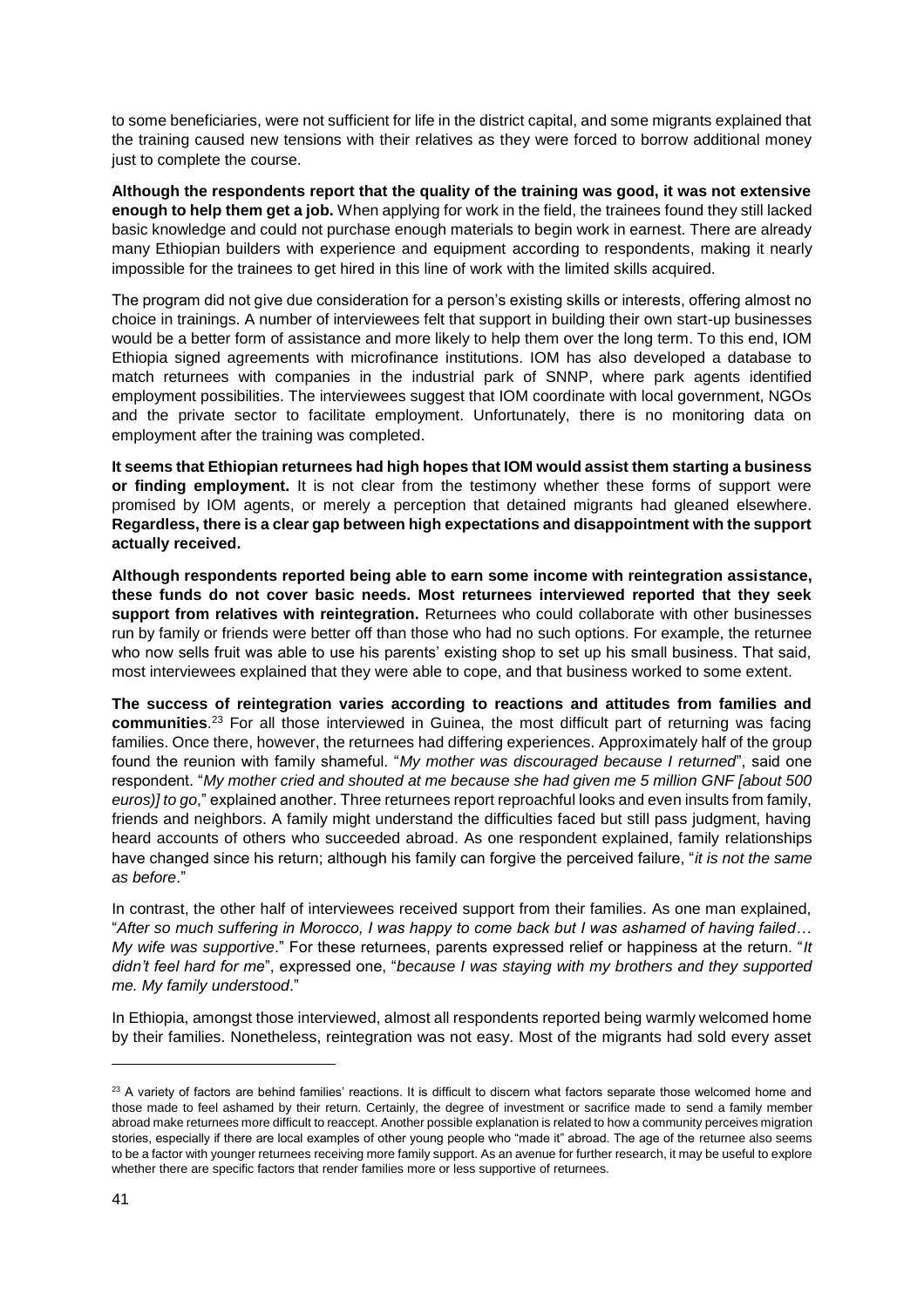to some beneficiaries, were not sufficient for life in the district capital, and some migrants explained that the training caused new tensions with their relatives as they were forced to borrow additional money just to complete the course.

**Although the respondents report that the quality of the training was good, it was not extensive enough to help them get a job.** When applying for work in the field, the trainees found they still lacked basic knowledge and could not purchase enough materials to begin work in earnest. There are already many Ethiopian builders with experience and equipment according to respondents, making it nearly impossible for the trainees to get hired in this line of work with the limited skills acquired.

The program did not give due consideration for a person's existing skills or interests, offering almost no choice in trainings. A number of interviewees felt that support in building their own start-up businesses would be a better form of assistance and more likely to help them over the long term. To this end, IOM Ethiopia signed agreements with microfinance institutions. IOM has also developed a database to match returnees with companies in the industrial park of SNNP, where park agents identified employment possibilities. The interviewees suggest that IOM coordinate with local government, NGOs and the private sector to facilitate employment. Unfortunately, there is no monitoring data on employment after the training was completed.

**It seems that Ethiopian returnees had high hopes that IOM would assist them starting a business or finding employment.** It is not clear from the testimony whether these forms of support were promised by IOM agents, or merely a perception that detained migrants had gleaned elsewhere. **Regardless, there is a clear gap between high expectations and disappointment with the support actually received.**

**Although respondents reported being able to earn some income with reintegration assistance, these funds do not cover basic needs. Most returnees interviewed reported that they seek support from relatives with reintegration.** Returnees who could collaborate with other businesses run by family or friends were better off than those who had no such options. For example, the returnee who now sells fruit was able to use his parents' existing shop to set up his small business. That said, most interviewees explained that they were able to cope, and that business worked to some extent.

**The success of reintegration varies according to reactions and attitudes from families and communities**.[23] For all those interviewed in Guinea, the most difficult part of returning was facing families. Once there, however, the returnees had differing experiences. Approximately half of the group found the reunion with family shameful. "*My mother was discouraged because I returned*", said one respondent. "*My mother cried and shouted at me because she had given me 5 million GNF [about 500 euros)] to go*," explained another. Three returnees report reproachful looks and even insults from family, friends and neighbors. A family might understand the difficulties faced but still pass judgment, having heard accounts of others who succeeded abroad. As one respondent explained, family relationships have changed since his return; although his family can forgive the perceived failure, "*it is not the same as before*."

In contrast, the other half of interviewees received support from their families. As one man explained, "*After so much suffering in Morocco, I was happy to come back but I was ashamed of having failed… My wife was supportive*." For these returnees, parents expressed relief or happiness at the return. "*It didn't feel hard for me*", expressed one, "*because I was staying with my brothers and they supported me. My family understood*."

In Ethiopia, amongst those interviewed, almost all respondents reported being warmly welcomed home by their families. Nonetheless, reintegration was not easy. Most of the migrants had sold every asset

[23] A variety of factors are behind families' reactions. It is difficult to discern what factors separate those welcomed home and those made to feel ashamed by their return. Certainly, the degree of investment or sacrifice made to send a family member abroad make returnees more difficult to reaccept. Another possible explanation is related to how a community perceives migration stories, especially if there are local examples of other young people who "made it" abroad. The age of the returnee also seems to be a factor with younger returnees receiving more family support. As an avenue for further research, it may be useful to explore whether there are specific factors that render families more or less supportive of returnees.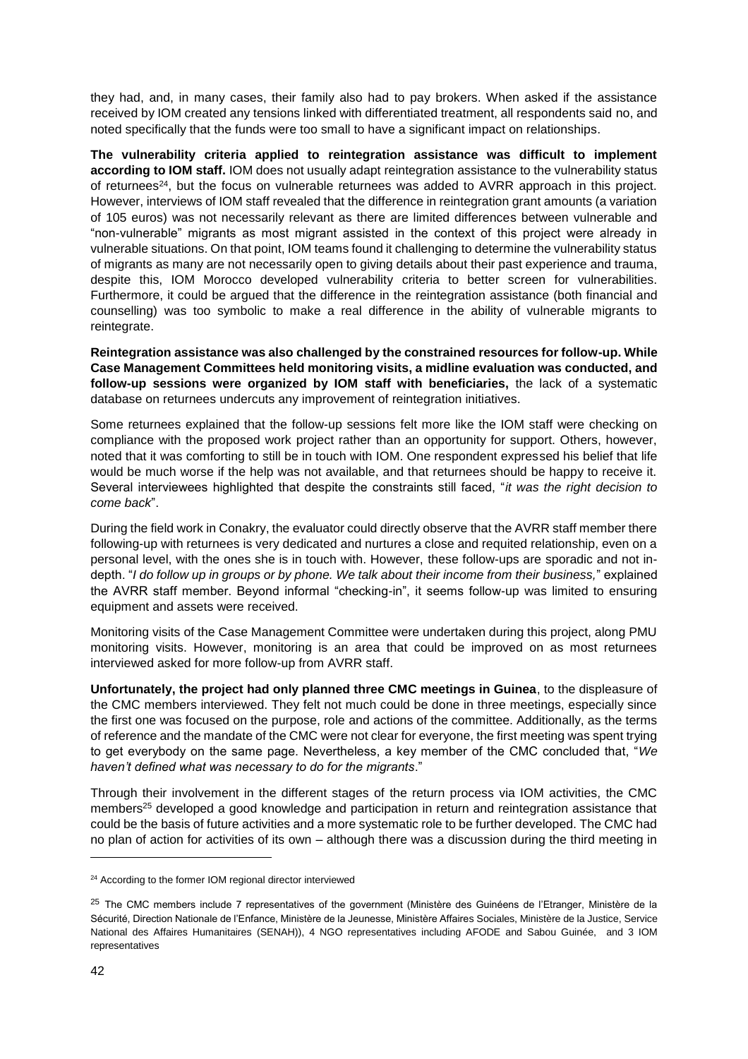they had, and, in many cases, their family also had to pay brokers. When asked if the assistance received by IOM created any tensions linked with differentiated treatment, all respondents said no, and noted specifically that the funds were too small to have a significant impact on relationships.

**The vulnerability criteria applied to reintegration assistance was difficult to implement according to IOM staff.** IOM does not usually adapt reintegration assistance to the vulnerability status of returnees[24], but the focus on vulnerable returnees was added to AVRR approach in this project. However, interviews of IOM staff revealed that the difference in reintegration grant amounts (a variation of 105 euros) was not necessarily relevant as there are limited differences between vulnerable and "non-vulnerable" migrants as most migrant assisted in the context of this project were already in vulnerable situations. On that point, IOM teams found it challenging to determine the vulnerability status of migrants as many are not necessarily open to giving details about their past experience and trauma, despite this, IOM Morocco developed vulnerability criteria to better screen for vulnerabilities. Furthermore, it could be argued that the difference in the reintegration assistance (both financial and counselling) was too symbolic to make a real difference in the ability of vulnerable migrants to reintegrate.

**Reintegration assistance was also challenged by the constrained resources for follow-up. While Case Management Committees held monitoring visits, a midline evaluation was conducted, and follow-up sessions were organized by IOM staff with beneficiaries,** the lack of a systematic database on returnees undercuts any improvement of reintegration initiatives.

Some returnees explained that the follow-up sessions felt more like the IOM staff were checking on compliance with the proposed work project rather than an opportunity for support. Others, however, noted that it was comforting to still be in touch with IOM. One respondent expressed his belief that life would be much worse if the help was not available, and that returnees should be happy to receive it. Several interviewees highlighted that despite the constraints still faced, "*it was the right decision to come back*".

During the field work in Conakry, the evaluator could directly observe that the AVRR staff member there following-up with returnees is very dedicated and nurtures a close and requited relationship, even on a personal level, with the ones she is in touch with. However, these follow-ups are sporadic and not in-depth. "*I do follow up in groups or by phone. We talk about their income from their business,*" explained the AVRR staff member. Beyond informal "checking-in", it seems follow-up was limited to ensuring equipment and assets were received.

Monitoring visits of the Case Management Committee were undertaken during this project, along PMU monitoring visits. However, monitoring is an area that could be improved on as most returnees interviewed asked for more follow-up from AVRR staff.

**Unfortunately, the project had only planned three CMC meetings in Guinea**, to the displeasure of the CMC members interviewed. They felt not much could be done in three meetings, especially since the first one was focused on the purpose, role and actions of the committee. Additionally, as the terms of reference and the mandate of the CMC were not clear for everyone, the first meeting was spent trying to get everybody on the same page. Nevertheless, a key member of the CMC concluded that, "*We haven't defined what was necessary to do for the migrants*."

Through their involvement in the different stages of the return process via IOM activities, the CMC members[25] developed a good knowledge and participation in return and reintegration assistance that could be the basis of future activities and a more systematic role to be further developed. The CMC had no plan of action for activities of its own – although there was a discussion during the third meeting in

---

[24] According to the former IOM regional director interviewed

[25] The CMC members include 7 representatives of the government (Ministère des Guinéens de l'Etranger, Ministère de la Sécurité, Direction Nationale de l'Enfance, Ministère de la Jeunesse, Ministère Affaires Sociales, Ministère de la Justice, Service National des Affaires Humanitaires (SENAH)), 4 NGO representatives including AFODE and Sabou Guinée, and 3 IOM representatives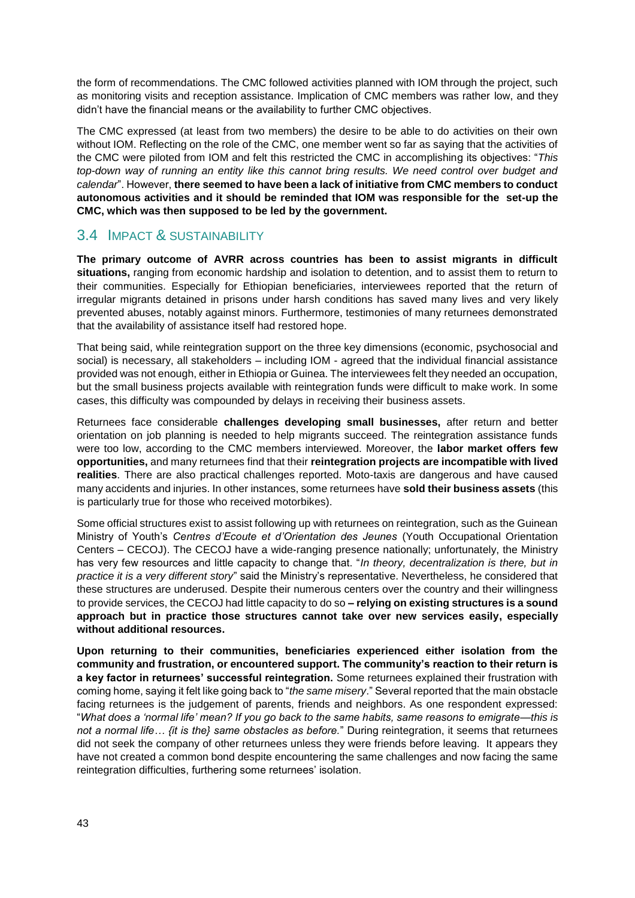the form of recommendations. The CMC followed activities planned with IOM through the project, such as monitoring visits and reception assistance. Implication of CMC members was rather low, and they didn't have the financial means or the availability to further CMC objectives.

The CMC expressed (at least from two members) the desire to be able to do activities on their own without IOM. Reflecting on the role of the CMC, one member went so far as saying that the activities of the CMC were piloted from IOM and felt this restricted the CMC in accomplishing its objectives: "*This top-down way of running an entity like this cannot bring results. We need control over budget and calendar*". However, **there seemed to have been a lack of initiative from CMC members to conduct autonomous activities and it should be reminded that IOM was responsible for the set-up the CMC, which was then supposed to be led by the government.**

## 3.4 Impact & Sustainability

**The primary outcome of AVRR across countries has been to assist migrants in difficult situations,** ranging from economic hardship and isolation to detention, and to assist them to return to their communities. Especially for Ethiopian beneficiaries, interviewees reported that the return of irregular migrants detained in prisons under harsh conditions has saved many lives and very likely prevented abuses, notably against minors. Furthermore, testimonies of many returnees demonstrated that the availability of assistance itself had restored hope.

That being said, while reintegration support on the three key dimensions (economic, psychosocial and social) is necessary, all stakeholders – including IOM - agreed that the individual financial assistance provided was not enough, either in Ethiopia or Guinea. The interviewees felt they needed an occupation, but the small business projects available with reintegration funds were difficult to make work. In some cases, this difficulty was compounded by delays in receiving their business assets.

Returnees face considerable **challenges developing small businesses,** after return and better orientation on job planning is needed to help migrants succeed. The reintegration assistance funds were too low, according to the CMC members interviewed. Moreover, the **labor market offers few opportunities,** and many returnees find that their **reintegration projects are incompatible with lived realities**. There are also practical challenges reported. Moto-taxis are dangerous and have caused many accidents and injuries. In other instances, some returnees have **sold their business assets** (this is particularly true for those who received motorbikes).

Some official structures exist to assist following up with returnees on reintegration, such as the Guinean Ministry of Youth's *Centres d'Ecoute et d'Orientation des Jeunes* (Youth Occupational Orientation Centers – CECOJ). The CECOJ have a wide-ranging presence nationally; unfortunately, the Ministry has very few resources and little capacity to change that. "*In theory, decentralization is there, but in practice it is a very different story*" said the Ministry's representative. Nevertheless, he considered that these structures are underused. Despite their numerous centers over the country and their willingness to provide services, the CECOJ had little capacity to do so **– relying on existing structures is a sound approach but in practice those structures cannot take over new services easily, especially without additional resources.**

**Upon returning to their communities, beneficiaries experienced either isolation from the community and frustration, or encountered support. The community's reaction to their return is a key factor in returnees' successful reintegration.** Some returnees explained their frustration with coming home, saying it felt like going back to "*the same misery*." Several reported that the main obstacle facing returnees is the judgement of parents, friends and neighbors. As one respondent expressed: "*What does a 'normal life' mean? If you go back to the same habits, same reasons to emigrate—this is not a normal life… {it is the} same obstacles as before.*" During reintegration, it seems that returnees did not seek the company of other returnees unless they were friends before leaving. It appears they have not created a common bond despite encountering the same challenges and now facing the same reintegration difficulties, furthering some returnees' isolation.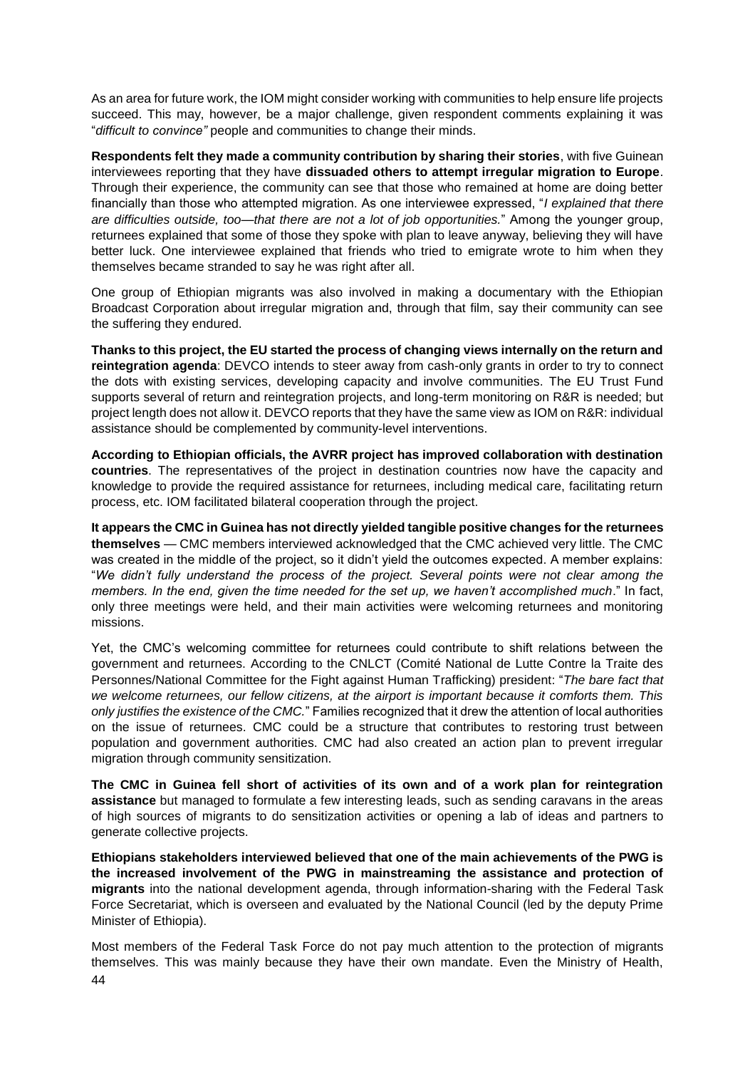As an area for future work, the IOM might consider working with communities to help ensure life projects succeed. This may, however, be a major challenge, given respondent comments explaining it was "*difficult to convince"* people and communities to change their minds.

**Respondents felt they made a community contribution by sharing their stories**, with five Guinean interviewees reporting that they have **dissuaded others to attempt irregular migration to Europe**. Through their experience, the community can see that those who remained at home are doing better financially than those who attempted migration. As one interviewee expressed, "*I explained that there are difficulties outside, too—that there are not a lot of job opportunities.*" Among the younger group, returnees explained that some of those they spoke with plan to leave anyway, believing they will have better luck. One interviewee explained that friends who tried to emigrate wrote to him when they themselves became stranded to say he was right after all.

One group of Ethiopian migrants was also involved in making a documentary with the Ethiopian Broadcast Corporation about irregular migration and, through that film, say their community can see the suffering they endured.

**Thanks to this project, the EU started the process of changing views internally on the return and reintegration agenda**: DEVCO intends to steer away from cash-only grants in order to try to connect the dots with existing services, developing capacity and involve communities. The EU Trust Fund supports several of return and reintegration projects, and long-term monitoring on R&R is needed; but project length does not allow it. DEVCO reports that they have the same view as IOM on R&R: individual assistance should be complemented by community-level interventions.

**According to Ethiopian officials, the AVRR project has improved collaboration with destination countries**. The representatives of the project in destination countries now have the capacity and knowledge to provide the required assistance for returnees, including medical care, facilitating return process, etc. IOM facilitated bilateral cooperation through the project.

**It appears the CMC in Guinea has not directly yielded tangible positive changes for the returnees themselves** — CMC members interviewed acknowledged that the CMC achieved very little. The CMC was created in the middle of the project, so it didn't yield the outcomes expected. A member explains: "*We didn't fully understand the process of the project. Several points were not clear among the members. In the end, given the time needed for the set up, we haven't accomplished much*." In fact, only three meetings were held, and their main activities were welcoming returnees and monitoring missions.

Yet, the CMC's welcoming committee for returnees could contribute to shift relations between the government and returnees. According to the CNLCT (Comité National de Lutte Contre la Traite des Personnes/National Committee for the Fight against Human Trafficking) president: "*The bare fact that we welcome returnees, our fellow citizens, at the airport is important because it comforts them. This only justifies the existence of the CMC.*" Families recognized that it drew the attention of local authorities on the issue of returnees. CMC could be a structure that contributes to restoring trust between population and government authorities. CMC had also created an action plan to prevent irregular migration through community sensitization.

**The CMC in Guinea fell short of activities of its own and of a work plan for reintegration assistance** but managed to formulate a few interesting leads, such as sending caravans in the areas of high sources of migrants to do sensitization activities or opening a lab of ideas and partners to generate collective projects.

**Ethiopians stakeholders interviewed believed that one of the main achievements of the PWG is the increased involvement of the PWG in mainstreaming the assistance and protection of migrants** into the national development agenda, through information-sharing with the Federal Task Force Secretariat, which is overseen and evaluated by the National Council (led by the deputy Prime Minister of Ethiopia).

Most members of the Federal Task Force do not pay much attention to the protection of migrants themselves. This was mainly because they have their own mandate. Even the Ministry of Health,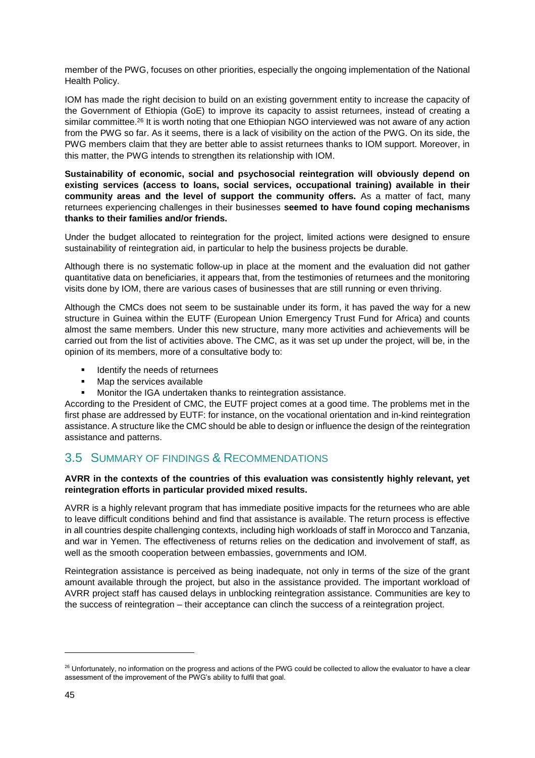member of the PWG, focuses on other priorities, especially the ongoing implementation of the National Health Policy.

IOM has made the right decision to build on an existing government entity to increase the capacity of the Government of Ethiopia (GoE) to improve its capacity to assist returnees, instead of creating a similar committee.[26] It is worth noting that one Ethiopian NGO interviewed was not aware of any action from the PWG so far. As it seems, there is a lack of visibility on the action of the PWG. On its side, the PWG members claim that they are better able to assist returnees thanks to IOM support. Moreover, in this matter, the PWG intends to strengthen its relationship with IOM.

**Sustainability of economic, social and psychosocial reintegration will obviously depend on existing services (access to loans, social services, occupational training) available in their community areas and the level of support the community offers.** As a matter of fact, many returnees experiencing challenges in their businesses **seemed to have found coping mechanisms thanks to their families and/or friends.**

Under the budget allocated to reintegration for the project, limited actions were designed to ensure sustainability of reintegration aid, in particular to help the business projects be durable.

Although there is no systematic follow-up in place at the moment and the evaluation did not gather quantitative data on beneficiaries, it appears that, from the testimonies of returnees and the monitoring visits done by IOM, there are various cases of businesses that are still running or even thriving.

Although the CMCs does not seem to be sustainable under its form, it has paved the way for a new structure in Guinea within the EUTF (European Union Emergency Trust Fund for Africa) and counts almost the same members. Under this new structure, many more activities and achievements will be carried out from the list of activities above. The CMC, as it was set up under the project, will be, in the opinion of its members, more of a consultative body to:

- Identify the needs of returnees
- Map the services available
- Monitor the IGA undertaken thanks to reintegration assistance.

According to the President of CMC, the EUTF project comes at a good time. The problems met in the first phase are addressed by EUTF: for instance, on the vocational orientation and in-kind reintegration assistance. A structure like the CMC should be able to design or influence the design of the reintegration assistance and patterns.

## 3.5 Summary of Findings & Recommendations

**AVRR in the contexts of the countries of this evaluation was consistently highly relevant, yet reintegration efforts in particular provided mixed results.**

AVRR is a highly relevant program that has immediate positive impacts for the returnees who are able to leave difficult conditions behind and find that assistance is available. The return process is effective in all countries despite challenging contexts, including high workloads of staff in Morocco and Tanzania, and war in Yemen. The effectiveness of returns relies on the dedication and involvement of staff, as well as the smooth cooperation between embassies, governments and IOM.

Reintegration assistance is perceived as being inadequate, not only in terms of the size of the grant amount available through the project, but also in the assistance provided. The important workload of AVRR project staff has caused delays in unblocking reintegration assistance. Communities are key to the success of reintegration – their acceptance can clinch the success of a reintegration project.

[26] Unfortunately, no information on the progress and actions of the PWG could be collected to allow the evaluator to have a clear assessment of the improvement of the PWG's ability to fulfil that goal.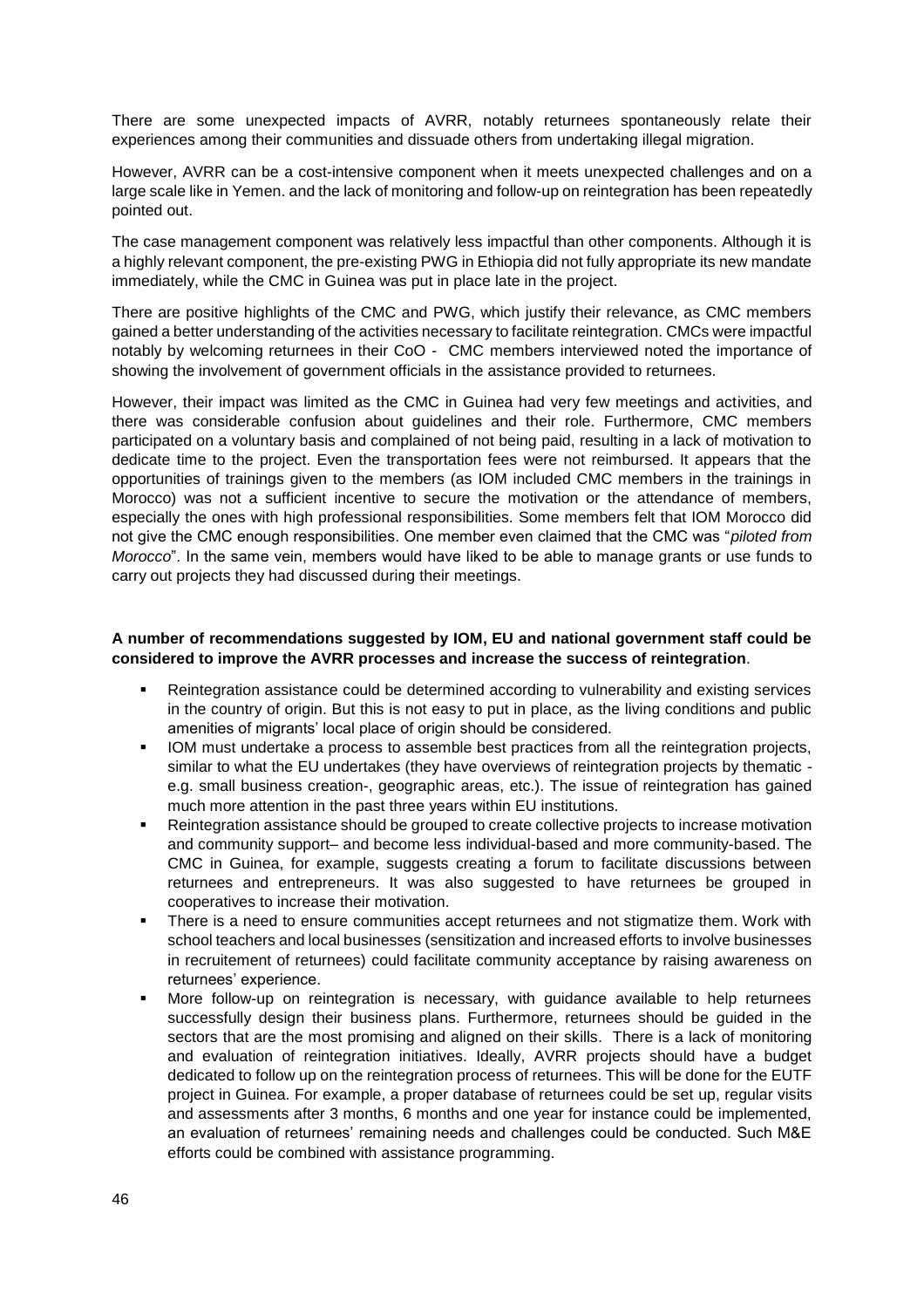There are some unexpected impacts of AVRR, notably returnees spontaneously relate their experiences among their communities and dissuade others from undertaking illegal migration.

However, AVRR can be a cost-intensive component when it meets unexpected challenges and on a large scale like in Yemen. and the lack of monitoring and follow-up on reintegration has been repeatedly pointed out.

The case management component was relatively less impactful than other components. Although it is a highly relevant component, the pre-existing PWG in Ethiopia did not fully appropriate its new mandate immediately, while the CMC in Guinea was put in place late in the project.

There are positive highlights of the CMC and PWG, which justify their relevance, as CMC members gained a better understanding of the activities necessary to facilitate reintegration. CMCs were impactful notably by welcoming returnees in their CoO - CMC members interviewed noted the importance of showing the involvement of government officials in the assistance provided to returnees.

However, their impact was limited as the CMC in Guinea had very few meetings and activities, and there was considerable confusion about guidelines and their role. Furthermore, CMC members participated on a voluntary basis and complained of not being paid, resulting in a lack of motivation to dedicate time to the project. Even the transportation fees were not reimbursed. It appears that the opportunities of trainings given to the members (as IOM included CMC members in the trainings in Morocco) was not a sufficient incentive to secure the motivation or the attendance of members, especially the ones with high professional responsibilities. Some members felt that IOM Morocco did not give the CMC enough responsibilities. One member even claimed that the CMC was "*piloted from Morocco*". In the same vein, members would have liked to be able to manage grants or use funds to carry out projects they had discussed during their meetings.

**A number of recommendations suggested by IOM, EU and national government staff could be considered to improve the AVRR processes and increase the success of reintegration**.

- Reintegration assistance could be determined according to vulnerability and existing services in the country of origin. But this is not easy to put in place, as the living conditions and public amenities of migrants' local place of origin should be considered.
- IOM must undertake a process to assemble best practices from all the reintegration projects, similar to what the EU undertakes (they have overviews of reintegration projects by thematic - e.g. small business creation-, geographic areas, etc.). The issue of reintegration has gained much more attention in the past three years within EU institutions.
- Reintegration assistance should be grouped to create collective projects to increase motivation and community support– and become less individual-based and more community-based. The CMC in Guinea, for example, suggests creating a forum to facilitate discussions between returnees and entrepreneurs. It was also suggested to have returnees be grouped in cooperatives to increase their motivation.
- There is a need to ensure communities accept returnees and not stigmatize them. Work with school teachers and local businesses (sensitization and increased efforts to involve businesses in recruitement of returnees) could facilitate community acceptance by raising awareness on returnees' experience.
- More follow-up on reintegration is necessary, with guidance available to help returnees successfully design their business plans. Furthermore, returnees should be guided in the sectors that are the most promising and aligned on their skills. There is a lack of monitoring and evaluation of reintegration initiatives. Ideally, AVRR projects should have a budget dedicated to follow up on the reintegration process of returnees. This will be done for the EUTF project in Guinea. For example, a proper database of returnees could be set up, regular visits and assessments after 3 months, 6 months and one year for instance could be implemented, an evaluation of returnees' remaining needs and challenges could be conducted. Such M&E efforts could be combined with assistance programming.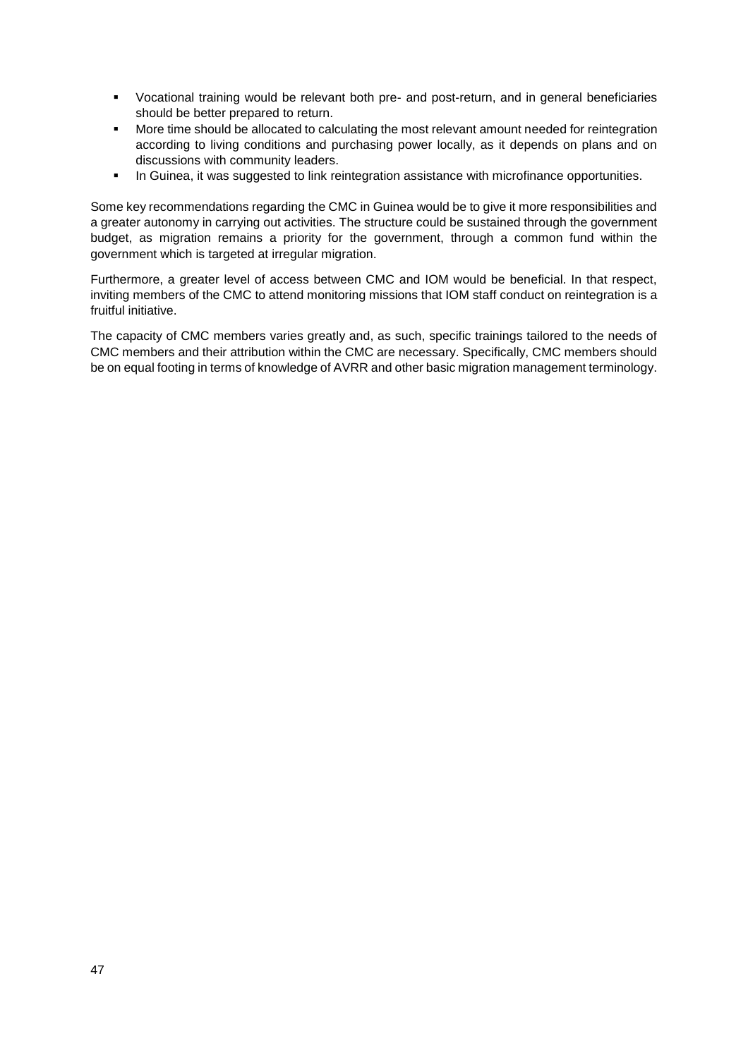- Vocational training would be relevant both pre- and post-return, and in general beneficiaries should be better prepared to return.
- More time should be allocated to calculating the most relevant amount needed for reintegration according to living conditions and purchasing power locally, as it depends on plans and on discussions with community leaders.
- In Guinea, it was suggested to link reintegration assistance with microfinance opportunities.

Some key recommendations regarding the CMC in Guinea would be to give it more responsibilities and a greater autonomy in carrying out activities. The structure could be sustained through the government budget, as migration remains a priority for the government, through a common fund within the government which is targeted at irregular migration.

Furthermore, a greater level of access between CMC and IOM would be beneficial. In that respect, inviting members of the CMC to attend monitoring missions that IOM staff conduct on reintegration is a fruitful initiative.

The capacity of CMC members varies greatly and, as such, specific trainings tailored to the needs of CMC members and their attribution within the CMC are necessary. Specifically, CMC members should be on equal footing in terms of knowledge of AVRR and other basic migration management terminology.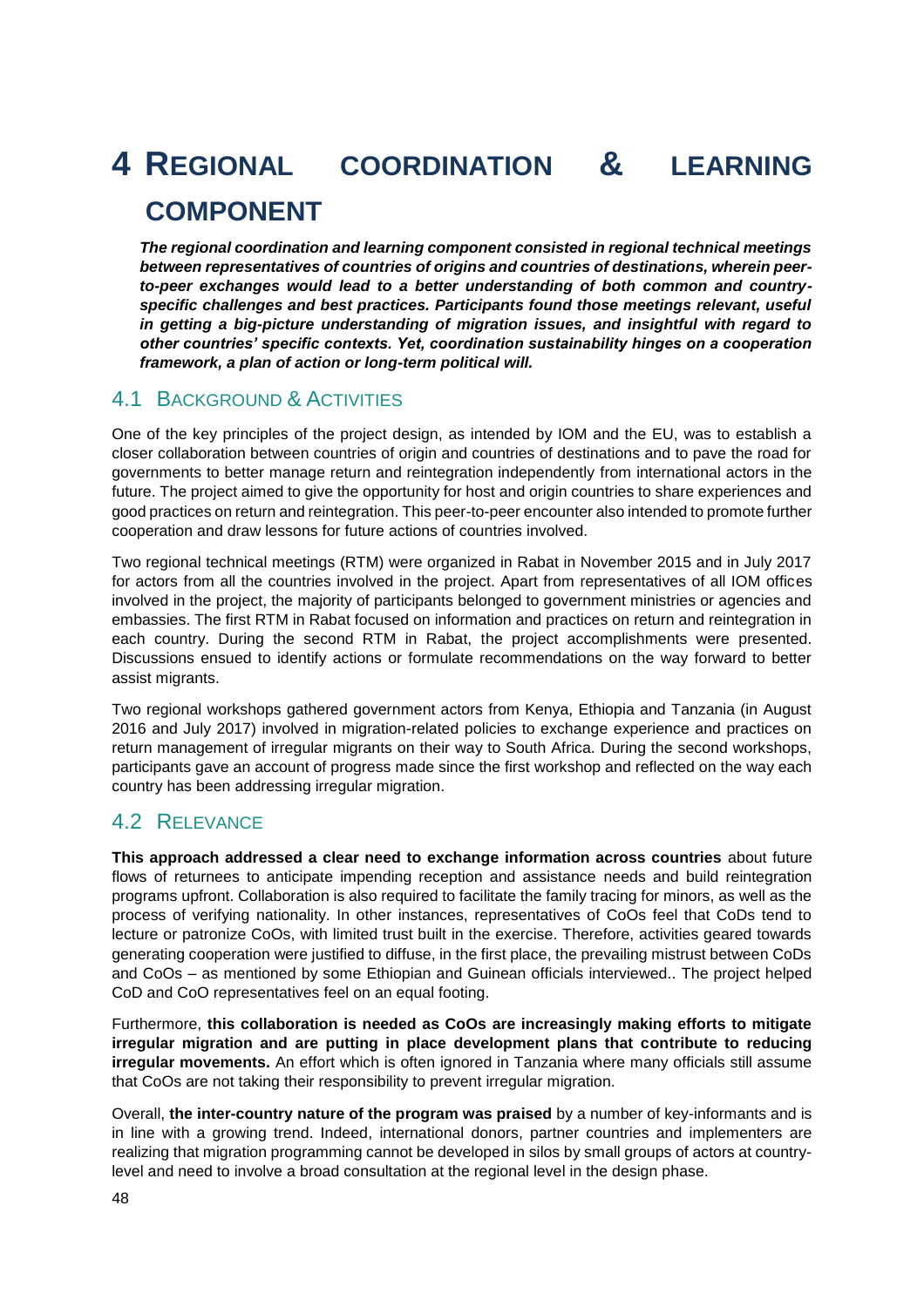# 4 REGIONAL COORDINATION & LEARNING COMPONENT

***The regional coordination and learning component consisted in regional technical meetings between representatives of countries of origins and countries of destinations, wherein peer-to-peer exchanges would lead to a better understanding of both common and country-specific challenges and best practices. Participants found those meetings relevant, useful in getting a big-picture understanding of migration issues, and insightful with regard to other countries' specific contexts. Yet, coordination sustainability hinges on a cooperation framework, a plan of action or long-term political will.***

## 4.1 BACKGROUND & ACTIVITIES

One of the key principles of the project design, as intended by IOM and the EU, was to establish a closer collaboration between countries of origin and countries of destinations and to pave the road for governments to better manage return and reintegration independently from international actors in the future. The project aimed to give the opportunity for host and origin countries to share experiences and good practices on return and reintegration. This peer-to-peer encounter also intended to promote further cooperation and draw lessons for future actions of countries involved.

Two regional technical meetings (RTM) were organized in Rabat in November 2015 and in July 2017 for actors from all the countries involved in the project. Apart from representatives of all IOM offices involved in the project, the majority of participants belonged to government ministries or agencies and embassies. The first RTM in Rabat focused on information and practices on return and reintegration in each country. During the second RTM in Rabat, the project accomplishments were presented. Discussions ensued to identify actions or formulate recommendations on the way forward to better assist migrants.

Two regional workshops gathered government actors from Kenya, Ethiopia and Tanzania (in August 2016 and July 2017) involved in migration-related policies to exchange experience and practices on return management of irregular migrants on their way to South Africa. During the second workshops, participants gave an account of progress made since the first workshop and reflected on the way each country has been addressing irregular migration.

## 4.2 RELEVANCE

**This approach addressed a clear need to exchange information across countries** about future flows of returnees to anticipate impending reception and assistance needs and build reintegration programs upfront. Collaboration is also required to facilitate the family tracing for minors, as well as the process of verifying nationality. In other instances, representatives of CoOs feel that CoDs tend to lecture or patronize CoOs, with limited trust built in the exercise. Therefore, activities geared towards generating cooperation were justified to diffuse, in the first place, the prevailing mistrust between CoDs and CoOs – as mentioned by some Ethiopian and Guinean officials interviewed.. The project helped CoD and CoO representatives feel on an equal footing.

Furthermore, **this collaboration is needed as CoOs are increasingly making efforts to mitigate irregular migration and are putting in place development plans that contribute to reducing irregular movements.** An effort which is often ignored in Tanzania where many officials still assume that CoOs are not taking their responsibility to prevent irregular migration.

Overall, **the inter-country nature of the program was praised** by a number of key-informants and is in line with a growing trend. Indeed, international donors, partner countries and implementers are realizing that migration programming cannot be developed in silos by small groups of actors at country-level and need to involve a broad consultation at the regional level in the design phase.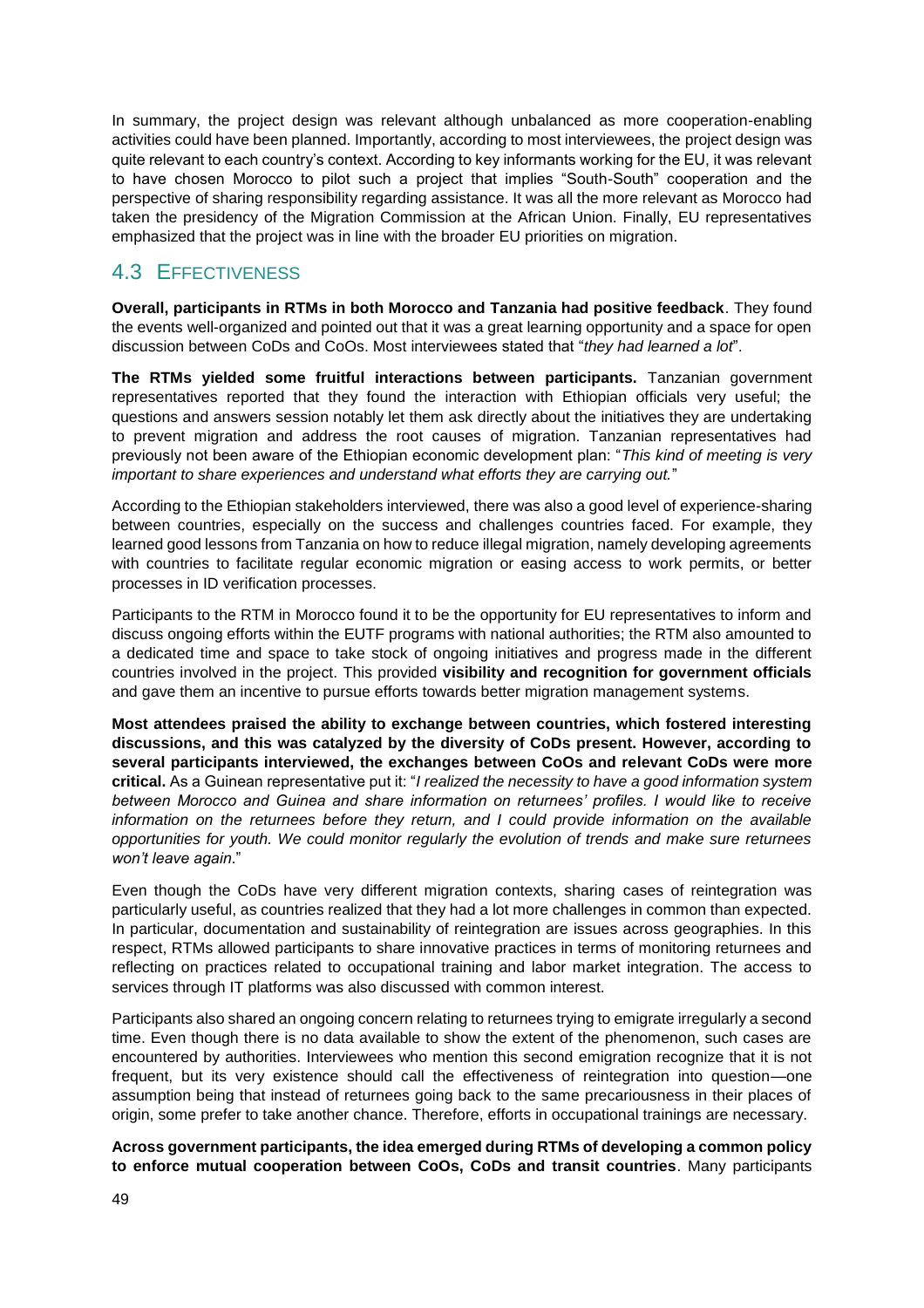In summary, the project design was relevant although unbalanced as more cooperation-enabling activities could have been planned. Importantly, according to most interviewees, the project design was quite relevant to each country's context. According to key informants working for the EU, it was relevant to have chosen Morocco to pilot such a project that implies "South-South" cooperation and the perspective of sharing responsibility regarding assistance. It was all the more relevant as Morocco had taken the presidency of the Migration Commission at the African Union. Finally, EU representatives emphasized that the project was in line with the broader EU priorities on migration.

## 4.3 Effectiveness

**Overall, participants in RTMs in both Morocco and Tanzania had positive feedback**. They found the events well-organized and pointed out that it was a great learning opportunity and a space for open discussion between CoDs and CoOs. Most interviewees stated that "*they had learned a lot*".

**The RTMs yielded some fruitful interactions between participants.** Tanzanian government representatives reported that they found the interaction with Ethiopian officials very useful; the questions and answers session notably let them ask directly about the initiatives they are undertaking to prevent migration and address the root causes of migration. Tanzanian representatives had previously not been aware of the Ethiopian economic development plan: "*This kind of meeting is very important to share experiences and understand what efforts they are carrying out.*"

According to the Ethiopian stakeholders interviewed, there was also a good level of experience-sharing between countries, especially on the success and challenges countries faced. For example, they learned good lessons from Tanzania on how to reduce illegal migration, namely developing agreements with countries to facilitate regular economic migration or easing access to work permits, or better processes in ID verification processes.

Participants to the RTM in Morocco found it to be the opportunity for EU representatives to inform and discuss ongoing efforts within the EUTF programs with national authorities; the RTM also amounted to a dedicated time and space to take stock of ongoing initiatives and progress made in the different countries involved in the project. This provided **visibility and recognition for government officials** and gave them an incentive to pursue efforts towards better migration management systems.

**Most attendees praised the ability to exchange between countries, which fostered interesting discussions, and this was catalyzed by the diversity of CoDs present. However, according to several participants interviewed, the exchanges between CoOs and relevant CoDs were more critical.** As a Guinean representative put it: "*I realized the necessity to have a good information system between Morocco and Guinea and share information on returnees' profiles. I would like to receive information on the returnees before they return, and I could provide information on the available opportunities for youth. We could monitor regularly the evolution of trends and make sure returnees won't leave again*."

Even though the CoDs have very different migration contexts, sharing cases of reintegration was particularly useful, as countries realized that they had a lot more challenges in common than expected. In particular, documentation and sustainability of reintegration are issues across geographies. In this respect, RTMs allowed participants to share innovative practices in terms of monitoring returnees and reflecting on practices related to occupational training and labor market integration. The access to services through IT platforms was also discussed with common interest.

Participants also shared an ongoing concern relating to returnees trying to emigrate irregularly a second time. Even though there is no data available to show the extent of the phenomenon, such cases are encountered by authorities. Interviewees who mention this second emigration recognize that it is not frequent, but its very existence should call the effectiveness of reintegration into question—one assumption being that instead of returnees going back to the same precariousness in their places of origin, some prefer to take another chance. Therefore, efforts in occupational trainings are necessary.

**Across government participants, the idea emerged during RTMs of developing a common policy to enforce mutual cooperation between CoOs, CoDs and transit countries**. Many participants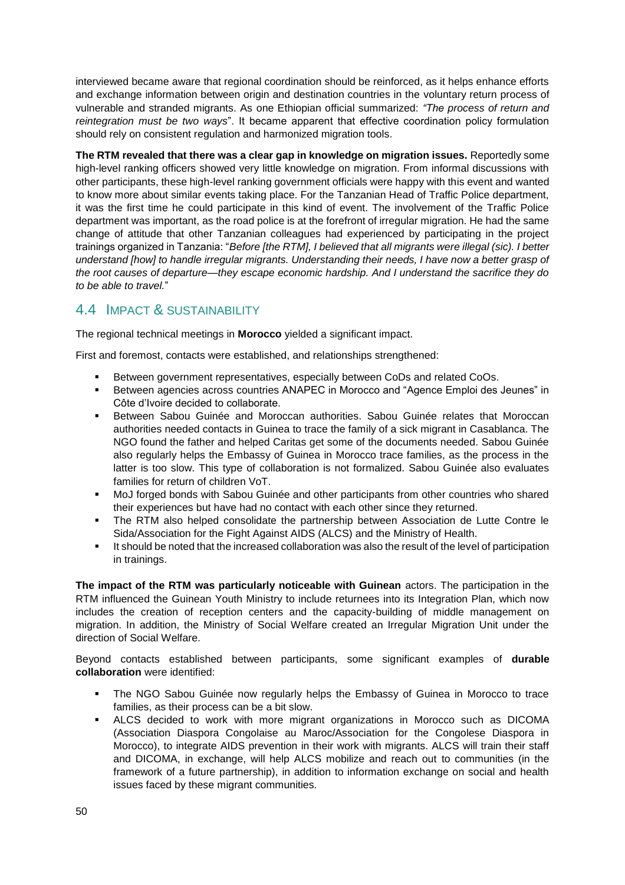interviewed became aware that regional coordination should be reinforced, as it helps enhance efforts and exchange information between origin and destination countries in the voluntary return process of vulnerable and stranded migrants. As one Ethiopian official summarized: *"The process of return and reintegration must be two ways*". It became apparent that effective coordination policy formulation should rely on consistent regulation and harmonized migration tools.

**The RTM revealed that there was a clear gap in knowledge on migration issues.** Reportedly some high-level ranking officers showed very little knowledge on migration. From informal discussions with other participants, these high-level ranking government officials were happy with this event and wanted to know more about similar events taking place. For the Tanzanian Head of Traffic Police department, it was the first time he could participate in this kind of event. The involvement of the Traffic Police department was important, as the road police is at the forefront of irregular migration. He had the same change of attitude that other Tanzanian colleagues had experienced by participating in the project trainings organized in Tanzania: "*Before [the RTM], I believed that all migrants were illegal (sic). I better understand [how] to handle irregular migrants. Understanding their needs, I have now a better grasp of the root causes of departure—they escape economic hardship. And I understand the sacrifice they do to be able to travel.*"

## 4.4 Impact & Sustainability

The regional technical meetings in **Morocco** yielded a significant impact.

First and foremost, contacts were established, and relationships strengthened:

- Between government representatives, especially between CoDs and related CoOs.
- Between agencies across countries ANAPEC in Morocco and "Agence Emploi des Jeunes" in Côte d'Ivoire decided to collaborate.
- Between Sabou Guinée and Moroccan authorities. Sabou Guinée relates that Moroccan authorities needed contacts in Guinea to trace the family of a sick migrant in Casablanca. The NGO found the father and helped Caritas get some of the documents needed. Sabou Guinée also regularly helps the Embassy of Guinea in Morocco trace families, as the process in the latter is too slow. This type of collaboration is not formalized. Sabou Guinée also evaluates families for return of children VoT.
- MoJ forged bonds with Sabou Guinée and other participants from other countries who shared their experiences but have had no contact with each other since they returned.
- The RTM also helped consolidate the partnership between Association de Lutte Contre le Sida/Association for the Fight Against AIDS (ALCS) and the Ministry of Health.
- It should be noted that the increased collaboration was also the result of the level of participation in trainings.

**The impact of the RTM was particularly noticeable with Guinean** actors. The participation in the RTM influenced the Guinean Youth Ministry to include returnees into its Integration Plan, which now includes the creation of reception centers and the capacity-building of middle management on migration. In addition, the Ministry of Social Welfare created an Irregular Migration Unit under the direction of Social Welfare.

Beyond contacts established between participants, some significant examples of **durable collaboration** were identified:

- The NGO Sabou Guinée now regularly helps the Embassy of Guinea in Morocco to trace families, as their process can be a bit slow.
- ALCS decided to work with more migrant organizations in Morocco such as DICOMA (Association Diaspora Congolaise au Maroc/Association for the Congolese Diaspora in Morocco), to integrate AIDS prevention in their work with migrants. ALCS will train their staff and DICOMA, in exchange, will help ALCS mobilize and reach out to communities (in the framework of a future partnership), in addition to information exchange on social and health issues faced by these migrant communities.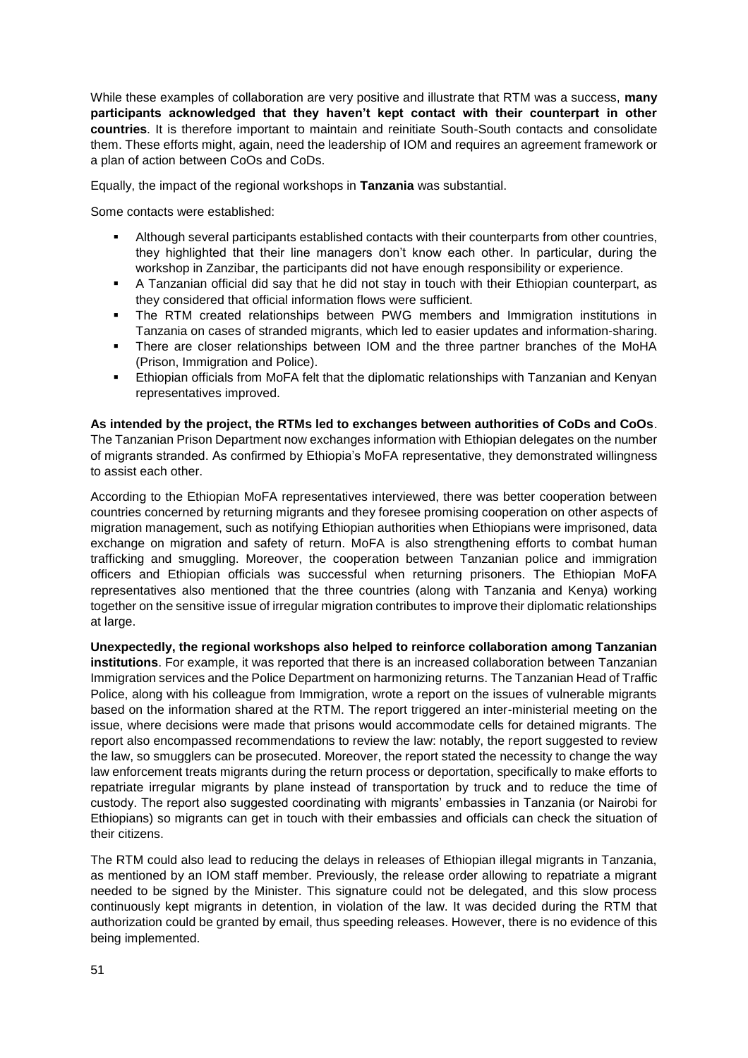While these examples of collaboration are very positive and illustrate that RTM was a success, **many participants acknowledged that they haven't kept contact with their counterpart in other countries**. It is therefore important to maintain and reinitiate South-South contacts and consolidate them. These efforts might, again, need the leadership of IOM and requires an agreement framework or a plan of action between CoOs and CoDs.

Equally, the impact of the regional workshops in **Tanzania** was substantial.

Some contacts were established:

- Although several participants established contacts with their counterparts from other countries, they highlighted that their line managers don't know each other. In particular, during the workshop in Zanzibar, the participants did not have enough responsibility or experience.
- A Tanzanian official did say that he did not stay in touch with their Ethiopian counterpart, as they considered that official information flows were sufficient.
- The RTM created relationships between PWG members and Immigration institutions in Tanzania on cases of stranded migrants, which led to easier updates and information-sharing.
- There are closer relationships between IOM and the three partner branches of the MoHA (Prison, Immigration and Police).
- Ethiopian officials from MoFA felt that the diplomatic relationships with Tanzanian and Kenyan representatives improved.

**As intended by the project, the RTMs led to exchanges between authorities of CoDs and CoOs**. The Tanzanian Prison Department now exchanges information with Ethiopian delegates on the number of migrants stranded. As confirmed by Ethiopia's MoFA representative, they demonstrated willingness to assist each other.

According to the Ethiopian MoFA representatives interviewed, there was better cooperation between countries concerned by returning migrants and they foresee promising cooperation on other aspects of migration management, such as notifying Ethiopian authorities when Ethiopians were imprisoned, data exchange on migration and safety of return. MoFA is also strengthening efforts to combat human trafficking and smuggling. Moreover, the cooperation between Tanzanian police and immigration officers and Ethiopian officials was successful when returning prisoners. The Ethiopian MoFA representatives also mentioned that the three countries (along with Tanzania and Kenya) working together on the sensitive issue of irregular migration contributes to improve their diplomatic relationships at large.

**Unexpectedly, the regional workshops also helped to reinforce collaboration among Tanzanian institutions**. For example, it was reported that there is an increased collaboration between Tanzanian Immigration services and the Police Department on harmonizing returns. The Tanzanian Head of Traffic Police, along with his colleague from Immigration, wrote a report on the issues of vulnerable migrants based on the information shared at the RTM. The report triggered an inter-ministerial meeting on the issue, where decisions were made that prisons would accommodate cells for detained migrants. The report also encompassed recommendations to review the law: notably, the report suggested to review the law, so smugglers can be prosecuted. Moreover, the report stated the necessity to change the way law enforcement treats migrants during the return process or deportation, specifically to make efforts to repatriate irregular migrants by plane instead of transportation by truck and to reduce the time of custody. The report also suggested coordinating with migrants' embassies in Tanzania (or Nairobi for Ethiopians) so migrants can get in touch with their embassies and officials can check the situation of their citizens.

The RTM could also lead to reducing the delays in releases of Ethiopian illegal migrants in Tanzania, as mentioned by an IOM staff member. Previously, the release order allowing to repatriate a migrant needed to be signed by the Minister. This signature could not be delegated, and this slow process continuously kept migrants in detention, in violation of the law. It was decided during the RTM that authorization could be granted by email, thus speeding releases. However, there is no evidence of this being implemented.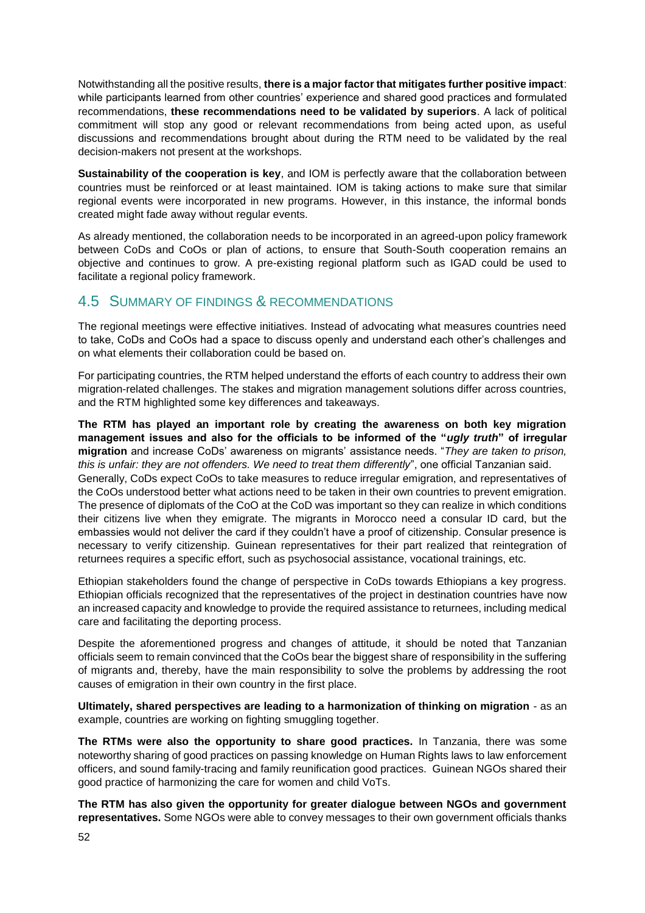Notwithstanding all the positive results, **there is a major factor that mitigates further positive impact**: while participants learned from other countries' experience and shared good practices and formulated recommendations, **these recommendations need to be validated by superiors**. A lack of political commitment will stop any good or relevant recommendations from being acted upon, as useful discussions and recommendations brought about during the RTM need to be validated by the real decision-makers not present at the workshops.

**Sustainability of the cooperation is key**, and IOM is perfectly aware that the collaboration between countries must be reinforced or at least maintained. IOM is taking actions to make sure that similar regional events were incorporated in new programs. However, in this instance, the informal bonds created might fade away without regular events.

As already mentioned, the collaboration needs to be incorporated in an agreed-upon policy framework between CoDs and CoOs or plan of actions, to ensure that South-South cooperation remains an objective and continues to grow. A pre-existing regional platform such as IGAD could be used to facilitate a regional policy framework.

## 4.5 Summary of Findings & Recommendations

The regional meetings were effective initiatives. Instead of advocating what measures countries need to take, CoDs and CoOs had a space to discuss openly and understand each other's challenges and on what elements their collaboration could be based on.

For participating countries, the RTM helped understand the efforts of each country to address their own migration-related challenges. The stakes and migration management solutions differ across countries, and the RTM highlighted some key differences and takeaways.

**The RTM has played an important role by creating the awareness on both key migration management issues and also for the officials to be informed of the "*ugly truth*" of irregular migration** and increase CoDs' awareness on migrants' assistance needs. "*They are taken to prison, this is unfair: they are not offenders. We need to treat them differently*", one official Tanzanian said. Generally, CoDs expect CoOs to take measures to reduce irregular emigration, and representatives of the CoOs understood better what actions need to be taken in their own countries to prevent emigration. The presence of diplomats of the CoO at the CoD was important so they can realize in which conditions their citizens live when they emigrate. The migrants in Morocco need a consular ID card, but the embassies would not deliver the card if they couldn't have a proof of citizenship. Consular presence is necessary to verify citizenship. Guinean representatives for their part realized that reintegration of returnees requires a specific effort, such as psychosocial assistance, vocational trainings, etc.

Ethiopian stakeholders found the change of perspective in CoDs towards Ethiopians a key progress. Ethiopian officials recognized that the representatives of the project in destination countries have now an increased capacity and knowledge to provide the required assistance to returnees, including medical care and facilitating the deporting process.

Despite the aforementioned progress and changes of attitude, it should be noted that Tanzanian officials seem to remain convinced that the CoOs bear the biggest share of responsibility in the suffering of migrants and, thereby, have the main responsibility to solve the problems by addressing the root causes of emigration in their own country in the first place.

**Ultimately, shared perspectives are leading to a harmonization of thinking on migration** - as an example, countries are working on fighting smuggling together.

**The RTMs were also the opportunity to share good practices.** In Tanzania, there was some noteworthy sharing of good practices on passing knowledge on Human Rights laws to law enforcement officers, and sound family-tracing and family reunification good practices. Guinean NGOs shared their good practice of harmonizing the care for women and child VoTs.

**The RTM has also given the opportunity for greater dialogue between NGOs and government representatives.** Some NGOs were able to convey messages to their own government officials thanks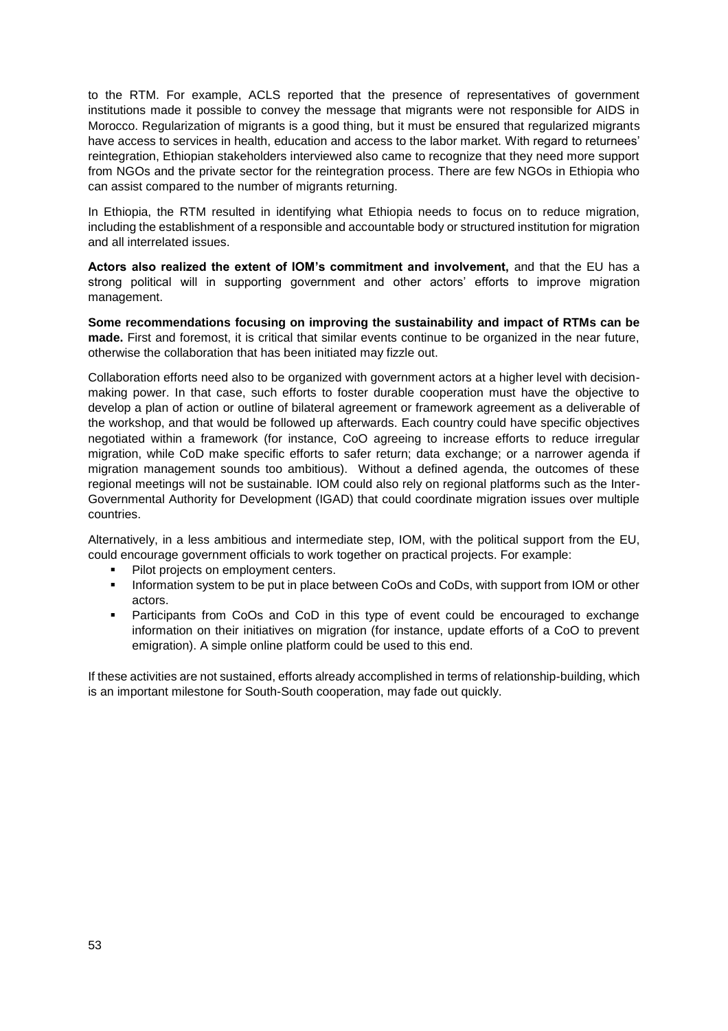to the RTM. For example, ACLS reported that the presence of representatives of government institutions made it possible to convey the message that migrants were not responsible for AIDS in Morocco. Regularization of migrants is a good thing, but it must be ensured that regularized migrants have access to services in health, education and access to the labor market. With regard to returnees' reintegration, Ethiopian stakeholders interviewed also came to recognize that they need more support from NGOs and the private sector for the reintegration process. There are few NGOs in Ethiopia who can assist compared to the number of migrants returning.

In Ethiopia, the RTM resulted in identifying what Ethiopia needs to focus on to reduce migration, including the establishment of a responsible and accountable body or structured institution for migration and all interrelated issues.

**Actors also realized the extent of IOM's commitment and involvement,** and that the EU has a strong political will in supporting government and other actors' efforts to improve migration management.

**Some recommendations focusing on improving the sustainability and impact of RTMs can be made.** First and foremost, it is critical that similar events continue to be organized in the near future, otherwise the collaboration that has been initiated may fizzle out.

Collaboration efforts need also to be organized with government actors at a higher level with decision-making power. In that case, such efforts to foster durable cooperation must have the objective to develop a plan of action or outline of bilateral agreement or framework agreement as a deliverable of the workshop, and that would be followed up afterwards. Each country could have specific objectives negotiated within a framework (for instance, CoO agreeing to increase efforts to reduce irregular migration, while CoD make specific efforts to safer return; data exchange; or a narrower agenda if migration management sounds too ambitious). Without a defined agenda, the outcomes of these regional meetings will not be sustainable. IOM could also rely on regional platforms such as the Inter-Governmental Authority for Development (IGAD) that could coordinate migration issues over multiple countries.

Alternatively, in a less ambitious and intermediate step, IOM, with the political support from the EU, could encourage government officials to work together on practical projects. For example:

- Pilot projects on employment centers.
- Information system to be put in place between CoOs and CoDs, with support from IOM or other actors.
- Participants from CoOs and CoD in this type of event could be encouraged to exchange information on their initiatives on migration (for instance, update efforts of a CoO to prevent emigration). A simple online platform could be used to this end.

If these activities are not sustained, efforts already accomplished in terms of relationship-building, which is an important milestone for South-South cooperation, may fade out quickly.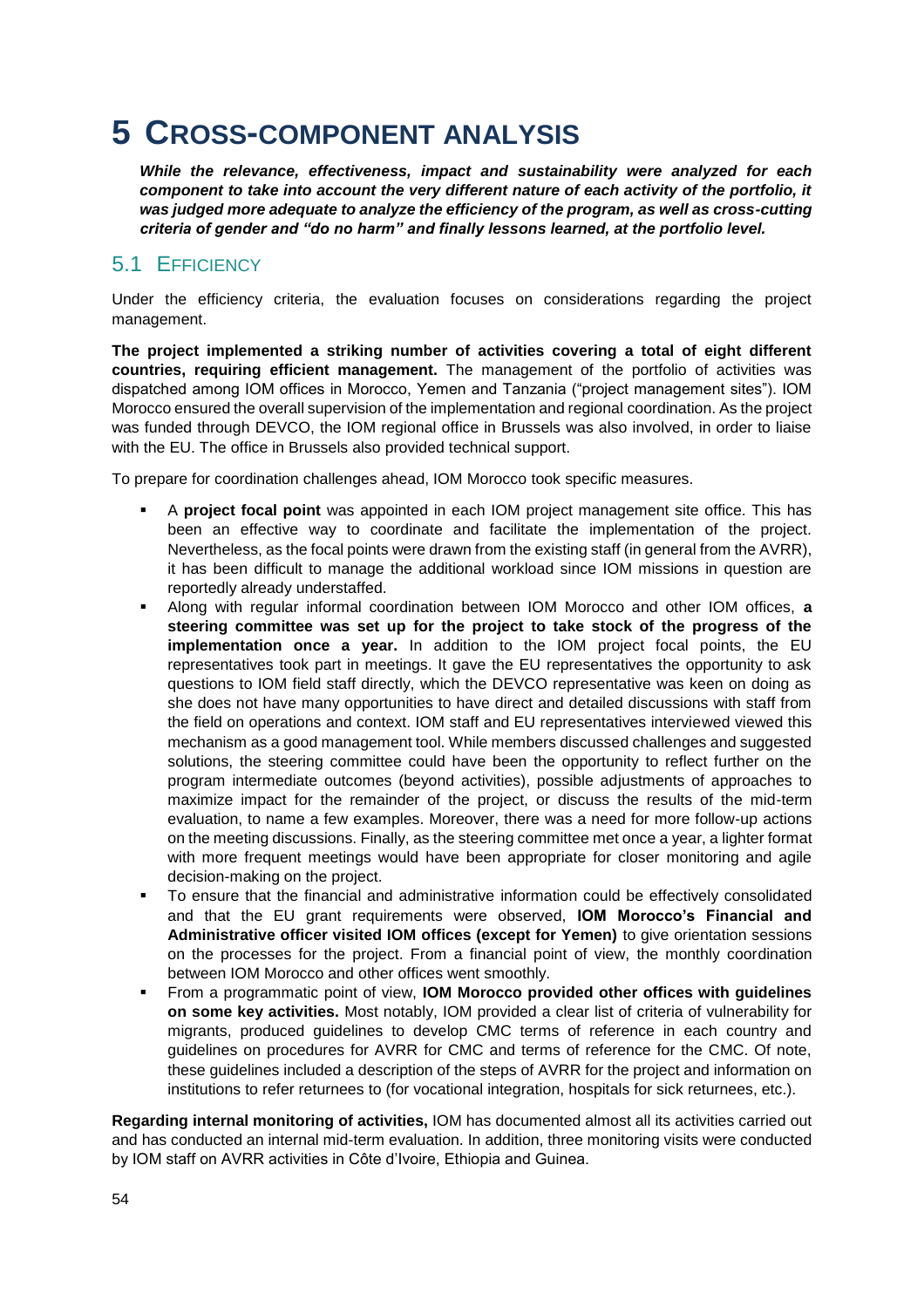# 5 Cross-component analysis

***While the relevance, effectiveness, impact and sustainability were analyzed for each component to take into account the very different nature of each activity of the portfolio, it was judged more adequate to analyze the efficiency of the program, as well as cross-cutting criteria of gender and "do no harm" and finally lessons learned, at the portfolio level.***

## 5.1 Efficiency

Under the efficiency criteria, the evaluation focuses on considerations regarding the project management.

**The project implemented a striking number of activities covering a total of eight different countries, requiring efficient management.** The management of the portfolio of activities was dispatched among IOM offices in Morocco, Yemen and Tanzania ("project management sites"). IOM Morocco ensured the overall supervision of the implementation and regional coordination. As the project was funded through DEVCO, the IOM regional office in Brussels was also involved, in order to liaise with the EU. The office in Brussels also provided technical support.

To prepare for coordination challenges ahead, IOM Morocco took specific measures.

- A **project focal point** was appointed in each IOM project management site office. This has been an effective way to coordinate and facilitate the implementation of the project. Nevertheless, as the focal points were drawn from the existing staff (in general from the AVRR), it has been difficult to manage the additional workload since IOM missions in question are reportedly already understaffed.
- Along with regular informal coordination between IOM Morocco and other IOM offices, **a steering committee was set up for the project to take stock of the progress of the implementation once a year.** In addition to the IOM project focal points, the EU representatives took part in meetings. It gave the EU representatives the opportunity to ask questions to IOM field staff directly, which the DEVCO representative was keen on doing as she does not have many opportunities to have direct and detailed discussions with staff from the field on operations and context. IOM staff and EU representatives interviewed viewed this mechanism as a good management tool. While members discussed challenges and suggested solutions, the steering committee could have been the opportunity to reflect further on the program intermediate outcomes (beyond activities), possible adjustments of approaches to maximize impact for the remainder of the project, or discuss the results of the mid-term evaluation, to name a few examples. Moreover, there was a need for more follow-up actions on the meeting discussions. Finally, as the steering committee met once a year, a lighter format with more frequent meetings would have been appropriate for closer monitoring and agile decision-making on the project.
- To ensure that the financial and administrative information could be effectively consolidated and that the EU grant requirements were observed, **IOM Morocco's Financial and Administrative officer visited IOM offices (except for Yemen)** to give orientation sessions on the processes for the project. From a financial point of view, the monthly coordination between IOM Morocco and other offices went smoothly.
- From a programmatic point of view, **IOM Morocco provided other offices with guidelines on some key activities.** Most notably, IOM provided a clear list of criteria of vulnerability for migrants, produced guidelines to develop CMC terms of reference in each country and guidelines on procedures for AVRR for CMC and terms of reference for the CMC. Of note, these guidelines included a description of the steps of AVRR for the project and information on institutions to refer returnees to (for vocational integration, hospitals for sick returnees, etc.).

**Regarding internal monitoring of activities,** IOM has documented almost all its activities carried out and has conducted an internal mid-term evaluation. In addition, three monitoring visits were conducted by IOM staff on AVRR activities in Côte d'Ivoire, Ethiopia and Guinea.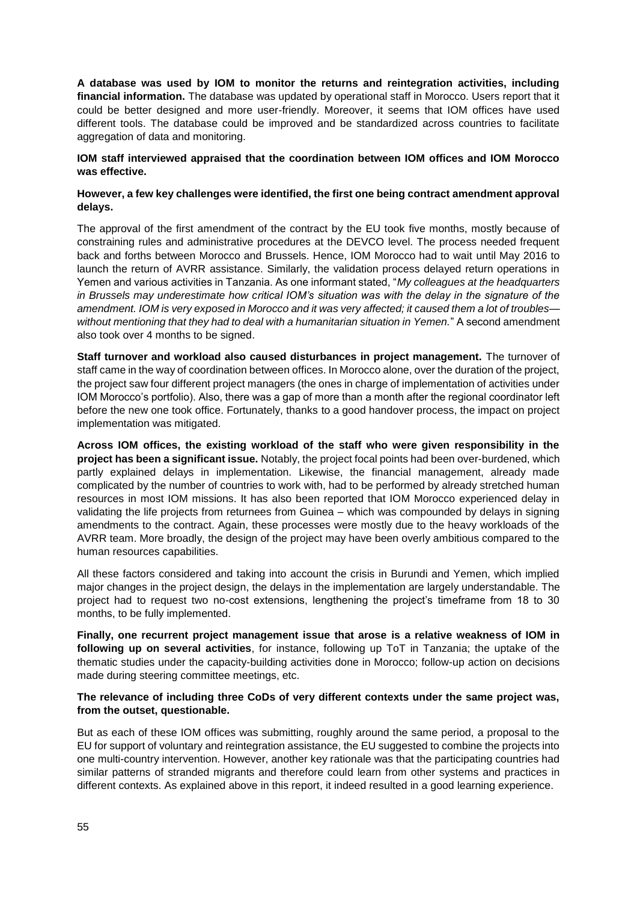**A database was used by IOM to monitor the returns and reintegration activities, including financial information.** The database was updated by operational staff in Morocco. Users report that it could be better designed and more user-friendly. Moreover, it seems that IOM offices have used different tools. The database could be improved and be standardized across countries to facilitate aggregation of data and monitoring.

**IOM staff interviewed appraised that the coordination between IOM offices and IOM Morocco was effective.**

**However, a few key challenges were identified, the first one being contract amendment approval delays.**

The approval of the first amendment of the contract by the EU took five months, mostly because of constraining rules and administrative procedures at the DEVCO level. The process needed frequent back and forths between Morocco and Brussels. Hence, IOM Morocco had to wait until May 2016 to launch the return of AVRR assistance. Similarly, the validation process delayed return operations in Yemen and various activities in Tanzania. As one informant stated, "*My colleagues at the headquarters in Brussels may underestimate how critical IOM's situation was with the delay in the signature of the amendment. IOM is very exposed in Morocco and it was very affected; it caused them a lot of troubles—without mentioning that they had to deal with a humanitarian situation in Yemen.*" A second amendment also took over 4 months to be signed.

**Staff turnover and workload also caused disturbances in project management.** The turnover of staff came in the way of coordination between offices. In Morocco alone, over the duration of the project, the project saw four different project managers (the ones in charge of implementation of activities under IOM Morocco's portfolio). Also, there was a gap of more than a month after the regional coordinator left before the new one took office. Fortunately, thanks to a good handover process, the impact on project implementation was mitigated.

**Across IOM offices, the existing workload of the staff who were given responsibility in the project has been a significant issue.** Notably, the project focal points had been over-burdened, which partly explained delays in implementation. Likewise, the financial management, already made complicated by the number of countries to work with, had to be performed by already stretched human resources in most IOM missions. It has also been reported that IOM Morocco experienced delay in validating the life projects from returnees from Guinea – which was compounded by delays in signing amendments to the contract. Again, these processes were mostly due to the heavy workloads of the AVRR team. More broadly, the design of the project may have been overly ambitious compared to the human resources capabilities.

All these factors considered and taking into account the crisis in Burundi and Yemen, which implied major changes in the project design, the delays in the implementation are largely understandable. The project had to request two no-cost extensions, lengthening the project's timeframe from 18 to 30 months, to be fully implemented.

**Finally, one recurrent project management issue that arose is a relative weakness of IOM in following up on several activities**, for instance, following up ToT in Tanzania; the uptake of the thematic studies under the capacity-building activities done in Morocco; follow-up action on decisions made during steering committee meetings, etc.

**The relevance of including three CoDs of very different contexts under the same project was, from the outset, questionable.**

But as each of these IOM offices was submitting, roughly around the same period, a proposal to the EU for support of voluntary and reintegration assistance, the EU suggested to combine the projects into one multi-country intervention. However, another key rationale was that the participating countries had similar patterns of stranded migrants and therefore could learn from other systems and practices in different contexts. As explained above in this report, it indeed resulted in a good learning experience.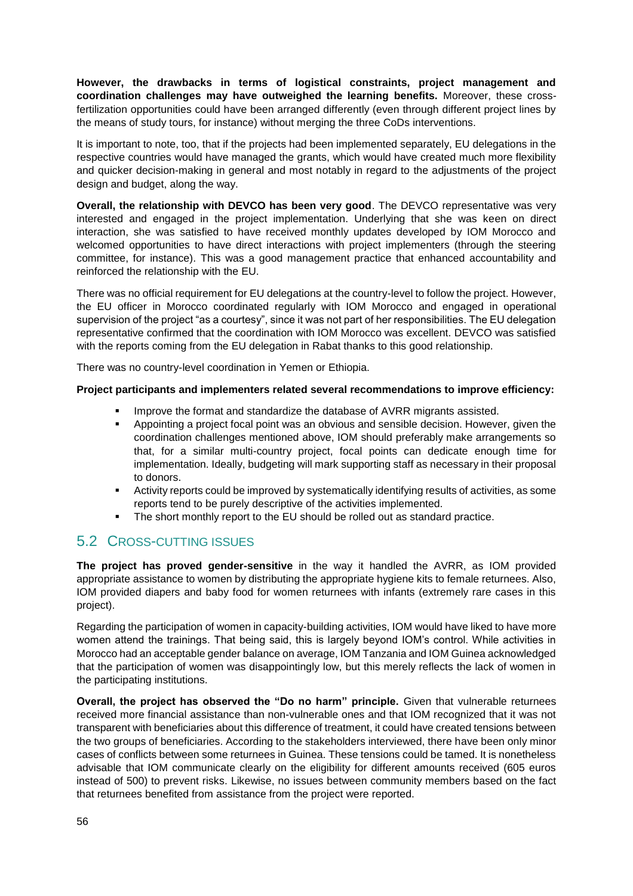**However, the drawbacks in terms of logistical constraints, project management and coordination challenges may have outweighed the learning benefits.** Moreover, these cross-fertilization opportunities could have been arranged differently (even through different project lines by the means of study tours, for instance) without merging the three CoDs interventions.

It is important to note, too, that if the projects had been implemented separately, EU delegations in the respective countries would have managed the grants, which would have created much more flexibility and quicker decision-making in general and most notably in regard to the adjustments of the project design and budget, along the way.

**Overall, the relationship with DEVCO has been very good**. The DEVCO representative was very interested and engaged in the project implementation. Underlying that she was keen on direct interaction, she was satisfied to have received monthly updates developed by IOM Morocco and welcomed opportunities to have direct interactions with project implementers (through the steering committee, for instance). This was a good management practice that enhanced accountability and reinforced the relationship with the EU.

There was no official requirement for EU delegations at the country-level to follow the project. However, the EU officer in Morocco coordinated regularly with IOM Morocco and engaged in operational supervision of the project "as a courtesy", since it was not part of her responsibilities. The EU delegation representative confirmed that the coordination with IOM Morocco was excellent. DEVCO was satisfied with the reports coming from the EU delegation in Rabat thanks to this good relationship.

There was no country-level coordination in Yemen or Ethiopia.

**Project participants and implementers related several recommendations to improve efficiency:**

- Improve the format and standardize the database of AVRR migrants assisted.
- Appointing a project focal point was an obvious and sensible decision. However, given the coordination challenges mentioned above, IOM should preferably make arrangements so that, for a similar multi-country project, focal points can dedicate enough time for implementation. Ideally, budgeting will mark supporting staff as necessary in their proposal to donors.
- Activity reports could be improved by systematically identifying results of activities, as some reports tend to be purely descriptive of the activities implemented.
- The short monthly report to the EU should be rolled out as standard practice.

## 5.2 Cross-cutting issues

**The project has proved gender-sensitive** in the way it handled the AVRR, as IOM provided appropriate assistance to women by distributing the appropriate hygiene kits to female returnees. Also, IOM provided diapers and baby food for women returnees with infants (extremely rare cases in this project).

Regarding the participation of women in capacity-building activities, IOM would have liked to have more women attend the trainings. That being said, this is largely beyond IOM's control. While activities in Morocco had an acceptable gender balance on average, IOM Tanzania and IOM Guinea acknowledged that the participation of women was disappointingly low, but this merely reflects the lack of women in the participating institutions.

**Overall, the project has observed the "Do no harm" principle.** Given that vulnerable returnees received more financial assistance than non-vulnerable ones and that IOM recognized that it was not transparent with beneficiaries about this difference of treatment, it could have created tensions between the two groups of beneficiaries. According to the stakeholders interviewed, there have been only minor cases of conflicts between some returnees in Guinea. These tensions could be tamed. It is nonetheless advisable that IOM communicate clearly on the eligibility for different amounts received (605 euros instead of 500) to prevent risks. Likewise, no issues between community members based on the fact that returnees benefited from assistance from the project were reported.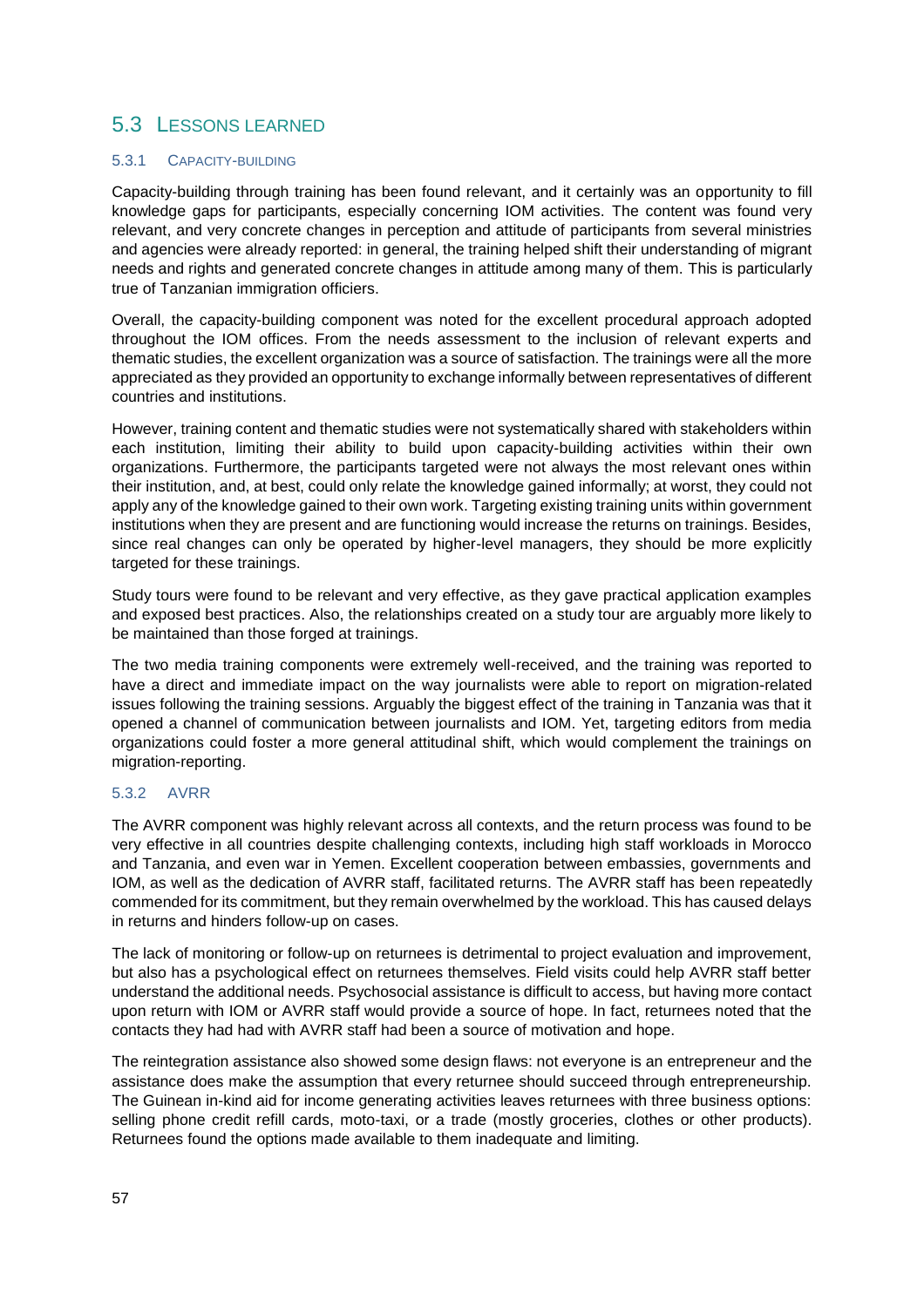## 5.3 Lessons learned

### 5.3.1 Capacity-building

Capacity-building through training has been found relevant, and it certainly was an opportunity to fill knowledge gaps for participants, especially concerning IOM activities. The content was found very relevant, and very concrete changes in perception and attitude of participants from several ministries and agencies were already reported: in general, the training helped shift their understanding of migrant needs and rights and generated concrete changes in attitude among many of them. This is particularly true of Tanzanian immigration officiers.

Overall, the capacity-building component was noted for the excellent procedural approach adopted throughout the IOM offices. From the needs assessment to the inclusion of relevant experts and thematic studies, the excellent organization was a source of satisfaction. The trainings were all the more appreciated as they provided an opportunity to exchange informally between representatives of different countries and institutions.

However, training content and thematic studies were not systematically shared with stakeholders within each institution, limiting their ability to build upon capacity-building activities within their own organizations. Furthermore, the participants targeted were not always the most relevant ones within their institution, and, at best, could only relate the knowledge gained informally; at worst, they could not apply any of the knowledge gained to their own work. Targeting existing training units within government institutions when they are present and are functioning would increase the returns on trainings. Besides, since real changes can only be operated by higher-level managers, they should be more explicitly targeted for these trainings.

Study tours were found to be relevant and very effective, as they gave practical application examples and exposed best practices. Also, the relationships created on a study tour are arguably more likely to be maintained than those forged at trainings.

The two media training components were extremely well-received, and the training was reported to have a direct and immediate impact on the way journalists were able to report on migration-related issues following the training sessions. Arguably the biggest effect of the training in Tanzania was that it opened a channel of communication between journalists and IOM. Yet, targeting editors from media organizations could foster a more general attitudinal shift, which would complement the trainings on migration-reporting.

### 5.3.2 AVRR

The AVRR component was highly relevant across all contexts, and the return process was found to be very effective in all countries despite challenging contexts, including high staff workloads in Morocco and Tanzania, and even war in Yemen. Excellent cooperation between embassies, governments and IOM, as well as the dedication of AVRR staff, facilitated returns. The AVRR staff has been repeatedly commended for its commitment, but they remain overwhelmed by the workload. This has caused delays in returns and hinders follow-up on cases.

The lack of monitoring or follow-up on returnees is detrimental to project evaluation and improvement, but also has a psychological effect on returnees themselves. Field visits could help AVRR staff better understand the additional needs. Psychosocial assistance is difficult to access, but having more contact upon return with IOM or AVRR staff would provide a source of hope. In fact, returnees noted that the contacts they had had with AVRR staff had been a source of motivation and hope.

The reintegration assistance also showed some design flaws: not everyone is an entrepreneur and the assistance does make the assumption that every returnee should succeed through entrepreneurship. The Guinean in-kind aid for income generating activities leaves returnees with three business options: selling phone credit refill cards, moto-taxi, or a trade (mostly groceries, clothes or other products). Returnees found the options made available to them inadequate and limiting.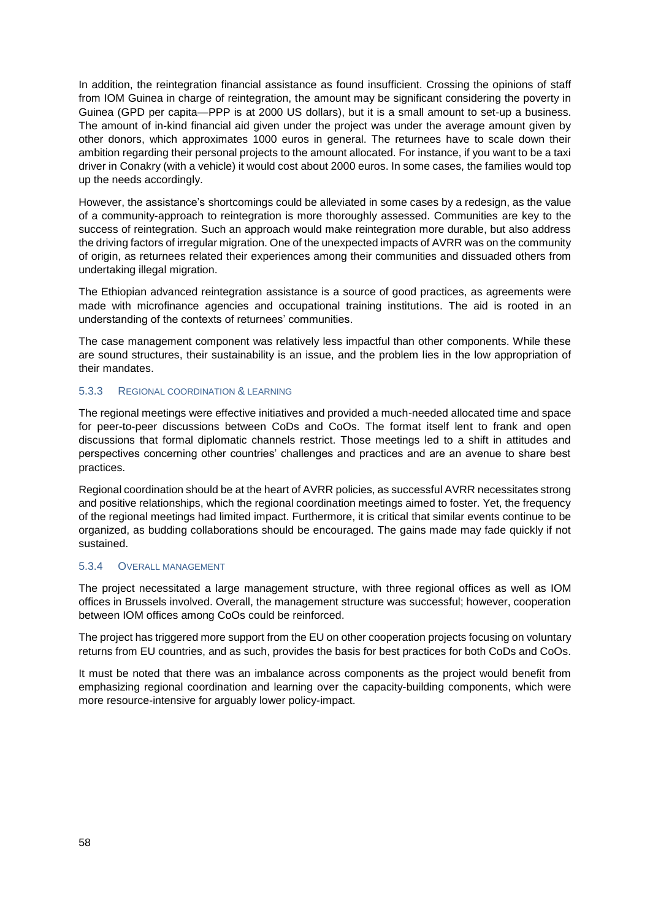In addition, the reintegration financial assistance as found insufficient. Crossing the opinions of staff from IOM Guinea in charge of reintegration, the amount may be significant considering the poverty in Guinea (GPD per capita—PPP is at 2000 US dollars), but it is a small amount to set-up a business. The amount of in-kind financial aid given under the project was under the average amount given by other donors, which approximates 1000 euros in general. The returnees have to scale down their ambition regarding their personal projects to the amount allocated. For instance, if you want to be a taxi driver in Conakry (with a vehicle) it would cost about 2000 euros. In some cases, the families would top up the needs accordingly.

However, the assistance's shortcomings could be alleviated in some cases by a redesign, as the value of a community-approach to reintegration is more thoroughly assessed. Communities are key to the success of reintegration. Such an approach would make reintegration more durable, but also address the driving factors of irregular migration. One of the unexpected impacts of AVRR was on the community of origin, as returnees related their experiences among their communities and dissuaded others from undertaking illegal migration.

The Ethiopian advanced reintegration assistance is a source of good practices, as agreements were made with microfinance agencies and occupational training institutions. The aid is rooted in an understanding of the contexts of returnees' communities.

The case management component was relatively less impactful than other components. While these are sound structures, their sustainability is an issue, and the problem lies in the low appropriation of their mandates.

### 5.3.3 Regional coordination & learning

The regional meetings were effective initiatives and provided a much-needed allocated time and space for peer-to-peer discussions between CoDs and CoOs. The format itself lent to frank and open discussions that formal diplomatic channels restrict. Those meetings led to a shift in attitudes and perspectives concerning other countries' challenges and practices and are an avenue to share best practices.

Regional coordination should be at the heart of AVRR policies, as successful AVRR necessitates strong and positive relationships, which the regional coordination meetings aimed to foster. Yet, the frequency of the regional meetings had limited impact. Furthermore, it is critical that similar events continue to be organized, as budding collaborations should be encouraged. The gains made may fade quickly if not sustained.

### 5.3.4 Overall management

The project necessitated a large management structure, with three regional offices as well as IOM offices in Brussels involved. Overall, the management structure was successful; however, cooperation between IOM offices among CoOs could be reinforced.

The project has triggered more support from the EU on other cooperation projects focusing on voluntary returns from EU countries, and as such, provides the basis for best practices for both CoDs and CoOs.

It must be noted that there was an imbalance across components as the project would benefit from emphasizing regional coordination and learning over the capacity-building components, which were more resource-intensive for arguably lower policy-impact.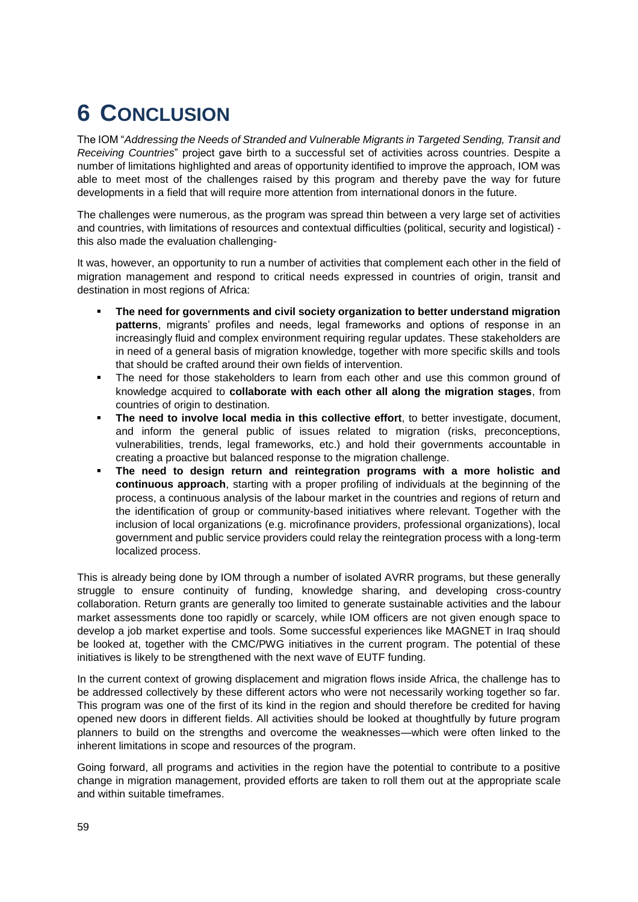# 6 CONCLUSION

The IOM "*Addressing the Needs of Stranded and Vulnerable Migrants in Targeted Sending, Transit and Receiving Countries*" project gave birth to a successful set of activities across countries. Despite a number of limitations highlighted and areas of opportunity identified to improve the approach, IOM was able to meet most of the challenges raised by this program and thereby pave the way for future developments in a field that will require more attention from international donors in the future.

The challenges were numerous, as the program was spread thin between a very large set of activities and countries, with limitations of resources and contextual difficulties (political, security and logistical) - this also made the evaluation challenging-

It was, however, an opportunity to run a number of activities that complement each other in the field of migration management and respond to critical needs expressed in countries of origin, transit and destination in most regions of Africa:

- **The need for governments and civil society organization to better understand migration patterns**, migrants' profiles and needs, legal frameworks and options of response in an increasingly fluid and complex environment requiring regular updates. These stakeholders are in need of a general basis of migration knowledge, together with more specific skills and tools that should be crafted around their own fields of intervention.
- The need for those stakeholders to learn from each other and use this common ground of knowledge acquired to **collaborate with each other all along the migration stages**, from countries of origin to destination.
- **The need to involve local media in this collective effort**, to better investigate, document, and inform the general public of issues related to migration (risks, preconceptions, vulnerabilities, trends, legal frameworks, etc.) and hold their governments accountable in creating a proactive but balanced response to the migration challenge.
- **The need to design return and reintegration programs with a more holistic and continuous approach**, starting with a proper profiling of individuals at the beginning of the process, a continuous analysis of the labour market in the countries and regions of return and the identification of group or community-based initiatives where relevant. Together with the inclusion of local organizations (e.g. microfinance providers, professional organizations), local government and public service providers could relay the reintegration process with a long-term localized process.

This is already being done by IOM through a number of isolated AVRR programs, but these generally struggle to ensure continuity of funding, knowledge sharing, and developing cross-country collaboration. Return grants are generally too limited to generate sustainable activities and the labour market assessments done too rapidly or scarcely, while IOM officers are not given enough space to develop a job market expertise and tools. Some successful experiences like MAGNET in Iraq should be looked at, together with the CMC/PWG initiatives in the current program. The potential of these initiatives is likely to be strengthened with the next wave of EUTF funding.

In the current context of growing displacement and migration flows inside Africa, the challenge has to be addressed collectively by these different actors who were not necessarily working together so far. This program was one of the first of its kind in the region and should therefore be credited for having opened new doors in different fields. All activities should be looked at thoughtfully by future program planners to build on the strengths and overcome the weaknesses—which were often linked to the inherent limitations in scope and resources of the program.

Going forward, all programs and activities in the region have the potential to contribute to a positive change in migration management, provided efforts are taken to roll them out at the appropriate scale and within suitable timeframes.